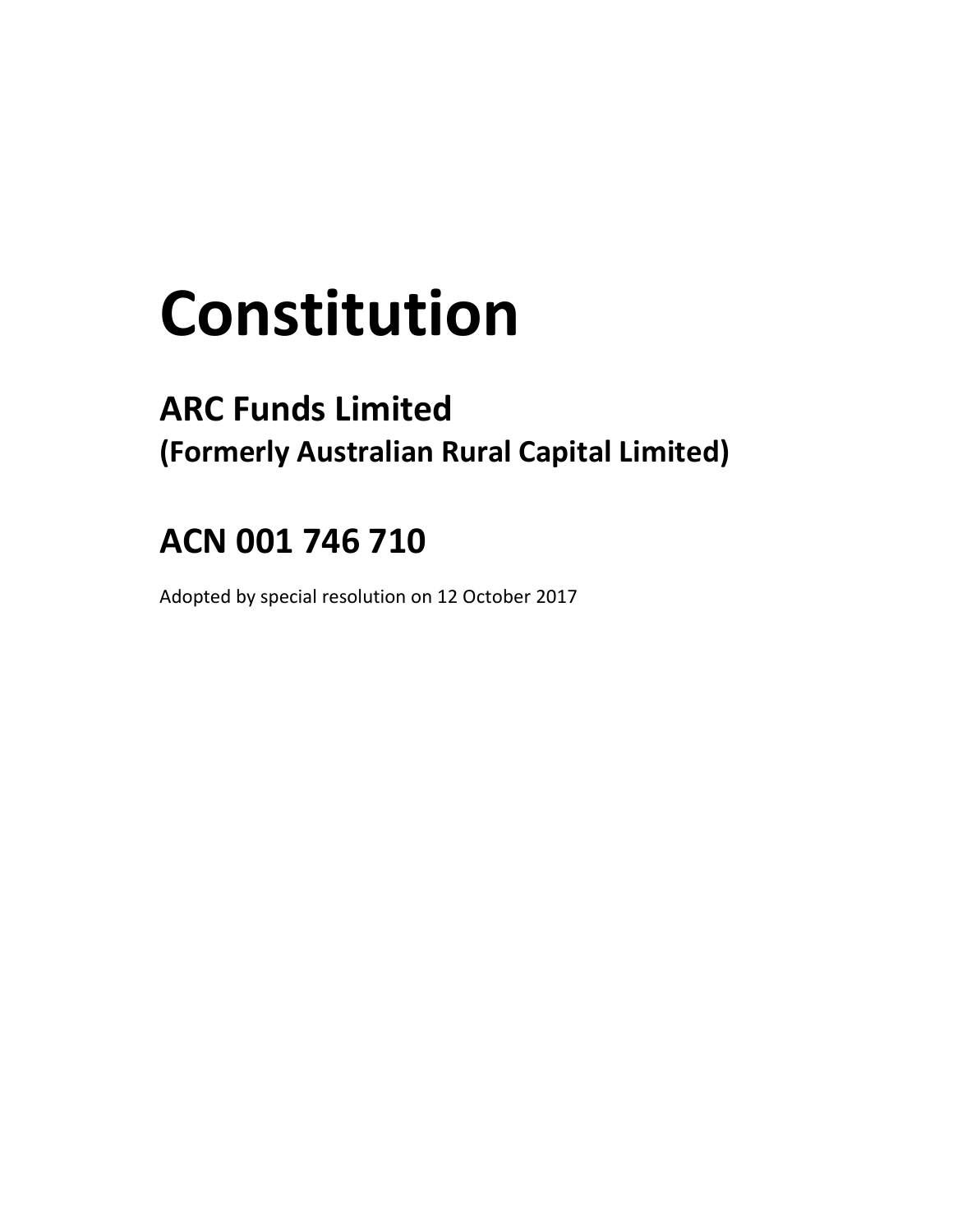# Constitution

## ARC Funds Limited
### (Formerly Australian Rural Capital Limited)

## ACN 001 746 710

Adopted by special resolution on 12 October 2017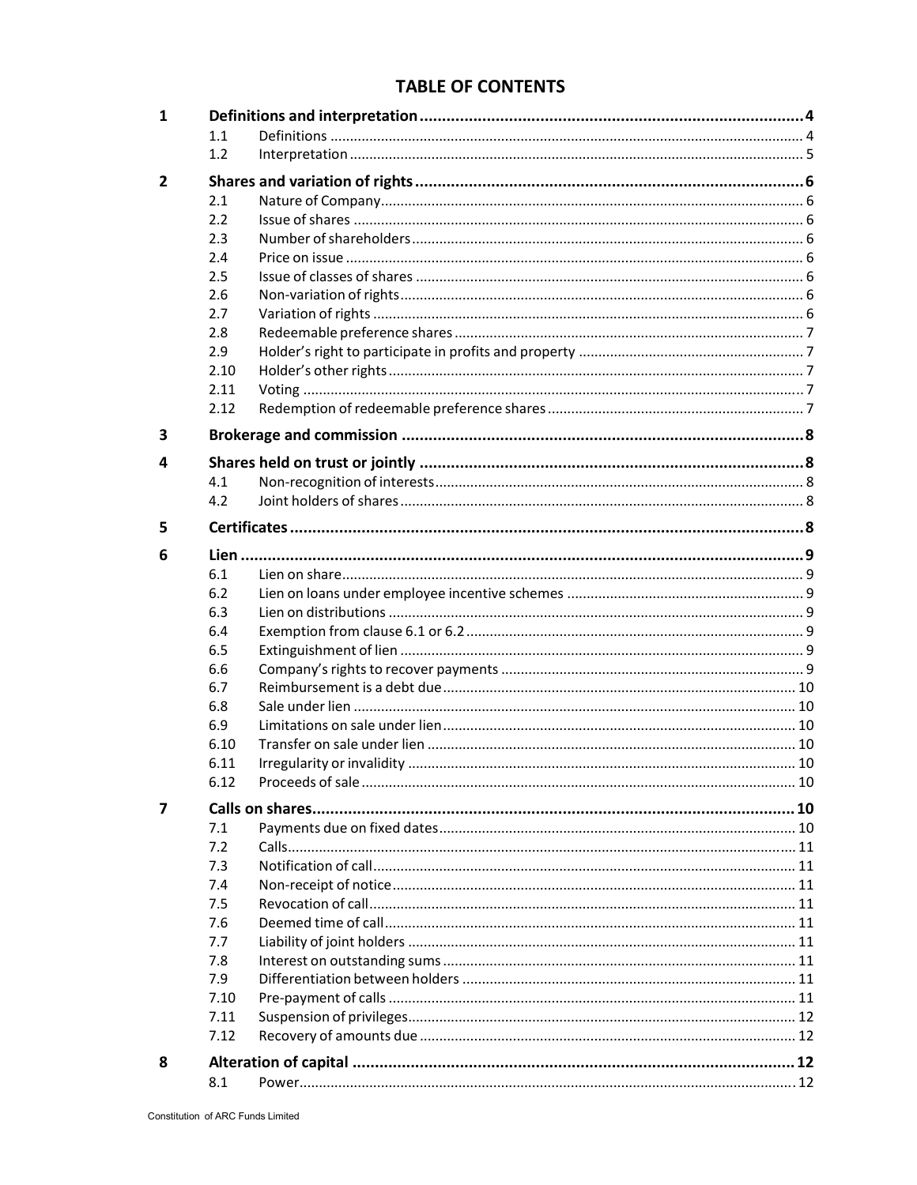# TABLE OF CONTENTS

| | | | |
|---|---|---|---|
| **1** | **Definitions and interpretation** | | **4** |
| | 1.1 | Definitions | 4 |
| | 1.2 | Interpretation | 5 |
| **2** | **Shares and variation of rights** | | **6** |
| | 2.1 | Nature of Company | 6 |
| | 2.2 | Issue of shares | 6 |
| | 2.3 | Number of shareholders | 6 |
| | 2.4 | Price on issue | 6 |
| | 2.5 | Issue of classes of shares | 6 |
| | 2.6 | Non-variation of rights | 6 |
| | 2.7 | Variation of rights | 6 |
| | 2.8 | Redeemable preference shares | 7 |
| | 2.9 | Holder's right to participate in profits and property | 7 |
| | 2.10 | Holder's other rights | 7 |
| | 2.11 | Voting | 7 |
| | 2.12 | Redemption of redeemable preference shares | 7 |
| **3** | **Brokerage and commission** | | **8** |
| **4** | **Shares held on trust or jointly** | | **8** |
| | 4.1 | Non-recognition of interests | 8 |
| | 4.2 | Joint holders of shares | 8 |
| **5** | **Certificates** | | **8** |
| **6** | **Lien** | | **9** |
| | 6.1 | Lien on share | 9 |
| | 6.2 | Lien on loans under employee incentive schemes | 9 |
| | 6.3 | Lien on distributions | 9 |
| | 6.4 | Exemption from clause 6.1 or 6.2 | 9 |
| | 6.5 | Extinguishment of lien | 9 |
| | 6.6 | Company's rights to recover payments | 9 |
| | 6.7 | Reimbursement is a debt due | 10 |
| | 6.8 | Sale under lien | 10 |
| | 6.9 | Limitations on sale under lien | 10 |
| | 6.10 | Transfer on sale under lien | 10 |
| | 6.11 | Irregularity or invalidity | 10 |
| | 6.12 | Proceeds of sale | 10 |
| **7** | **Calls on shares** | | **10** |
| | 7.1 | Payments due on fixed dates | 10 |
| | 7.2 | Calls | 11 |
| | 7.3 | Notification of call | 11 |
| | 7.4 | Non-receipt of notice | 11 |
| | 7.5 | Revocation of call | 11 |
| | 7.6 | Deemed time of call | 11 |
| | 7.7 | Liability of joint holders | 11 |
| | 7.8 | Interest on outstanding sums | 11 |
| | 7.9 | Differentiation between holders | 11 |
| | 7.10 | Pre-payment of calls | 11 |
| | 7.11 | Suspension of privileges | 12 |
| | 7.12 | Recovery of amounts due | 12 |
| **8** | **Alteration of capital** | | **12** |
| | 8.1 | Power | 12 |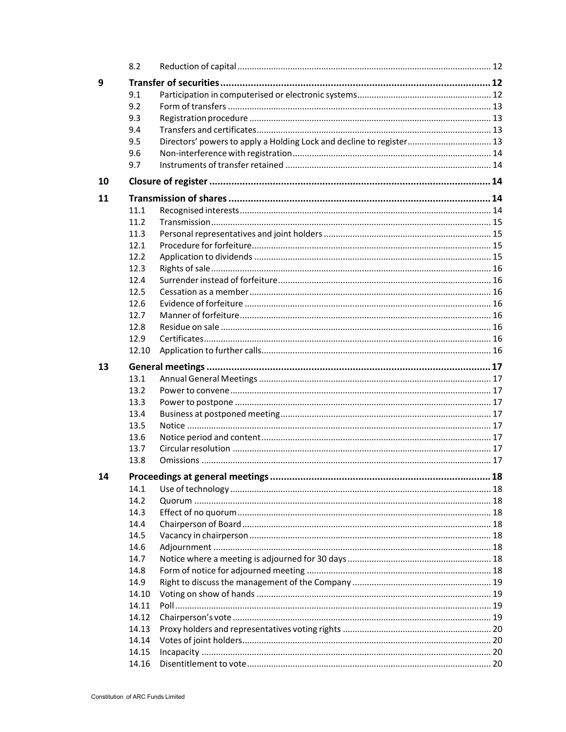| | | | |
|---|---|---|---|
| | 8.2 | Reduction of capital | 12 |
| **9** | **Transfer of securities** | | **12** |
| | 9.1 | Participation in computerised or electronic systems | 12 |
| | 9.2 | Form of transfers | 13 |
| | 9.3 | Registration procedure | 13 |
| | 9.4 | Transfers and certificates | 13 |
| | 9.5 | Directors' powers to apply a Holding Lock and decline to register | 13 |
| | 9.6 | Non-interference with registration | 14 |
| | 9.7 | Instruments of transfer retained | 14 |
| **10** | **Closure of register** | | **14** |
| **11** | **Transmission of shares** | | **14** |
| | 11.1 | Recognised interests | 14 |
| | 11.2 | Transmission | 15 |
| | 11.3 | Personal representatives and joint holders | 15 |
| | 12.1 | Procedure for forfeiture | 15 |
| | 12.2 | Application to dividends | 15 |
| | 12.3 | Rights of sale | 16 |
| | 12.4 | Surrender instead of forfeiture | 16 |
| | 12.5 | Cessation as a member | 16 |
| | 12.6 | Evidence of forfeiture | 16 |
| | 12.7 | Manner of forfeiture | 16 |
| | 12.8 | Residue on sale | 16 |
| | 12.9 | Certificates | 16 |
| | 12.10 | Application to further calls | 16 |
| **13** | **General meetings** | | **17** |
| | 13.1 | Annual General Meetings | 17 |
| | 13.2 | Power to convene | 17 |
| | 13.3 | Power to postpone | 17 |
| | 13.4 | Business at postponed meeting | 17 |
| | 13.5 | Notice | 17 |
| | 13.6 | Notice period and content | 17 |
| | 13.7 | Circular resolution | 17 |
| | 13.8 | Omissions | 17 |
| **14** | **Proceedings at general meetings** | | **18** |
| | 14.1 | Use of technology | 18 |
| | 14.2 | Quorum | 18 |
| | 14.3 | Effect of no quorum | 18 |
| | 14.4 | Chairperson of Board | 18 |
| | 14.5 | Vacancy in chairperson | 18 |
| | 14.6 | Adjournment | 18 |
| | 14.7 | Notice where a meeting is adjourned for 30 days | 18 |
| | 14.8 | Form of notice for adjourned meeting | 18 |
| | 14.9 | Right to discuss the management of the Company | 19 |
| | 14.10 | Voting on show of hands | 19 |
| | 14.11 | Poll | 19 |
| | 14.12 | Chairperson's vote | 19 |
| | 14.13 | Proxy holders and representatives voting rights | 20 |
| | 14.14 | Votes of joint holders | 20 |
| | 14.15 | Incapacity | 20 |
| | 14.16 | Disentitlement to vote | 20 |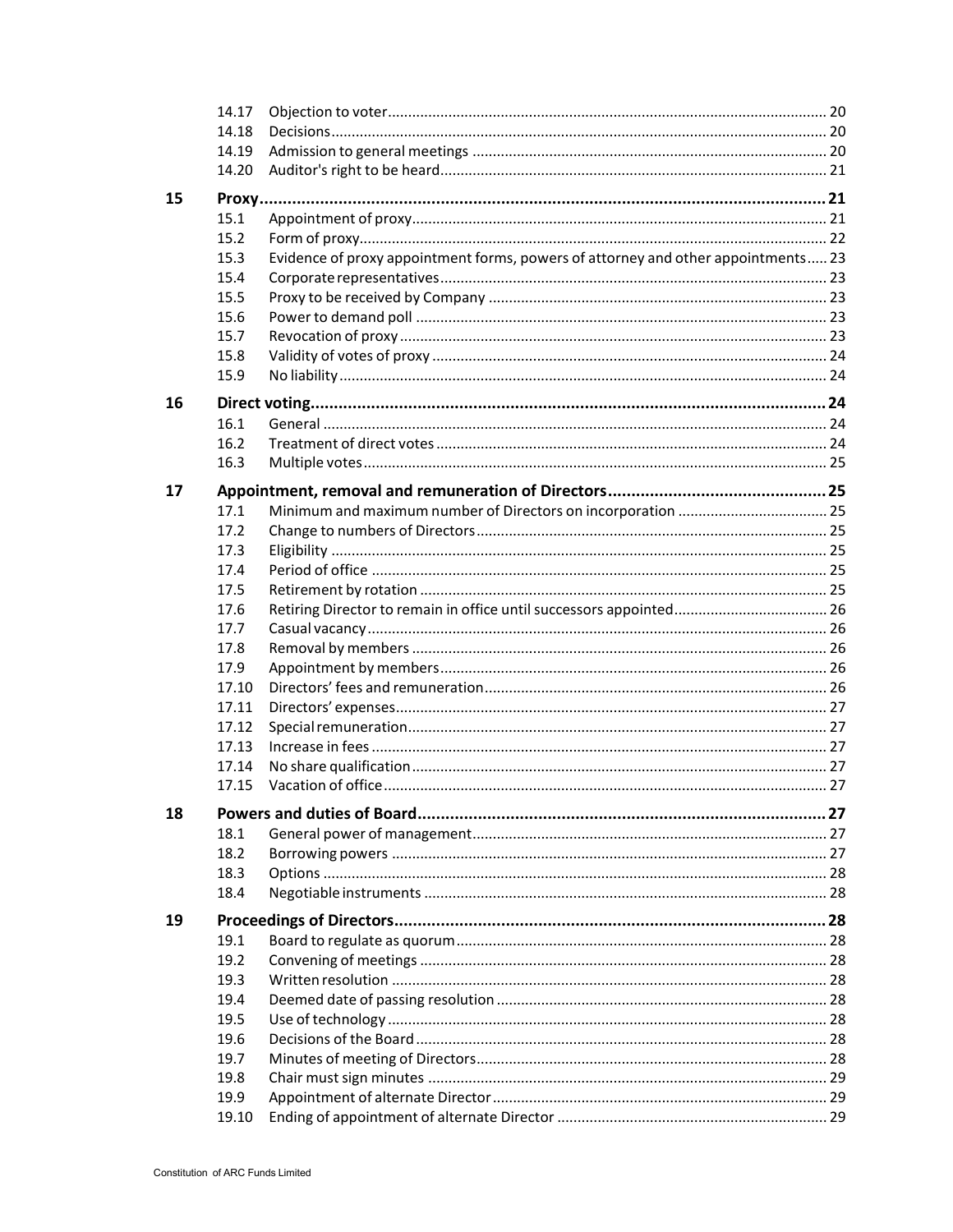| | | | |
|---|---|---|---|
| | 14.17 | Objection to voter | 20 |
| | 14.18 | Decisions | 20 |
| | 14.19 | Admission to general meetings | 20 |
| | 14.20 | Auditor's right to be heard | 21 |
| **15** | **Proxy** | | **21** |
| | 15.1 | Appointment of proxy | 21 |
| | 15.2 | Form of proxy | 22 |
| | 15.3 | Evidence of proxy appointment forms, powers of attorney and other appointments | 23 |
| | 15.4 | Corporate representatives | 23 |
| | 15.5 | Proxy to be received by Company | 23 |
| | 15.6 | Power to demand poll | 23 |
| | 15.7 | Revocation of proxy | 23 |
| | 15.8 | Validity of votes of proxy | 24 |
| | 15.9 | No liability | 24 |
| **16** | **Direct voting** | | **24** |
| | 16.1 | General | 24 |
| | 16.2 | Treatment of direct votes | 24 |
| | 16.3 | Multiple votes | 25 |
| **17** | **Appointment, removal and remuneration of Directors** | | **25** |
| | 17.1 | Minimum and maximum number of Directors on incorporation | 25 |
| | 17.2 | Change to numbers of Directors | 25 |
| | 17.3 | Eligibility | 25 |
| | 17.4 | Period of office | 25 |
| | 17.5 | Retirement by rotation | 25 |
| | 17.6 | Retiring Director to remain in office until successors appointed | 26 |
| | 17.7 | Casual vacancy | 26 |
| | 17.8 | Removal by members | 26 |
| | 17.9 | Appointment by members | 26 |
| | 17.10 | Directors' fees and remuneration | 26 |
| | 17.11 | Directors' expenses | 27 |
| | 17.12 | Special remuneration | 27 |
| | 17.13 | Increase in fees | 27 |
| | 17.14 | No share qualification | 27 |
| | 17.15 | Vacation of office | 27 |
| **18** | **Powers and duties of Board** | | **27** |
| | 18.1 | General power of management | 27 |
| | 18.2 | Borrowing powers | 27 |
| | 18.3 | Options | 28 |
| | 18.4 | Negotiable instruments | 28 |
| **19** | **Proceedings of Directors** | | **28** |
| | 19.1 | Board to regulate as quorum | 28 |
| | 19.2 | Convening of meetings | 28 |
| | 19.3 | Written resolution | 28 |
| | 19.4 | Deemed date of passing resolution | 28 |
| | 19.5 | Use of technology | 28 |
| | 19.6 | Decisions of the Board | 28 |
| | 19.7 | Minutes of meeting of Directors | 28 |
| | 19.8 | Chair must sign minutes | 29 |
| | 19.9 | Appointment of alternate Director | 29 |
| | 19.10 | Ending of appointment of alternate Director | 29 |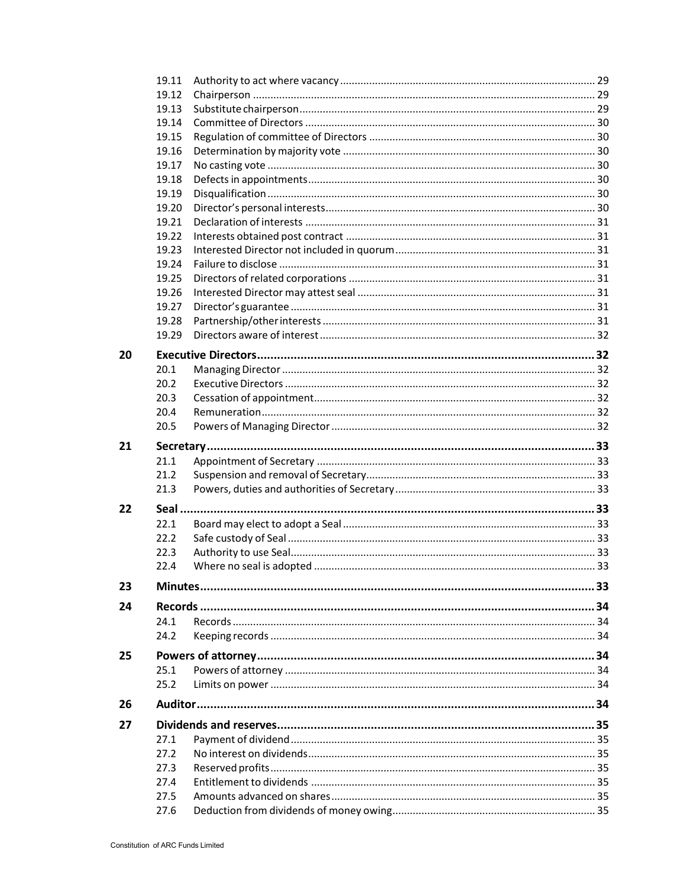| | | |
|---|---|---|
| 19.11 | Authority to act where vacancy | 29 |
| 19.12 | Chairperson | 29 |
| 19.13 | Substitute chairperson | 29 |
| 19.14 | Committee of Directors | 30 |
| 19.15 | Regulation of committee of Directors | 30 |
| 19.16 | Determination by majority vote | 30 |
| 19.17 | No casting vote | 30 |
| 19.18 | Defects in appointments | 30 |
| 19.19 | Disqualification | 30 |
| 19.20 | Director's personal interests | 30 |
| 19.21 | Declaration of interests | 31 |
| 19.22 | Interests obtained post contract | 31 |
| 19.23 | Interested Director not included in quorum | 31 |
| 19.24 | Failure to disclose | 31 |
| 19.25 | Directors of related corporations | 31 |
| 19.26 | Interested Director may attest seal | 31 |
| 19.27 | Director's guarantee | 31 |
| 19.28 | Partnership/other interests | 31 |
| 19.29 | Directors aware of interest | 32 |

**20 Executive Directors .......... 32**

| | | |
|---|---|---|
| 20.1 | Managing Director | 32 |
| 20.2 | Executive Directors | 32 |
| 20.3 | Cessation of appointment | 32 |
| 20.4 | Remuneration | 32 |
| 20.5 | Powers of Managing Director | 32 |

**21 Secretary .......... 33**

| | | |
|---|---|---|
| 21.1 | Appointment of Secretary | 33 |
| 21.2 | Suspension and removal of Secretary | 33 |
| 21.3 | Powers, duties and authorities of Secretary | 33 |

**22 Seal .......... 33**

| | | |
|---|---|---|
| 22.1 | Board may elect to adopt a Seal | 33 |
| 22.2 | Safe custody of Seal | 33 |
| 22.3 | Authority to use Seal | 33 |
| 22.4 | Where no seal is adopted | 33 |

**23 Minutes .......... 33**

**24 Records .......... 34**

| | | |
|---|---|---|
| 24.1 | Records | 34 |
| 24.2 | Keeping records | 34 |

**25 Powers of attorney .......... 34**

| | | |
|---|---|---|
| 25.1 | Powers of attorney | 34 |
| 25.2 | Limits on power | 34 |

**26 Auditor .......... 34**

**27 Dividends and reserves .......... 35**

| | | |
|---|---|---|
| 27.1 | Payment of dividend | 35 |
| 27.2 | No interest on dividends | 35 |
| 27.3 | Reserved profits | 35 |
| 27.4 | Entitlement to dividends | 35 |
| 27.5 | Amounts advanced on shares | 35 |
| 27.6 | Deduction from dividends of money owing | 35 |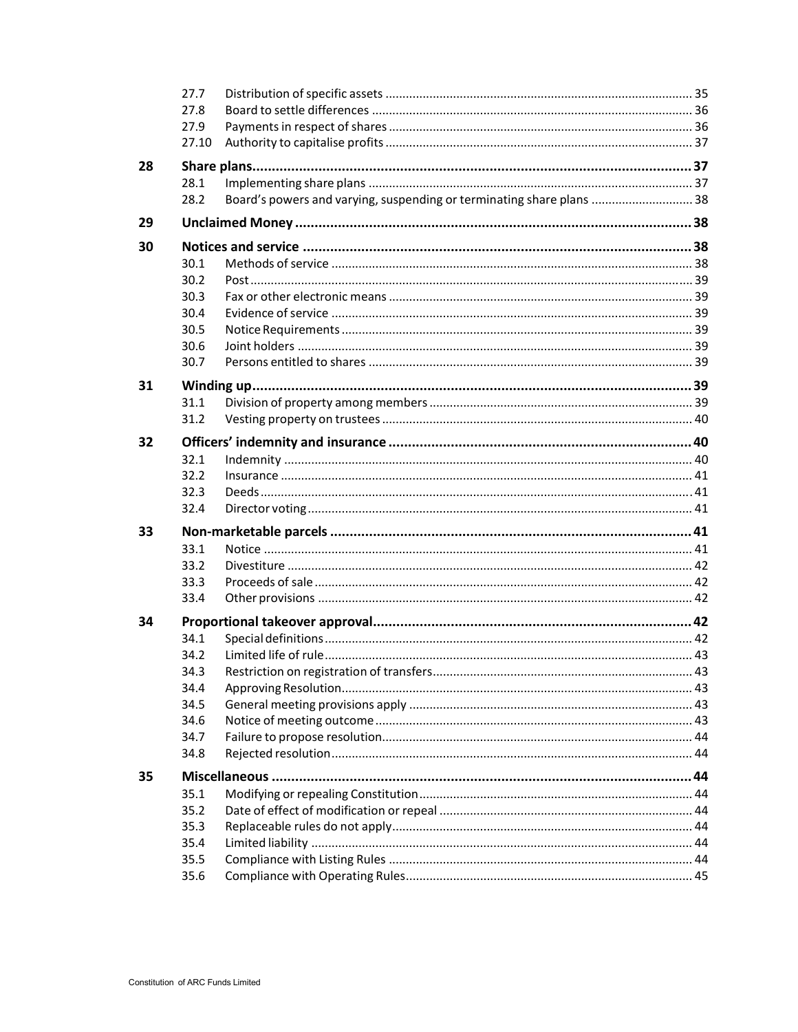| | | | |
|---|---|---|---|
| | 27.7 | Distribution of specific assets | 35 |
| | 27.8 | Board to settle differences | 36 |
| | 27.9 | Payments in respect of shares | 36 |
| | 27.10 | Authority to capitalise profits | 37 |
| **28** | **Share plans** | | **37** |
| | 28.1 | Implementing share plans | 37 |
| | 28.2 | Board's powers and varying, suspending or terminating share plans | 38 |
| **29** | **Unclaimed Money** | | **38** |
| **30** | **Notices and service** | | **38** |
| | 30.1 | Methods of service | 38 |
| | 30.2 | Post | 39 |
| | 30.3 | Fax or other electronic means | 39 |
| | 30.4 | Evidence of service | 39 |
| | 30.5 | Notice Requirements | 39 |
| | 30.6 | Joint holders | 39 |
| | 30.7 | Persons entitled to shares | 39 |
| **31** | **Winding up** | | **39** |
| | 31.1 | Division of property among members | 39 |
| | 31.2 | Vesting property on trustees | 40 |
| **32** | **Officers' indemnity and insurance** | | **40** |
| | 32.1 | Indemnity | 40 |
| | 32.2 | Insurance | 41 |
| | 32.3 | Deeds | 41 |
| | 32.4 | Director voting | 41 |
| **33** | **Non-marketable parcels** | | **41** |
| | 33.1 | Notice | 41 |
| | 33.2 | Divestiture | 42 |
| | 33.3 | Proceeds of sale | 42 |
| | 33.4 | Other provisions | 42 |
| **34** | **Proportional takeover approval** | | **42** |
| | 34.1 | Special definitions | 42 |
| | 34.2 | Limited life of rule | 43 |
| | 34.3 | Restriction on registration of transfers | 43 |
| | 34.4 | Approving Resolution | 43 |
| | 34.5 | General meeting provisions apply | 43 |
| | 34.6 | Notice of meeting outcome | 43 |
| | 34.7 | Failure to propose resolution | 44 |
| | 34.8 | Rejected resolution | 44 |
| **35** | **Miscellaneous** | | **44** |
| | 35.1 | Modifying or repealing Constitution | 44 |
| | 35.2 | Date of effect of modification or repeal | 44 |
| | 35.3 | Replaceable rules do not apply | 44 |
| | 35.4 | Limited liability | 44 |
| | 35.5 | Compliance with Listing Rules | 44 |
| | 35.6 | Compliance with Operating Rules | 45 |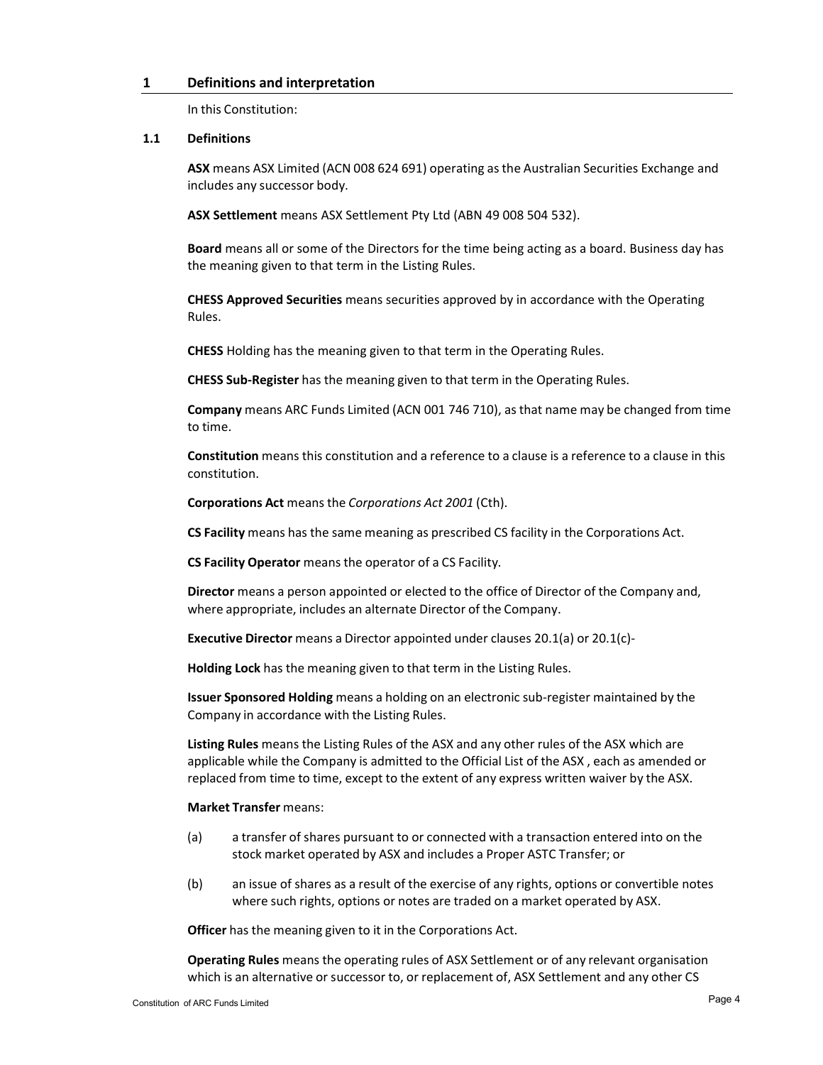## 1 Definitions and interpretation

In this Constitution:

### 1.1 Definitions

**ASX** means ASX Limited (ACN 008 624 691) operating as the Australian Securities Exchange and includes any successor body.

**ASX Settlement** means ASX Settlement Pty Ltd (ABN 49 008 504 532).

**Board** means all or some of the Directors for the time being acting as a board. Business day has the meaning given to that term in the Listing Rules.

**CHESS Approved Securities** means securities approved by in accordance with the Operating Rules.

**CHESS** Holding has the meaning given to that term in the Operating Rules.

**CHESS Sub-Register** has the meaning given to that term in the Operating Rules.

**Company** means ARC Funds Limited (ACN 001 746 710), as that name may be changed from time to time.

**Constitution** means this constitution and a reference to a clause is a reference to a clause in this constitution.

**Corporations Act** means the *Corporations Act 2001* (Cth).

**CS Facility** means has the same meaning as prescribed CS facility in the Corporations Act.

**CS Facility Operator** means the operator of a CS Facility.

**Director** means a person appointed or elected to the office of Director of the Company and, where appropriate, includes an alternate Director of the Company.

**Executive Director** means a Director appointed under clauses 20.1(a) or 20.1(c)-

**Holding Lock** has the meaning given to that term in the Listing Rules.

**Issuer Sponsored Holding** means a holding on an electronic sub-register maintained by the Company in accordance with the Listing Rules.

**Listing Rules** means the Listing Rules of the ASX and any other rules of the ASX which are applicable while the Company is admitted to the Official List of the ASX , each as amended or replaced from time to time, except to the extent of any express written waiver by the ASX.

**Market Transfer** means:

(a) a transfer of shares pursuant to or connected with a transaction entered into on the stock market operated by ASX and includes a Proper ASTC Transfer; or

(b) an issue of shares as a result of the exercise of any rights, options or convertible notes where such rights, options or notes are traded on a market operated by ASX.

**Officer** has the meaning given to it in the Corporations Act.

**Operating Rules** means the operating rules of ASX Settlement or of any relevant organisation which is an alternative or successor to, or replacement of, ASX Settlement and any other CS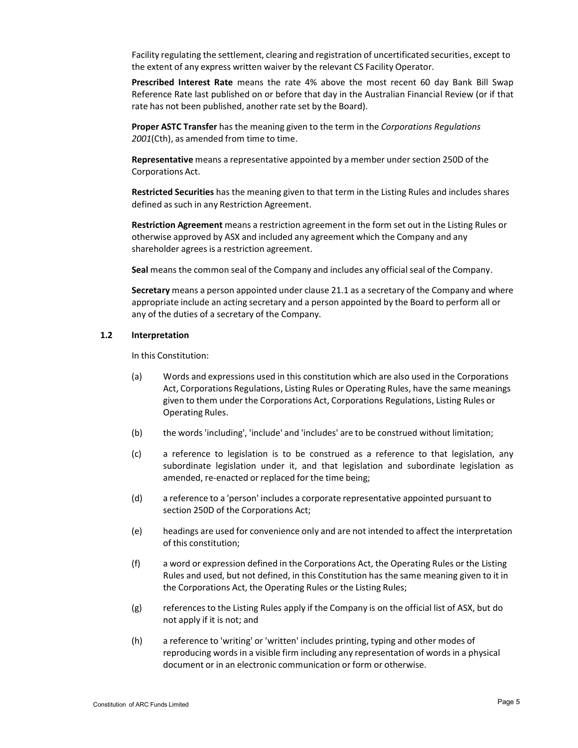Facility regulating the settlement, clearing and registration of uncertificated securities, except to the extent of any express written waiver by the relevant CS Facility Operator.

**Prescribed Interest Rate** means the rate 4% above the most recent 60 day Bank Bill Swap Reference Rate last published on or before that day in the Australian Financial Review (or if that rate has not been published, another rate set by the Board).

**Proper ASTC Transfer** has the meaning given to the term in the *Corporations Regulations 2001*(Cth), as amended from time to time.

**Representative** means a representative appointed by a member under section 250D of the Corporations Act.

**Restricted Securities** has the meaning given to that term in the Listing Rules and includes shares defined as such in any Restriction Agreement.

**Restriction Agreement** means a restriction agreement in the form set out in the Listing Rules or otherwise approved by ASX and included any agreement which the Company and any shareholder agrees is a restriction agreement.

**Seal** means the common seal of the Company and includes any official seal of the Company.

**Secretary** means a person appointed under clause 21.1 as a secretary of the Company and where appropriate include an acting secretary and a person appointed by the Board to perform all or any of the duties of a secretary of the Company.

### 1.2 Interpretation

In this Constitution:

(a) Words and expressions used in this constitution which are also used in the Corporations Act, Corporations Regulations, Listing Rules or Operating Rules, have the same meanings given to them under the Corporations Act, Corporations Regulations, Listing Rules or Operating Rules.

(b) the words 'including', 'include' and 'includes' are to be construed without limitation;

(c) a reference to legislation is to be construed as a reference to that legislation, any subordinate legislation under it, and that legislation and subordinate legislation as amended, re-enacted or replaced for the time being;

(d) a reference to a 'person' includes a corporate representative appointed pursuant to section 250D of the Corporations Act;

(e) headings are used for convenience only and are not intended to affect the interpretation of this constitution;

(f) a word or expression defined in the Corporations Act, the Operating Rules or the Listing Rules and used, but not defined, in this Constitution has the same meaning given to it in the Corporations Act, the Operating Rules or the Listing Rules;

(g) references to the Listing Rules apply if the Company is on the official list of ASX, but do not apply if it is not; and

(h) a reference to 'writing' or 'written' includes printing, typing and other modes of reproducing words in a visible firm including any representation of words in a physical document or in an electronic communication or form or otherwise.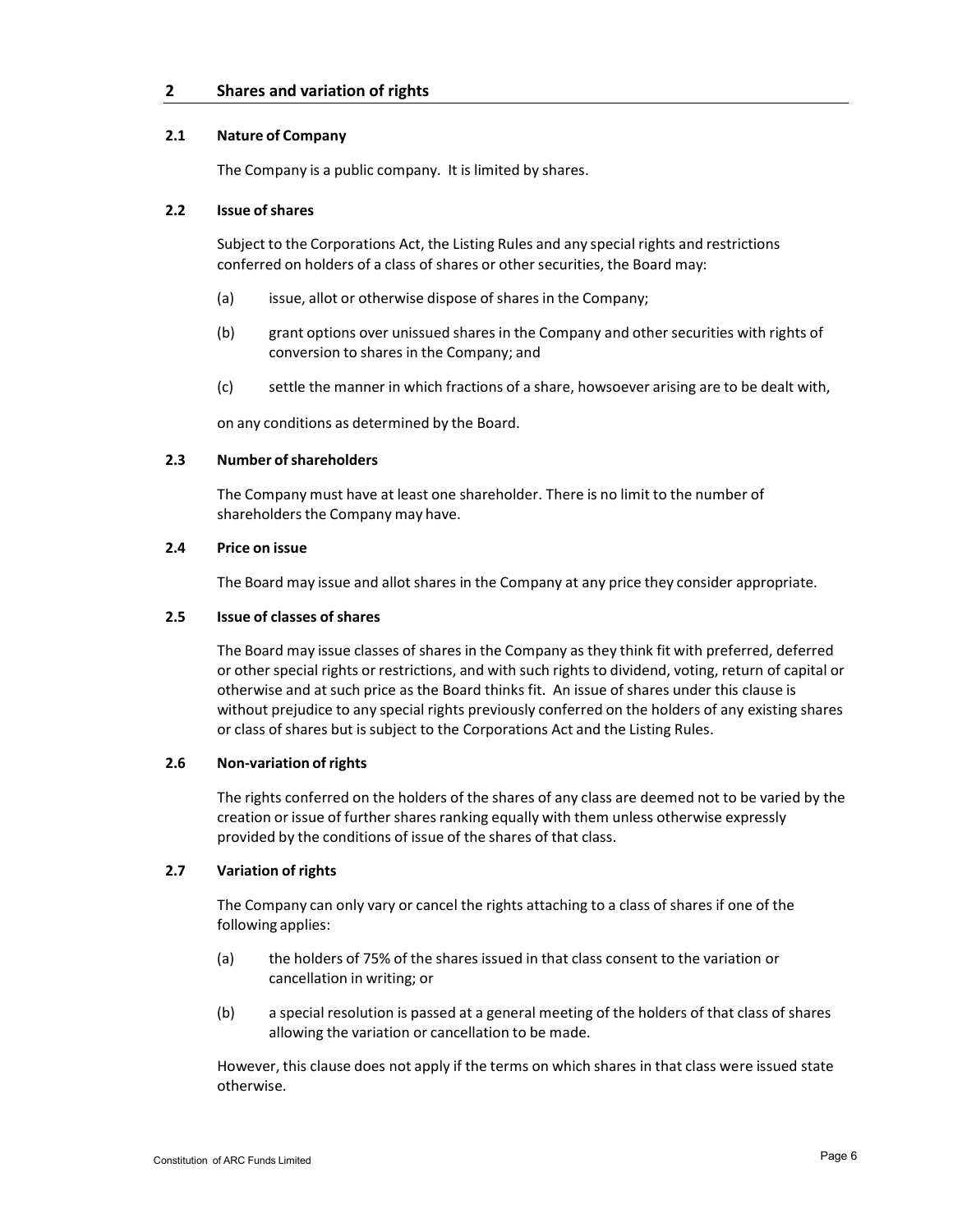## 2 Shares and variation of rights

### 2.1 Nature of Company

The Company is a public company. It is limited by shares.

### 2.2 Issue of shares

Subject to the Corporations Act, the Listing Rules and any special rights and restrictions conferred on holders of a class of shares or other securities, the Board may:

(a) issue, allot or otherwise dispose of shares in the Company;

(b) grant options over unissued shares in the Company and other securities with rights of conversion to shares in the Company; and

(c) settle the manner in which fractions of a share, howsoever arising are to be dealt with,

on any conditions as determined by the Board.

### 2.3 Number of shareholders

The Company must have at least one shareholder. There is no limit to the number of shareholders the Company may have.

### 2.4 Price on issue

The Board may issue and allot shares in the Company at any price they consider appropriate.

### 2.5 Issue of classes of shares

The Board may issue classes of shares in the Company as they think fit with preferred, deferred or other special rights or restrictions, and with such rights to dividend, voting, return of capital or otherwise and at such price as the Board thinks fit. An issue of shares under this clause is without prejudice to any special rights previously conferred on the holders of any existing shares or class of shares but is subject to the Corporations Act and the Listing Rules.

### 2.6 Non-variation of rights

The rights conferred on the holders of the shares of any class are deemed not to be varied by the creation or issue of further shares ranking equally with them unless otherwise expressly provided by the conditions of issue of the shares of that class.

### 2.7 Variation of rights

The Company can only vary or cancel the rights attaching to a class of shares if one of the following applies:

(a) the holders of 75% of the shares issued in that class consent to the variation or cancellation in writing; or

(b) a special resolution is passed at a general meeting of the holders of that class of shares allowing the variation or cancellation to be made.

However, this clause does not apply if the terms on which shares in that class were issued state otherwise.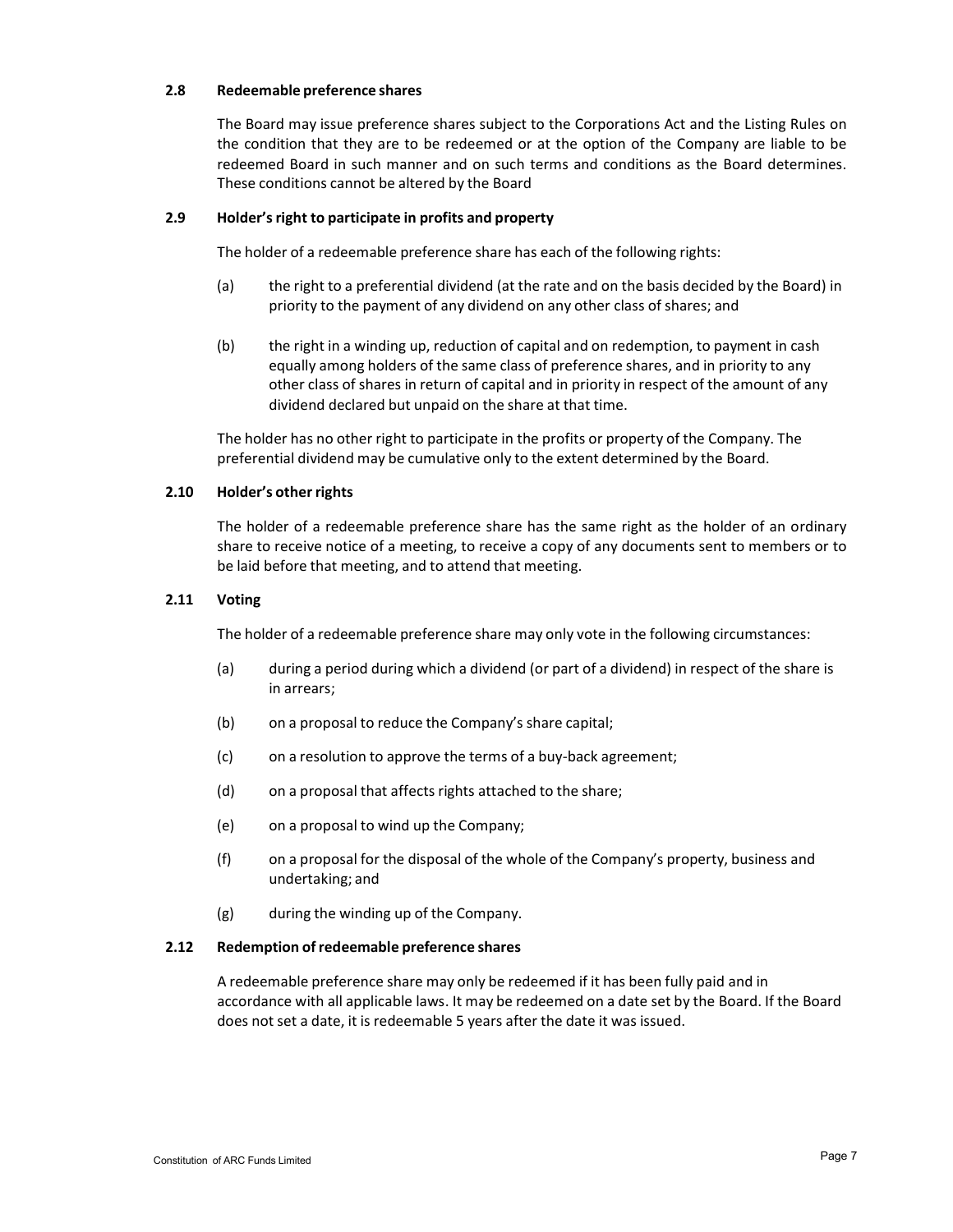### 2.8 Redeemable preference shares

The Board may issue preference shares subject to the Corporations Act and the Listing Rules on the condition that they are to be redeemed or at the option of the Company are liable to be redeemed Board in such manner and on such terms and conditions as the Board determines. These conditions cannot be altered by the Board

### 2.9 Holder's right to participate in profits and property

The holder of a redeemable preference share has each of the following rights:

(a) the right to a preferential dividend (at the rate and on the basis decided by the Board) in priority to the payment of any dividend on any other class of shares; and

(b) the right in a winding up, reduction of capital and on redemption, to payment in cash equally among holders of the same class of preference shares, and in priority to any other class of shares in return of capital and in priority in respect of the amount of any dividend declared but unpaid on the share at that time.

The holder has no other right to participate in the profits or property of the Company. The preferential dividend may be cumulative only to the extent determined by the Board.

### 2.10 Holder's other rights

The holder of a redeemable preference share has the same right as the holder of an ordinary share to receive notice of a meeting, to receive a copy of any documents sent to members or to be laid before that meeting, and to attend that meeting.

### 2.11 Voting

The holder of a redeemable preference share may only vote in the following circumstances:

(a) during a period during which a dividend (or part of a dividend) in respect of the share is in arrears;

(b) on a proposal to reduce the Company's share capital;

(c) on a resolution to approve the terms of a buy-back agreement;

(d) on a proposal that affects rights attached to the share;

(e) on a proposal to wind up the Company;

(f) on a proposal for the disposal of the whole of the Company's property, business and undertaking; and

(g) during the winding up of the Company.

### 2.12 Redemption of redeemable preference shares

A redeemable preference share may only be redeemed if it has been fully paid and in accordance with all applicable laws. It may be redeemed on a date set by the Board. If the Board does not set a date, it is redeemable 5 years after the date it was issued.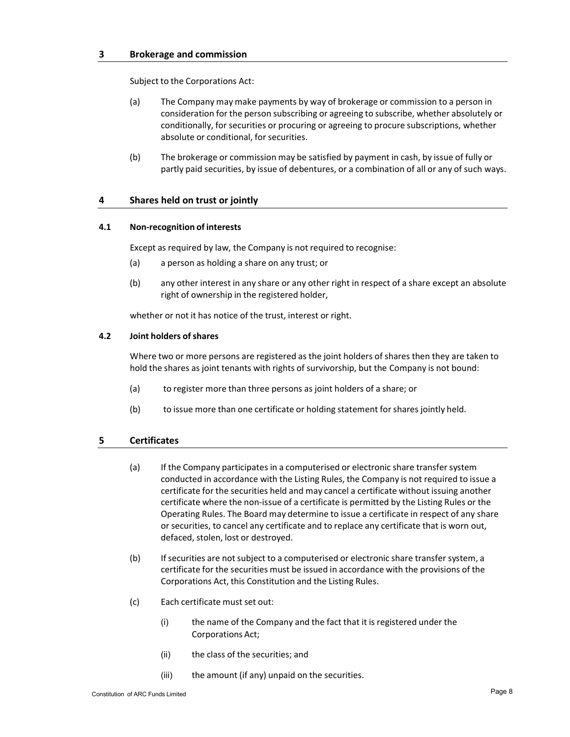## 3 Brokerage and commission

Subject to the Corporations Act:

(a) The Company may make payments by way of brokerage or commission to a person in consideration for the person subscribing or agreeing to subscribe, whether absolutely or conditionally, for securities or procuring or agreeing to procure subscriptions, whether absolute or conditional, for securities.

(b) The brokerage or commission may be satisfied by payment in cash, by issue of fully or partly paid securities, by issue of debentures, or a combination of all or any of such ways.

## 4 Shares held on trust or jointly

### 4.1 Non-recognition of interests

Except as required by law, the Company is not required to recognise:

(a) a person as holding a share on any trust; or

(b) any other interest in any share or any other right in respect of a share except an absolute right of ownership in the registered holder,

whether or not it has notice of the trust, interest or right.

### 4.2 Joint holders of shares

Where two or more persons are registered as the joint holders of shares then they are taken to hold the shares as joint tenants with rights of survivorship, but the Company is not bound:

(a) to register more than three persons as joint holders of a share; or

(b) to issue more than one certificate or holding statement for shares jointly held.

## 5 Certificates

(a) If the Company participates in a computerised or electronic share transfer system conducted in accordance with the Listing Rules, the Company is not required to issue a certificate for the securities held and may cancel a certificate without issuing another certificate where the non-issue of a certificate is permitted by the Listing Rules or the Operating Rules. The Board may determine to issue a certificate in respect of any share or securities, to cancel any certificate and to replace any certificate that is worn out, defaced, stolen, lost or destroyed.

(b) If securities are not subject to a computerised or electronic share transfer system, a certificate for the securities must be issued in accordance with the provisions of the Corporations Act, this Constitution and the Listing Rules.

(c) Each certificate must set out:

(i) the name of the Company and the fact that it is registered under the Corporations Act;

(ii) the class of the securities; and

(iii) the amount (if any) unpaid on the securities.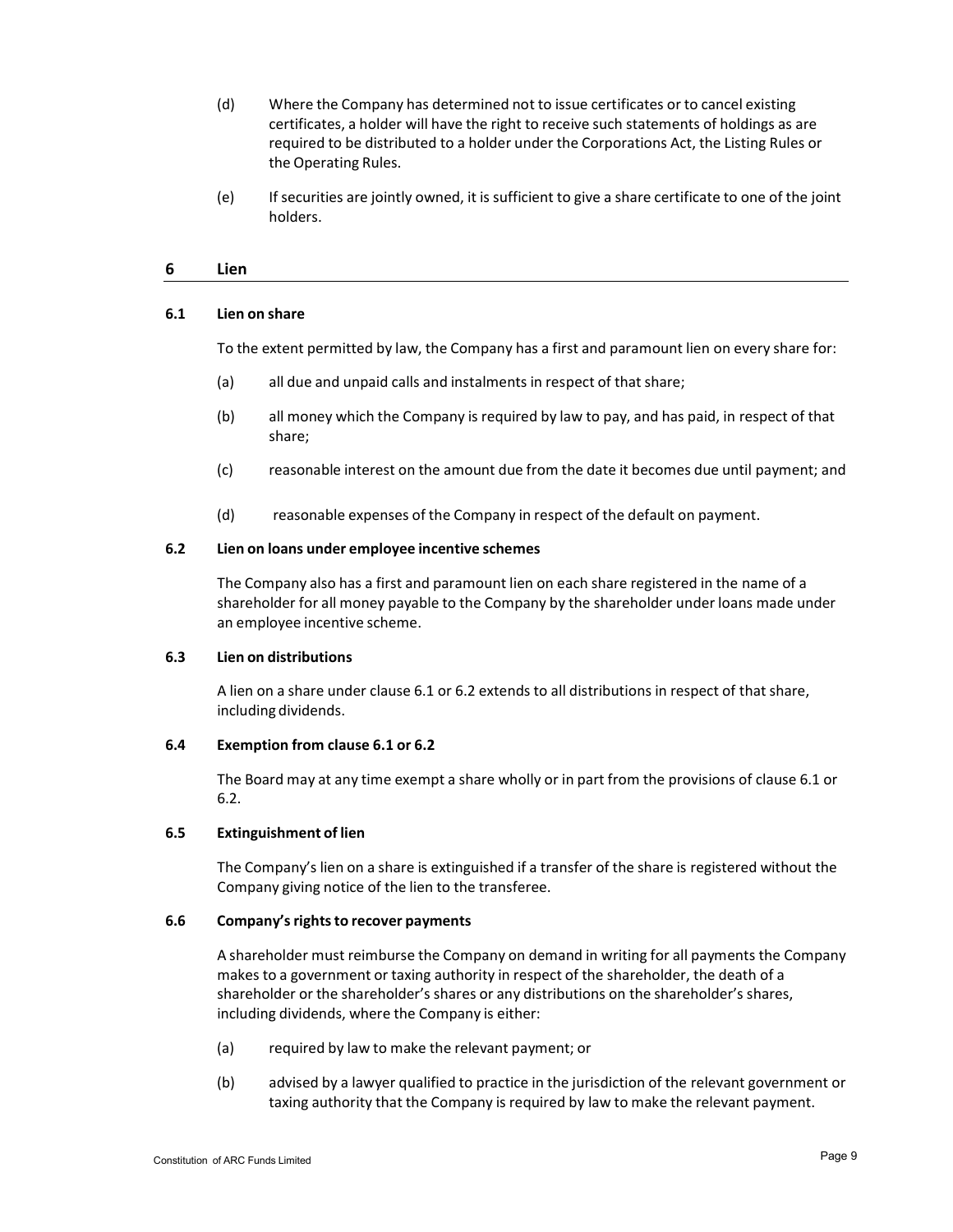(d) Where the Company has determined not to issue certificates or to cancel existing certificates, a holder will have the right to receive such statements of holdings as are required to be distributed to a holder under the Corporations Act, the Listing Rules or the Operating Rules.

(e) If securities are jointly owned, it is sufficient to give a share certificate to one of the joint holders.

## 6 Lien

### 6.1 Lien on share

To the extent permitted by law, the Company has a first and paramount lien on every share for:

(a) all due and unpaid calls and instalments in respect of that share;

(b) all money which the Company is required by law to pay, and has paid, in respect of that share;

(c) reasonable interest on the amount due from the date it becomes due until payment; and

(d) reasonable expenses of the Company in respect of the default on payment.

### 6.2 Lien on loans under employee incentive schemes

The Company also has a first and paramount lien on each share registered in the name of a shareholder for all money payable to the Company by the shareholder under loans made under an employee incentive scheme.

### 6.3 Lien on distributions

A lien on a share under clause 6.1 or 6.2 extends to all distributions in respect of that share, including dividends.

### 6.4 Exemption from clause 6.1 or 6.2

The Board may at any time exempt a share wholly or in part from the provisions of clause 6.1 or 6.2.

### 6.5 Extinguishment of lien

The Company's lien on a share is extinguished if a transfer of the share is registered without the Company giving notice of the lien to the transferee.

### 6.6 Company's rights to recover payments

A shareholder must reimburse the Company on demand in writing for all payments the Company makes to a government or taxing authority in respect of the shareholder, the death of a shareholder or the shareholder's shares or any distributions on the shareholder's shares, including dividends, where the Company is either:

(a) required by law to make the relevant payment; or

(b) advised by a lawyer qualified to practice in the jurisdiction of the relevant government or taxing authority that the Company is required by law to make the relevant payment.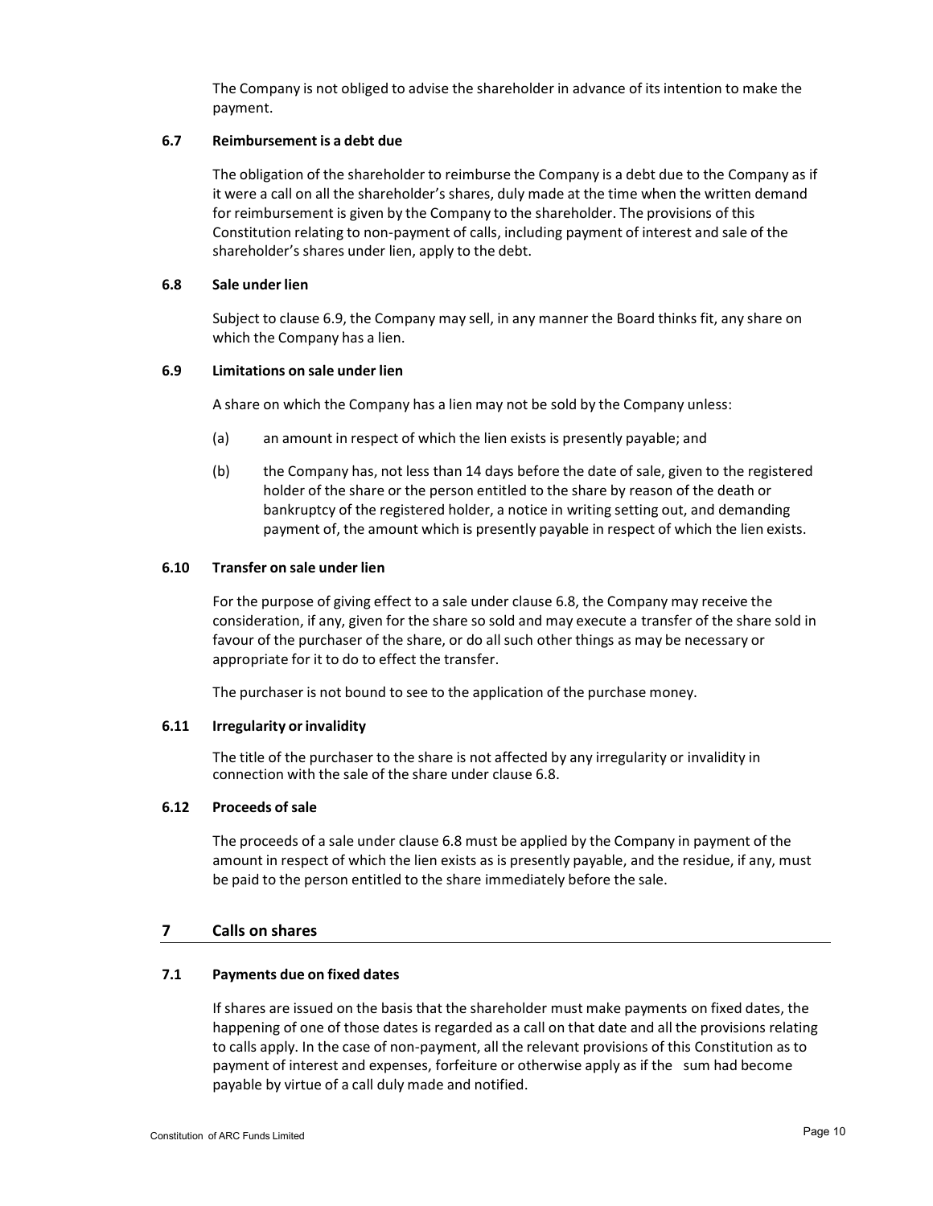The Company is not obliged to advise the shareholder in advance of its intention to make the payment.

### 6.7 Reimbursement is a debt due

The obligation of the shareholder to reimburse the Company is a debt due to the Company as if it were a call on all the shareholder's shares, duly made at the time when the written demand for reimbursement is given by the Company to the shareholder. The provisions of this Constitution relating to non-payment of calls, including payment of interest and sale of the shareholder's shares under lien, apply to the debt.

### 6.8 Sale under lien

Subject to clause 6.9, the Company may sell, in any manner the Board thinks fit, any share on which the Company has a lien.

### 6.9 Limitations on sale under lien

A share on which the Company has a lien may not be sold by the Company unless:

(a) an amount in respect of which the lien exists is presently payable; and

(b) the Company has, not less than 14 days before the date of sale, given to the registered holder of the share or the person entitled to the share by reason of the death or bankruptcy of the registered holder, a notice in writing setting out, and demanding payment of, the amount which is presently payable in respect of which the lien exists.

### 6.10 Transfer on sale under lien

For the purpose of giving effect to a sale under clause 6.8, the Company may receive the consideration, if any, given for the share so sold and may execute a transfer of the share sold in favour of the purchaser of the share, or do all such other things as may be necessary or appropriate for it to do to effect the transfer.

The purchaser is not bound to see to the application of the purchase money.

### 6.11 Irregularity or invalidity

The title of the purchaser to the share is not affected by any irregularity or invalidity in connection with the sale of the share under clause 6.8.

### 6.12 Proceeds of sale

The proceeds of a sale under clause 6.8 must be applied by the Company in payment of the amount in respect of which the lien exists as is presently payable, and the residue, if any, must be paid to the person entitled to the share immediately before the sale.

## 7 Calls on shares

### 7.1 Payments due on fixed dates

If shares are issued on the basis that the shareholder must make payments on fixed dates, the happening of one of those dates is regarded as a call on that date and all the provisions relating to calls apply. In the case of non-payment, all the relevant provisions of this Constitution as to payment of interest and expenses, forfeiture or otherwise apply as if the sum had become payable by virtue of a call duly made and notified.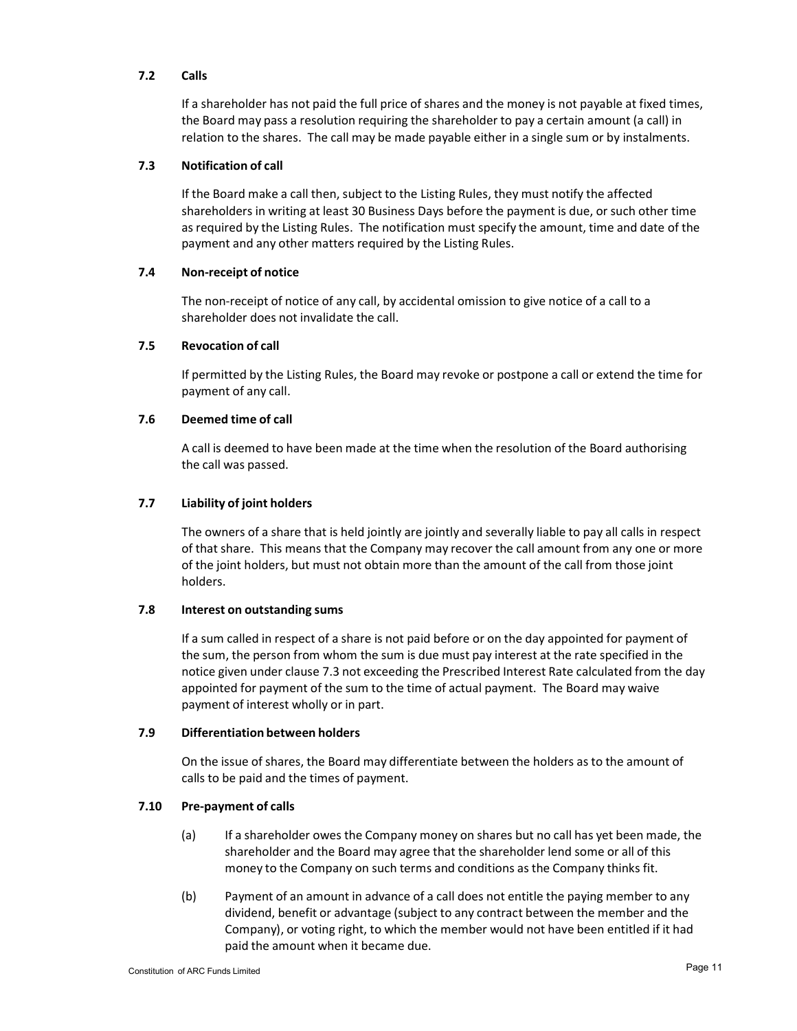### 7.2 Calls

If a shareholder has not paid the full price of shares and the money is not payable at fixed times, the Board may pass a resolution requiring the shareholder to pay a certain amount (a call) in relation to the shares. The call may be made payable either in a single sum or by instalments.

### 7.3 Notification of call

If the Board make a call then, subject to the Listing Rules, they must notify the affected shareholders in writing at least 30 Business Days before the payment is due, or such other time as required by the Listing Rules. The notification must specify the amount, time and date of the payment and any other matters required by the Listing Rules.

### 7.4 Non-receipt of notice

The non-receipt of notice of any call, by accidental omission to give notice of a call to a shareholder does not invalidate the call.

### 7.5 Revocation of call

If permitted by the Listing Rules, the Board may revoke or postpone a call or extend the time for payment of any call.

### 7.6 Deemed time of call

A call is deemed to have been made at the time when the resolution of the Board authorising the call was passed.

### 7.7 Liability of joint holders

The owners of a share that is held jointly are jointly and severally liable to pay all calls in respect of that share. This means that the Company may recover the call amount from any one or more of the joint holders, but must not obtain more than the amount of the call from those joint holders.

### 7.8 Interest on outstanding sums

If a sum called in respect of a share is not paid before or on the day appointed for payment of the sum, the person from whom the sum is due must pay interest at the rate specified in the notice given under clause 7.3 not exceeding the Prescribed Interest Rate calculated from the day appointed for payment of the sum to the time of actual payment. The Board may waive payment of interest wholly or in part.

### 7.9 Differentiation between holders

On the issue of shares, the Board may differentiate between the holders as to the amount of calls to be paid and the times of payment.

### 7.10 Pre-payment of calls

(a) If a shareholder owes the Company money on shares but no call has yet been made, the shareholder and the Board may agree that the shareholder lend some or all of this money to the Company on such terms and conditions as the Company thinks fit.

(b) Payment of an amount in advance of a call does not entitle the paying member to any dividend, benefit or advantage (subject to any contract between the member and the Company), or voting right, to which the member would not have been entitled if it had paid the amount when it became due.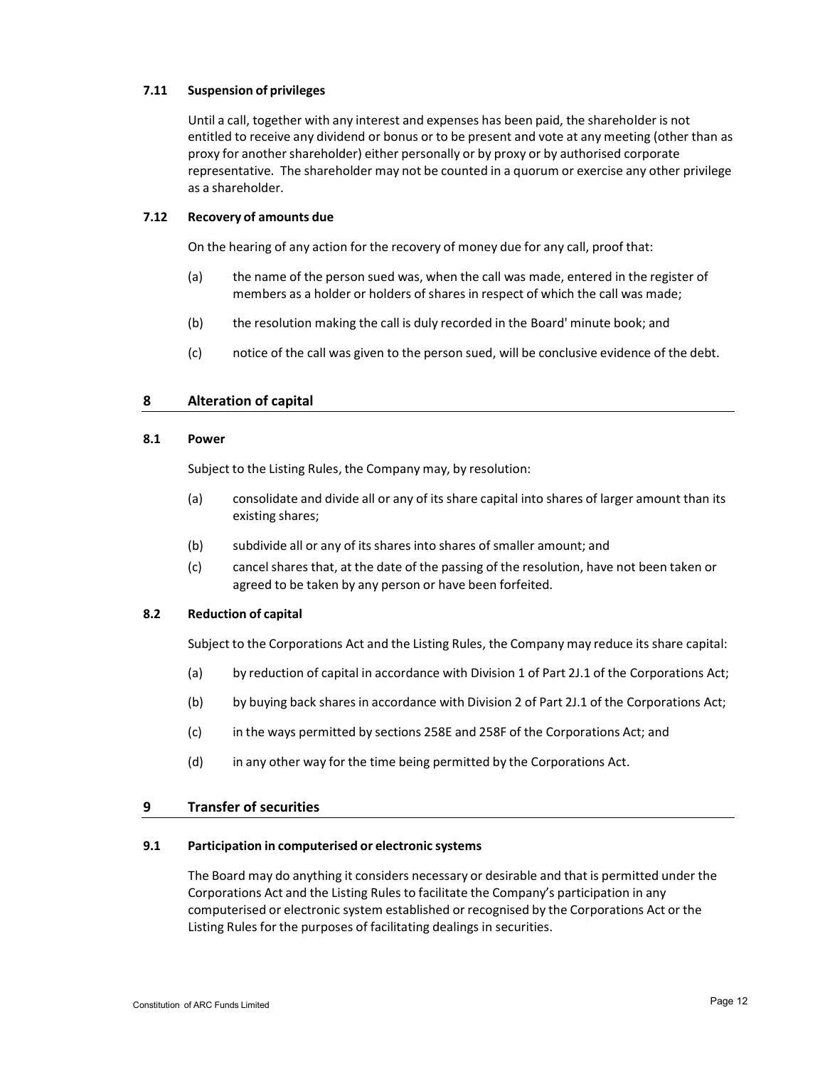#### 7.11 Suspension of privileges

Until a call, together with any interest and expenses has been paid, the shareholder is not entitled to receive any dividend or bonus or to be present and vote at any meeting (other than as proxy for another shareholder) either personally or by proxy or by authorised corporate representative. The shareholder may not be counted in a quorum or exercise any other privilege as a shareholder.

#### 7.12 Recovery of amounts due

On the hearing of any action for the recovery of money due for any call, proof that:

(a) the name of the person sued was, when the call was made, entered in the register of members as a holder or holders of shares in respect of which the call was made;

(b) the resolution making the call is duly recorded in the Board' minute book; and

(c) notice of the call was given to the person sued, will be conclusive evidence of the debt.

## 8 Alteration of capital

#### 8.1 Power

Subject to the Listing Rules, the Company may, by resolution:

(a) consolidate and divide all or any of its share capital into shares of larger amount than its existing shares;

(b) subdivide all or any of its shares into shares of smaller amount; and

(c) cancel shares that, at the date of the passing of the resolution, have not been taken or agreed to be taken by any person or have been forfeited.

#### 8.2 Reduction of capital

Subject to the Corporations Act and the Listing Rules, the Company may reduce its share capital:

(a) by reduction of capital in accordance with Division 1 of Part 2J.1 of the Corporations Act;

(b) by buying back shares in accordance with Division 2 of Part 2J.1 of the Corporations Act;

(c) in the ways permitted by sections 258E and 258F of the Corporations Act; and

(d) in any other way for the time being permitted by the Corporations Act.

## 9 Transfer of securities

#### 9.1 Participation in computerised or electronic systems

The Board may do anything it considers necessary or desirable and that is permitted under the Corporations Act and the Listing Rules to facilitate the Company's participation in any computerised or electronic system established or recognised by the Corporations Act or the Listing Rules for the purposes of facilitating dealings in securities.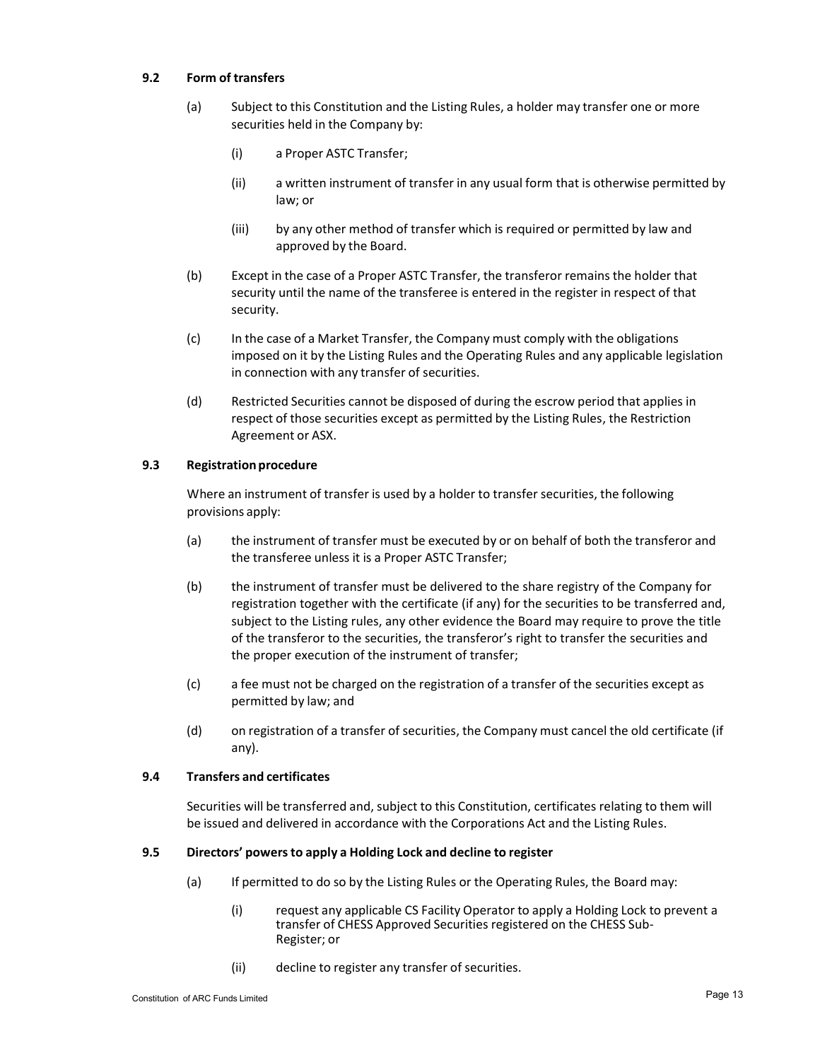### 9.2 Form of transfers

(a) Subject to this Constitution and the Listing Rules, a holder may transfer one or more securities held in the Company by:

  (i) a Proper ASTC Transfer;

  (ii) a written instrument of transfer in any usual form that is otherwise permitted by law; or

  (iii) by any other method of transfer which is required or permitted by law and approved by the Board.

(b) Except in the case of a Proper ASTC Transfer, the transferor remains the holder that security until the name of the transferee is entered in the register in respect of that security.

(c) In the case of a Market Transfer, the Company must comply with the obligations imposed on it by the Listing Rules and the Operating Rules and any applicable legislation in connection with any transfer of securities.

(d) Restricted Securities cannot be disposed of during the escrow period that applies in respect of those securities except as permitted by the Listing Rules, the Restriction Agreement or ASX.

### 9.3 Registration procedure

Where an instrument of transfer is used by a holder to transfer securities, the following provisions apply:

(a) the instrument of transfer must be executed by or on behalf of both the transferor and the transferee unless it is a Proper ASTC Transfer;

(b) the instrument of transfer must be delivered to the share registry of the Company for registration together with the certificate (if any) for the securities to be transferred and, subject to the Listing rules, any other evidence the Board may require to prove the title of the transferor to the securities, the transferor's right to transfer the securities and the proper execution of the instrument of transfer;

(c) a fee must not be charged on the registration of a transfer of the securities except as permitted by law; and

(d) on registration of a transfer of securities, the Company must cancel the old certificate (if any).

### 9.4 Transfers and certificates

Securities will be transferred and, subject to this Constitution, certificates relating to them will be issued and delivered in accordance with the Corporations Act and the Listing Rules.

### 9.5 Directors' powers to apply a Holding Lock and decline to register

(a) If permitted to do so by the Listing Rules or the Operating Rules, the Board may:

  (i) request any applicable CS Facility Operator to apply a Holding Lock to prevent a transfer of CHESS Approved Securities registered on the CHESS Sub-Register; or

  (ii) decline to register any transfer of securities.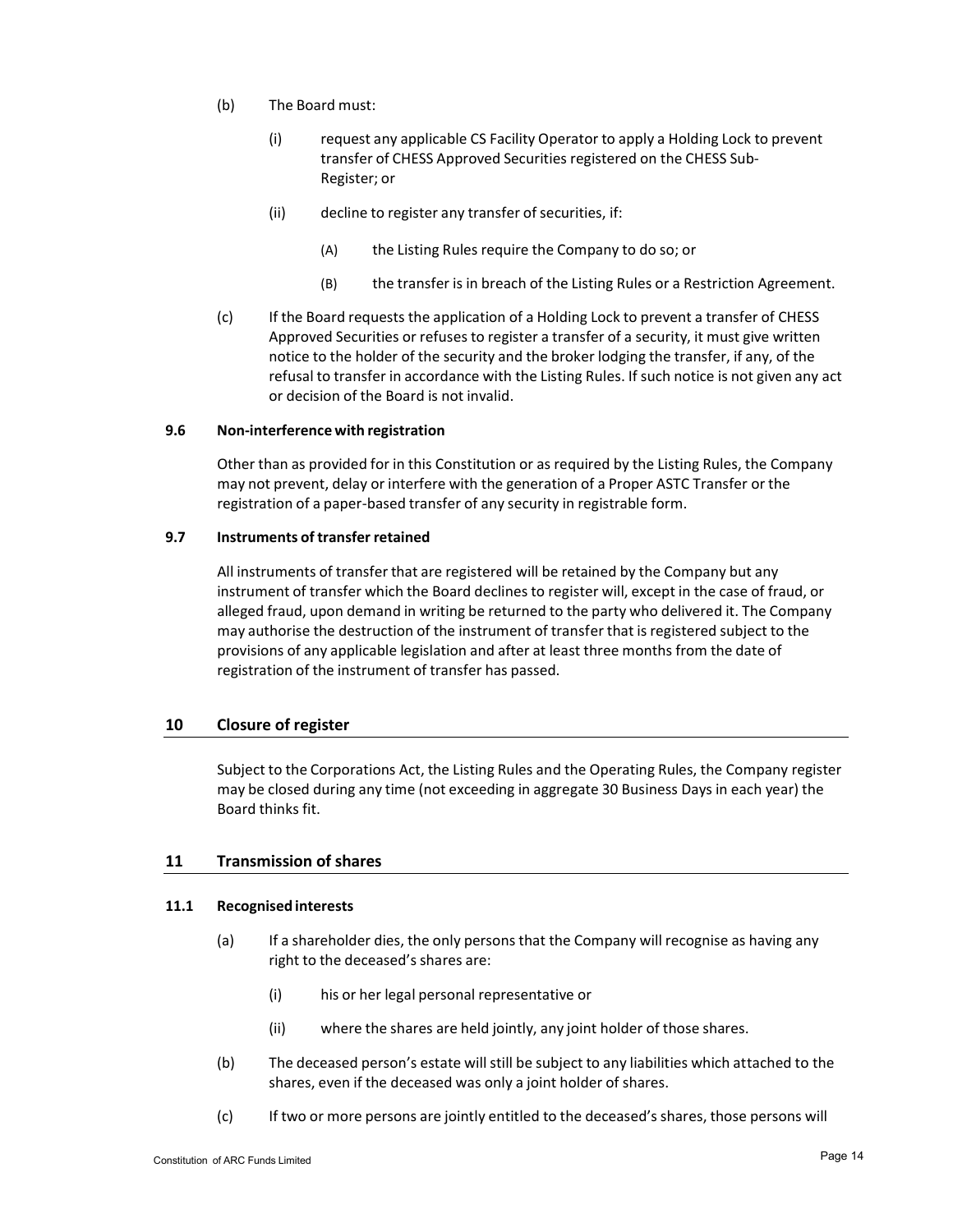(b) The Board must:

(i) request any applicable CS Facility Operator to apply a Holding Lock to prevent transfer of CHESS Approved Securities registered on the CHESS Sub-Register; or

(ii) decline to register any transfer of securities, if:

(A) the Listing Rules require the Company to do so; or

(B) the transfer is in breach of the Listing Rules or a Restriction Agreement.

(c) If the Board requests the application of a Holding Lock to prevent a transfer of CHESS Approved Securities or refuses to register a transfer of a security, it must give written notice to the holder of the security and the broker lodging the transfer, if any, of the refusal to transfer in accordance with the Listing Rules. If such notice is not given any act or decision of the Board is not invalid.

### 9.6 Non-interference with registration

Other than as provided for in this Constitution or as required by the Listing Rules, the Company may not prevent, delay or interfere with the generation of a Proper ASTC Transfer or the registration of a paper-based transfer of any security in registrable form.

### 9.7 Instruments of transfer retained

All instruments of transfer that are registered will be retained by the Company but any instrument of transfer which the Board declines to register will, except in the case of fraud, or alleged fraud, upon demand in writing be returned to the party who delivered it. The Company may authorise the destruction of the instrument of transfer that is registered subject to the provisions of any applicable legislation and after at least three months from the date of registration of the instrument of transfer has passed.

## 10 Closure of register

Subject to the Corporations Act, the Listing Rules and the Operating Rules, the Company register may be closed during any time (not exceeding in aggregate 30 Business Days in each year) the Board thinks fit.

## 11 Transmission of shares

### 11.1 Recognised interests

(a) If a shareholder dies, the only persons that the Company will recognise as having any right to the deceased's shares are:

(i) his or her legal personal representative or

(ii) where the shares are held jointly, any joint holder of those shares.

(b) The deceased person's estate will still be subject to any liabilities which attached to the shares, even if the deceased was only a joint holder of shares.

(c) If two or more persons are jointly entitled to the deceased's shares, those persons will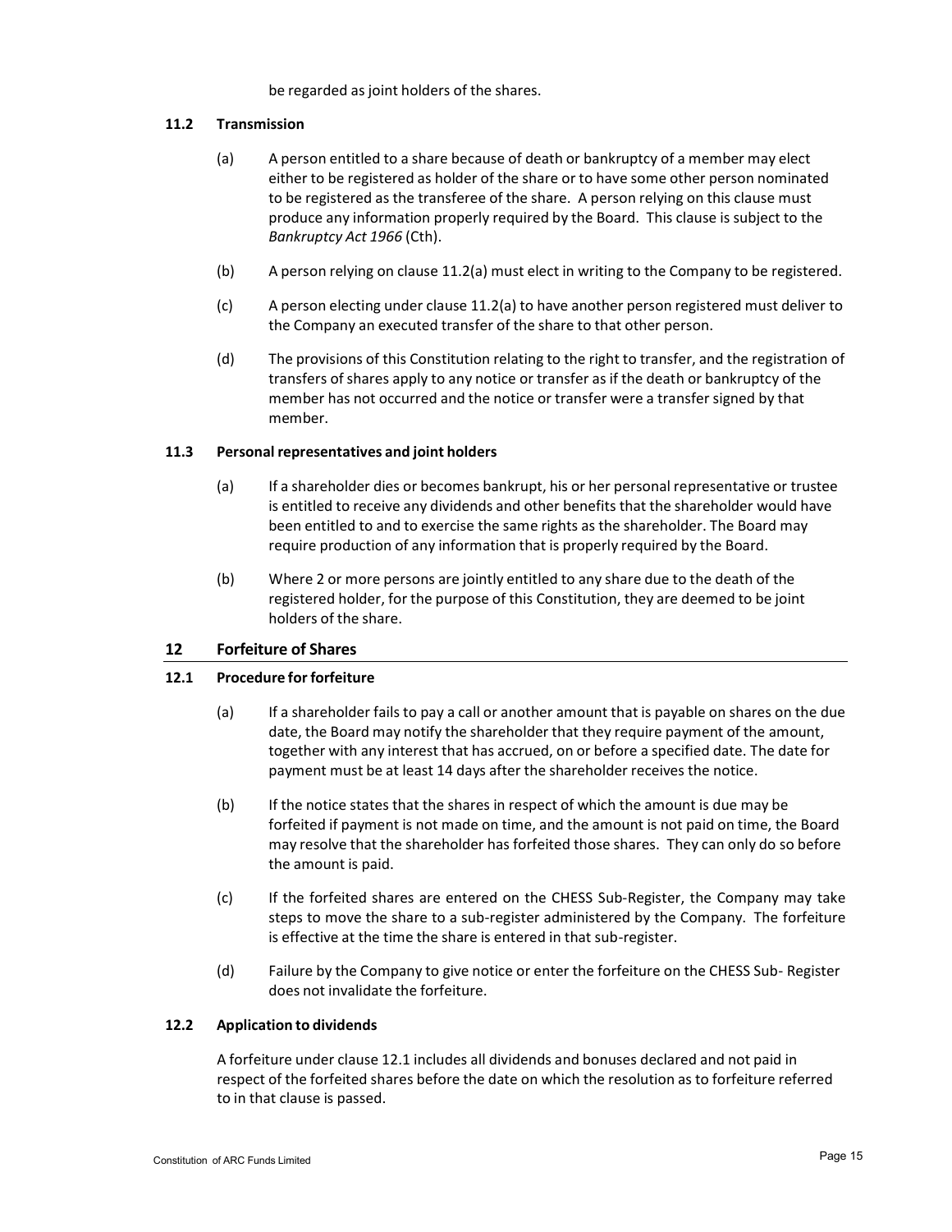be regarded as joint holders of the shares.

### 11.2 Transmission

(a) A person entitled to a share because of death or bankruptcy of a member may elect either to be registered as holder of the share or to have some other person nominated to be registered as the transferee of the share. A person relying on this clause must produce any information properly required by the Board. This clause is subject to the *Bankruptcy Act 1966* (Cth).

(b) A person relying on clause 11.2(a) must elect in writing to the Company to be registered.

(c) A person electing under clause 11.2(a) to have another person registered must deliver to the Company an executed transfer of the share to that other person.

(d) The provisions of this Constitution relating to the right to transfer, and the registration of transfers of shares apply to any notice or transfer as if the death or bankruptcy of the member has not occurred and the notice or transfer were a transfer signed by that member.

### 11.3 Personal representatives and joint holders

(a) If a shareholder dies or becomes bankrupt, his or her personal representative or trustee is entitled to receive any dividends and other benefits that the shareholder would have been entitled to and to exercise the same rights as the shareholder. The Board may require production of any information that is properly required by the Board.

(b) Where 2 or more persons are jointly entitled to any share due to the death of the registered holder, for the purpose of this Constitution, they are deemed to be joint holders of the share.

## 12 Forfeiture of Shares

### 12.1 Procedure for forfeiture

(a) If a shareholder fails to pay a call or another amount that is payable on shares on the due date, the Board may notify the shareholder that they require payment of the amount, together with any interest that has accrued, on or before a specified date. The date for payment must be at least 14 days after the shareholder receives the notice.

(b) If the notice states that the shares in respect of which the amount is due may be forfeited if payment is not made on time, and the amount is not paid on time, the Board may resolve that the shareholder has forfeited those shares. They can only do so before the amount is paid.

(c) If the forfeited shares are entered on the CHESS Sub-Register, the Company may take steps to move the share to a sub-register administered by the Company. The forfeiture is effective at the time the share is entered in that sub-register.

(d) Failure by the Company to give notice or enter the forfeiture on the CHESS Sub- Register does not invalidate the forfeiture.

### 12.2 Application to dividends

A forfeiture under clause 12.1 includes all dividends and bonuses declared and not paid in respect of the forfeited shares before the date on which the resolution as to forfeiture referred to in that clause is passed.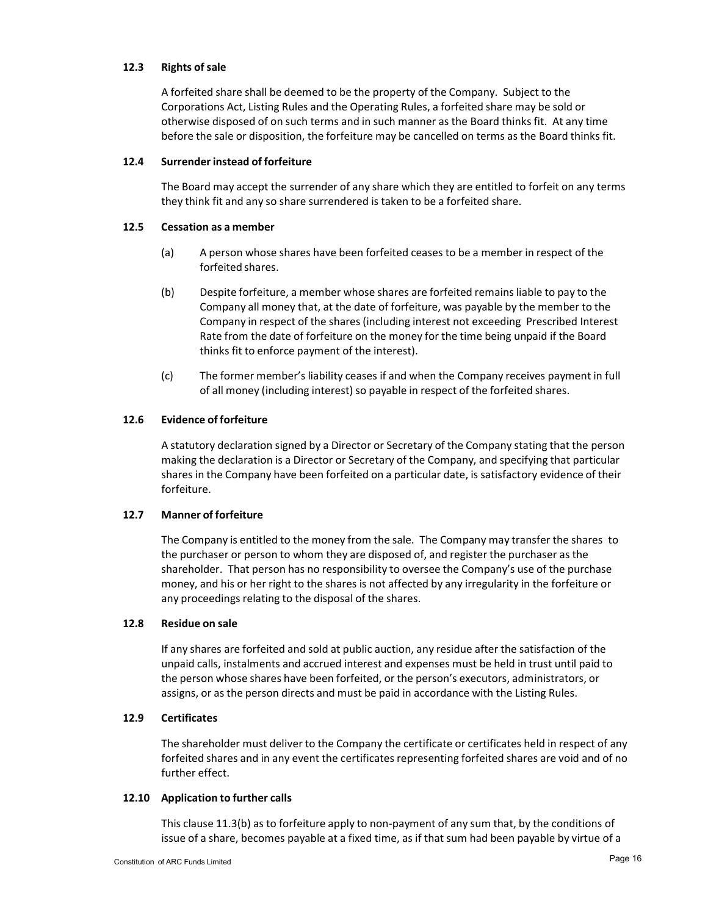### 12.3 Rights of sale

A forfeited share shall be deemed to be the property of the Company. Subject to the Corporations Act, Listing Rules and the Operating Rules, a forfeited share may be sold or otherwise disposed of on such terms and in such manner as the Board thinks fit. At any time before the sale or disposition, the forfeiture may be cancelled on terms as the Board thinks fit.

### 12.4 Surrender instead of forfeiture

The Board may accept the surrender of any share which they are entitled to forfeit on any terms they think fit and any so share surrendered is taken to be a forfeited share.

### 12.5 Cessation as a member

(a) A person whose shares have been forfeited ceases to be a member in respect of the forfeited shares.

(b) Despite forfeiture, a member whose shares are forfeited remains liable to pay to the Company all money that, at the date of forfeiture, was payable by the member to the Company in respect of the shares (including interest not exceeding Prescribed Interest Rate from the date of forfeiture on the money for the time being unpaid if the Board thinks fit to enforce payment of the interest).

(c) The former member's liability ceases if and when the Company receives payment in full of all money (including interest) so payable in respect of the forfeited shares.

### 12.6 Evidence of forfeiture

A statutory declaration signed by a Director or Secretary of the Company stating that the person making the declaration is a Director or Secretary of the Company, and specifying that particular shares in the Company have been forfeited on a particular date, is satisfactory evidence of their forfeiture.

### 12.7 Manner of forfeiture

The Company is entitled to the money from the sale. The Company may transfer the shares to the purchaser or person to whom they are disposed of, and register the purchaser as the shareholder. That person has no responsibility to oversee the Company's use of the purchase money, and his or her right to the shares is not affected by any irregularity in the forfeiture or any proceedings relating to the disposal of the shares.

### 12.8 Residue on sale

If any shares are forfeited and sold at public auction, any residue after the satisfaction of the unpaid calls, instalments and accrued interest and expenses must be held in trust until paid to the person whose shares have been forfeited, or the person's executors, administrators, or assigns, or as the person directs and must be paid in accordance with the Listing Rules.

### 12.9 Certificates

The shareholder must deliver to the Company the certificate or certificates held in respect of any forfeited shares and in any event the certificates representing forfeited shares are void and of no further effect.

### 12.10 Application to further calls

This clause 11.3(b) as to forfeiture apply to non-payment of any sum that, by the conditions of issue of a share, becomes payable at a fixed time, as if that sum had been payable by virtue of a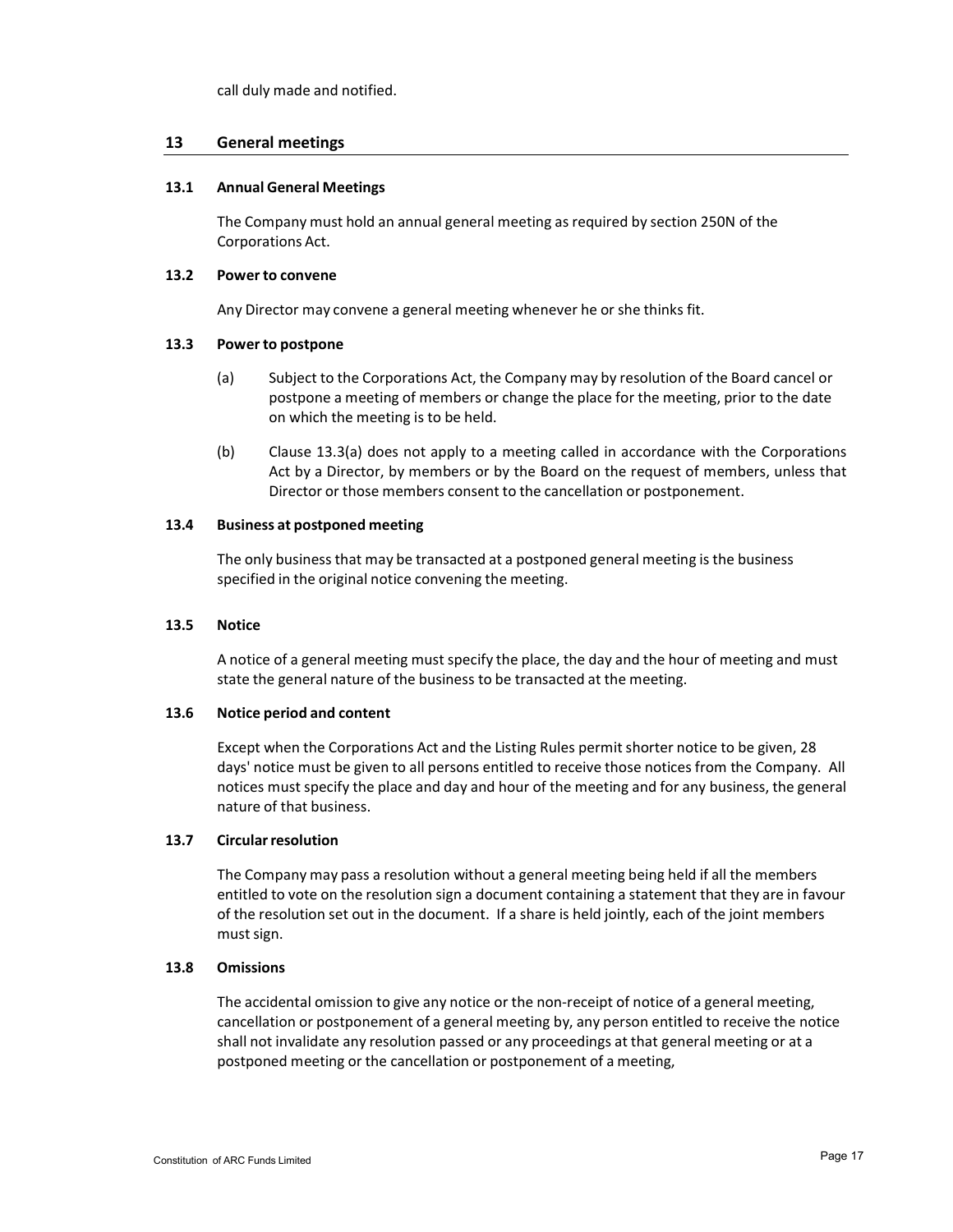call duly made and notified.

## 13 General meetings

### 13.1 Annual General Meetings

The Company must hold an annual general meeting as required by section 250N of the Corporations Act.

### 13.2 Power to convene

Any Director may convene a general meeting whenever he or she thinks fit.

### 13.3 Power to postpone

(a) Subject to the Corporations Act, the Company may by resolution of the Board cancel or postpone a meeting of members or change the place for the meeting, prior to the date on which the meeting is to be held.

(b) Clause 13.3(a) does not apply to a meeting called in accordance with the Corporations Act by a Director, by members or by the Board on the request of members, unless that Director or those members consent to the cancellation or postponement.

### 13.4 Business at postponed meeting

The only business that may be transacted at a postponed general meeting is the business specified in the original notice convening the meeting.

### 13.5 Notice

A notice of a general meeting must specify the place, the day and the hour of meeting and must state the general nature of the business to be transacted at the meeting.

### 13.6 Notice period and content

Except when the Corporations Act and the Listing Rules permit shorter notice to be given, 28 days' notice must be given to all persons entitled to receive those notices from the Company. All notices must specify the place and day and hour of the meeting and for any business, the general nature of that business.

### 13.7 Circular resolution

The Company may pass a resolution without a general meeting being held if all the members entitled to vote on the resolution sign a document containing a statement that they are in favour of the resolution set out in the document. If a share is held jointly, each of the joint members must sign.

### 13.8 Omissions

The accidental omission to give any notice or the non-receipt of notice of a general meeting, cancellation or postponement of a general meeting by, any person entitled to receive the notice shall not invalidate any resolution passed or any proceedings at that general meeting or at a postponed meeting or the cancellation or postponement of a meeting,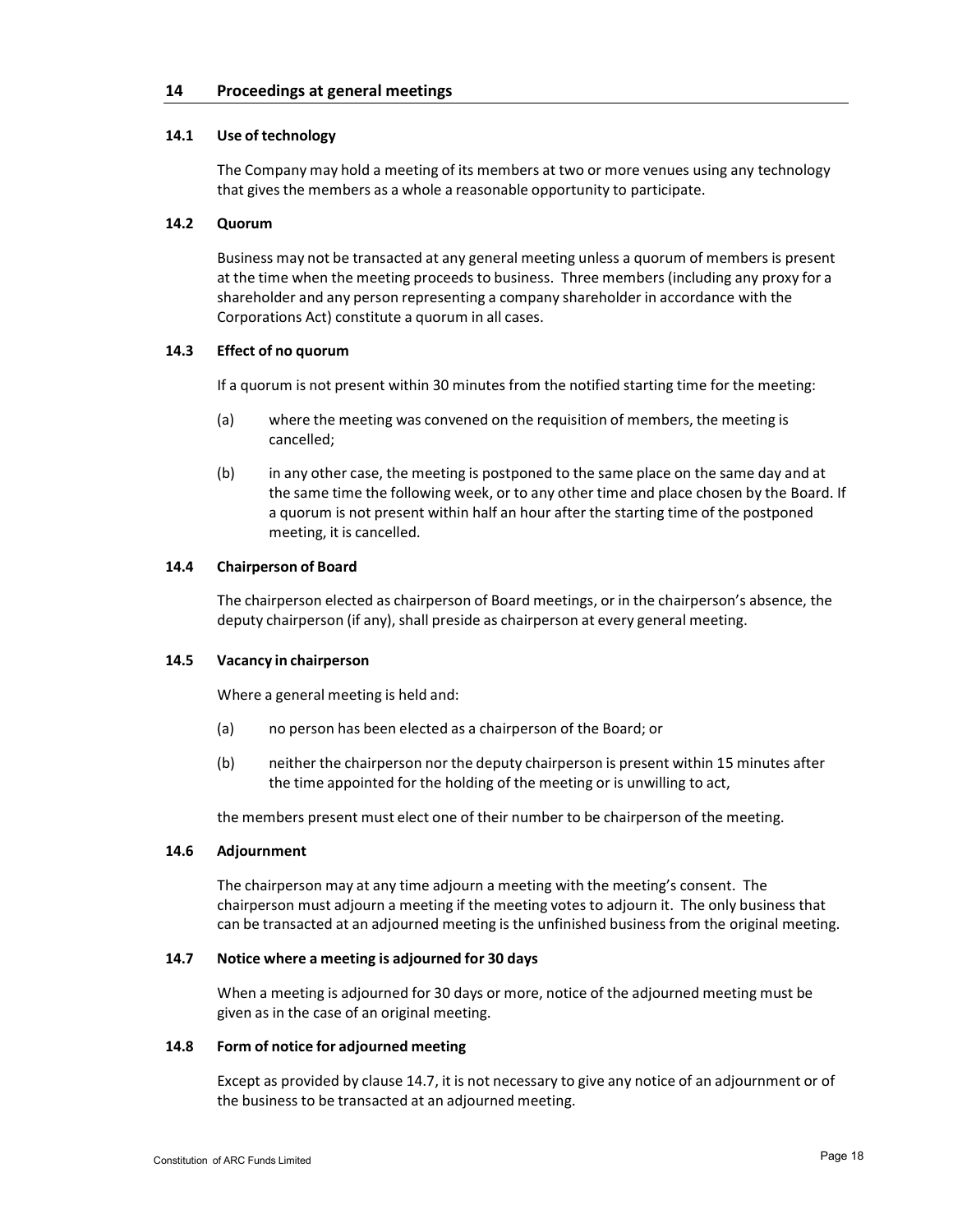## 14 Proceedings at general meetings

### 14.1 Use of technology

The Company may hold a meeting of its members at two or more venues using any technology that gives the members as a whole a reasonable opportunity to participate.

### 14.2 Quorum

Business may not be transacted at any general meeting unless a quorum of members is present at the time when the meeting proceeds to business. Three members (including any proxy for a shareholder and any person representing a company shareholder in accordance with the Corporations Act) constitute a quorum in all cases.

### 14.3 Effect of no quorum

If a quorum is not present within 30 minutes from the notified starting time for the meeting:

(a) where the meeting was convened on the requisition of members, the meeting is cancelled;

(b) in any other case, the meeting is postponed to the same place on the same day and at the same time the following week, or to any other time and place chosen by the Board. If a quorum is not present within half an hour after the starting time of the postponed meeting, it is cancelled.

### 14.4 Chairperson of Board

The chairperson elected as chairperson of Board meetings, or in the chairperson's absence, the deputy chairperson (if any), shall preside as chairperson at every general meeting.

### 14.5 Vacancy in chairperson

Where a general meeting is held and:

(a) no person has been elected as a chairperson of the Board; or

(b) neither the chairperson nor the deputy chairperson is present within 15 minutes after the time appointed for the holding of the meeting or is unwilling to act,

the members present must elect one of their number to be chairperson of the meeting.

### 14.6 Adjournment

The chairperson may at any time adjourn a meeting with the meeting's consent. The chairperson must adjourn a meeting if the meeting votes to adjourn it. The only business that can be transacted at an adjourned meeting is the unfinished business from the original meeting.

### 14.7 Notice where a meeting is adjourned for 30 days

When a meeting is adjourned for 30 days or more, notice of the adjourned meeting must be given as in the case of an original meeting.

### 14.8 Form of notice for adjourned meeting

Except as provided by clause 14.7, it is not necessary to give any notice of an adjournment or of the business to be transacted at an adjourned meeting.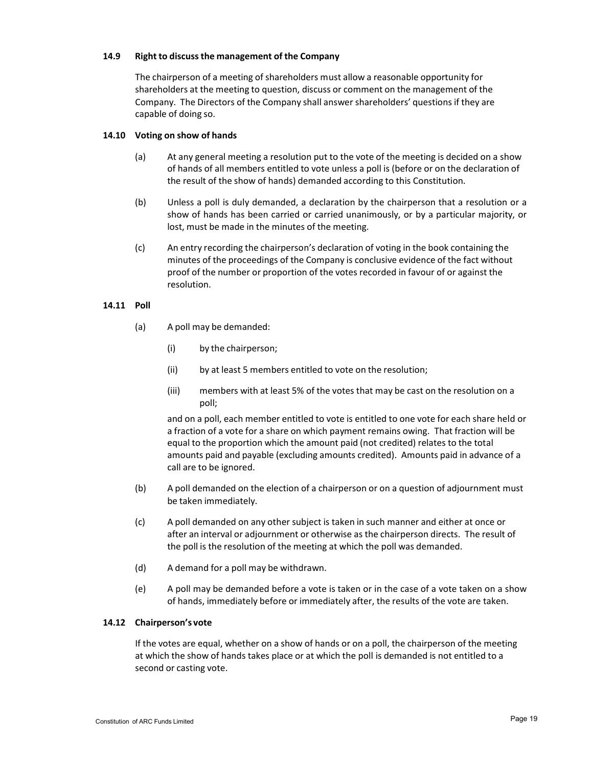### 14.9 Right to discuss the management of the Company

The chairperson of a meeting of shareholders must allow a reasonable opportunity for shareholders at the meeting to question, discuss or comment on the management of the Company. The Directors of the Company shall answer shareholders' questions if they are capable of doing so.

### 14.10 Voting on show of hands

(a) At any general meeting a resolution put to the vote of the meeting is decided on a show of hands of all members entitled to vote unless a poll is (before or on the declaration of the result of the show of hands) demanded according to this Constitution.

(b) Unless a poll is duly demanded, a declaration by the chairperson that a resolution or a show of hands has been carried or carried unanimously, or by a particular majority, or lost, must be made in the minutes of the meeting.

(c) An entry recording the chairperson's declaration of voting in the book containing the minutes of the proceedings of the Company is conclusive evidence of the fact without proof of the number or proportion of the votes recorded in favour of or against the resolution.

### 14.11 Poll

(a) A poll may be demanded:

(i) by the chairperson;

(ii) by at least 5 members entitled to vote on the resolution;

(iii) members with at least 5% of the votes that may be cast on the resolution on a poll;

and on a poll, each member entitled to vote is entitled to one vote for each share held or a fraction of a vote for a share on which payment remains owing. That fraction will be equal to the proportion which the amount paid (not credited) relates to the total amounts paid and payable (excluding amounts credited). Amounts paid in advance of a call are to be ignored.

(b) A poll demanded on the election of a chairperson or on a question of adjournment must be taken immediately.

(c) A poll demanded on any other subject is taken in such manner and either at once or after an interval or adjournment or otherwise as the chairperson directs. The result of the poll is the resolution of the meeting at which the poll was demanded.

(d) A demand for a poll may be withdrawn.

(e) A poll may be demanded before a vote is taken or in the case of a vote taken on a show of hands, immediately before or immediately after, the results of the vote are taken.

### 14.12 Chairperson's vote

If the votes are equal, whether on a show of hands or on a poll, the chairperson of the meeting at which the show of hands takes place or at which the poll is demanded is not entitled to a second or casting vote.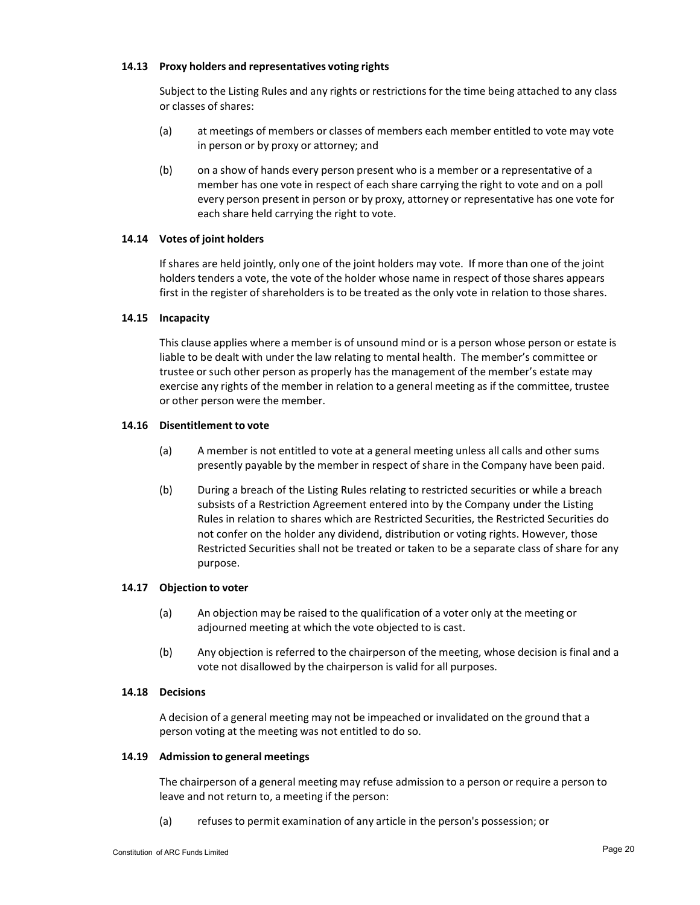### 14.13 Proxy holders and representatives voting rights

Subject to the Listing Rules and any rights or restrictions for the time being attached to any class or classes of shares:

(a) at meetings of members or classes of members each member entitled to vote may vote in person or by proxy or attorney; and

(b) on a show of hands every person present who is a member or a representative of a member has one vote in respect of each share carrying the right to vote and on a poll every person present in person or by proxy, attorney or representative has one vote for each share held carrying the right to vote.

### 14.14 Votes of joint holders

If shares are held jointly, only one of the joint holders may vote. If more than one of the joint holders tenders a vote, the vote of the holder whose name in respect of those shares appears first in the register of shareholders is to be treated as the only vote in relation to those shares.

### 14.15 Incapacity

This clause applies where a member is of unsound mind or is a person whose person or estate is liable to be dealt with under the law relating to mental health. The member's committee or trustee or such other person as properly has the management of the member's estate may exercise any rights of the member in relation to a general meeting as if the committee, trustee or other person were the member.

### 14.16 Disentitlement to vote

(a) A member is not entitled to vote at a general meeting unless all calls and other sums presently payable by the member in respect of share in the Company have been paid.

(b) During a breach of the Listing Rules relating to restricted securities or while a breach subsists of a Restriction Agreement entered into by the Company under the Listing Rules in relation to shares which are Restricted Securities, the Restricted Securities do not confer on the holder any dividend, distribution or voting rights. However, those Restricted Securities shall not be treated or taken to be a separate class of share for any purpose.

### 14.17 Objection to voter

(a) An objection may be raised to the qualification of a voter only at the meeting or adjourned meeting at which the vote objected to is cast.

(b) Any objection is referred to the chairperson of the meeting, whose decision is final and a vote not disallowed by the chairperson is valid for all purposes.

### 14.18 Decisions

A decision of a general meeting may not be impeached or invalidated on the ground that a person voting at the meeting was not entitled to do so.

### 14.19 Admission to general meetings

The chairperson of a general meeting may refuse admission to a person or require a person to leave and not return to, a meeting if the person:

(a) refuses to permit examination of any article in the person's possession; or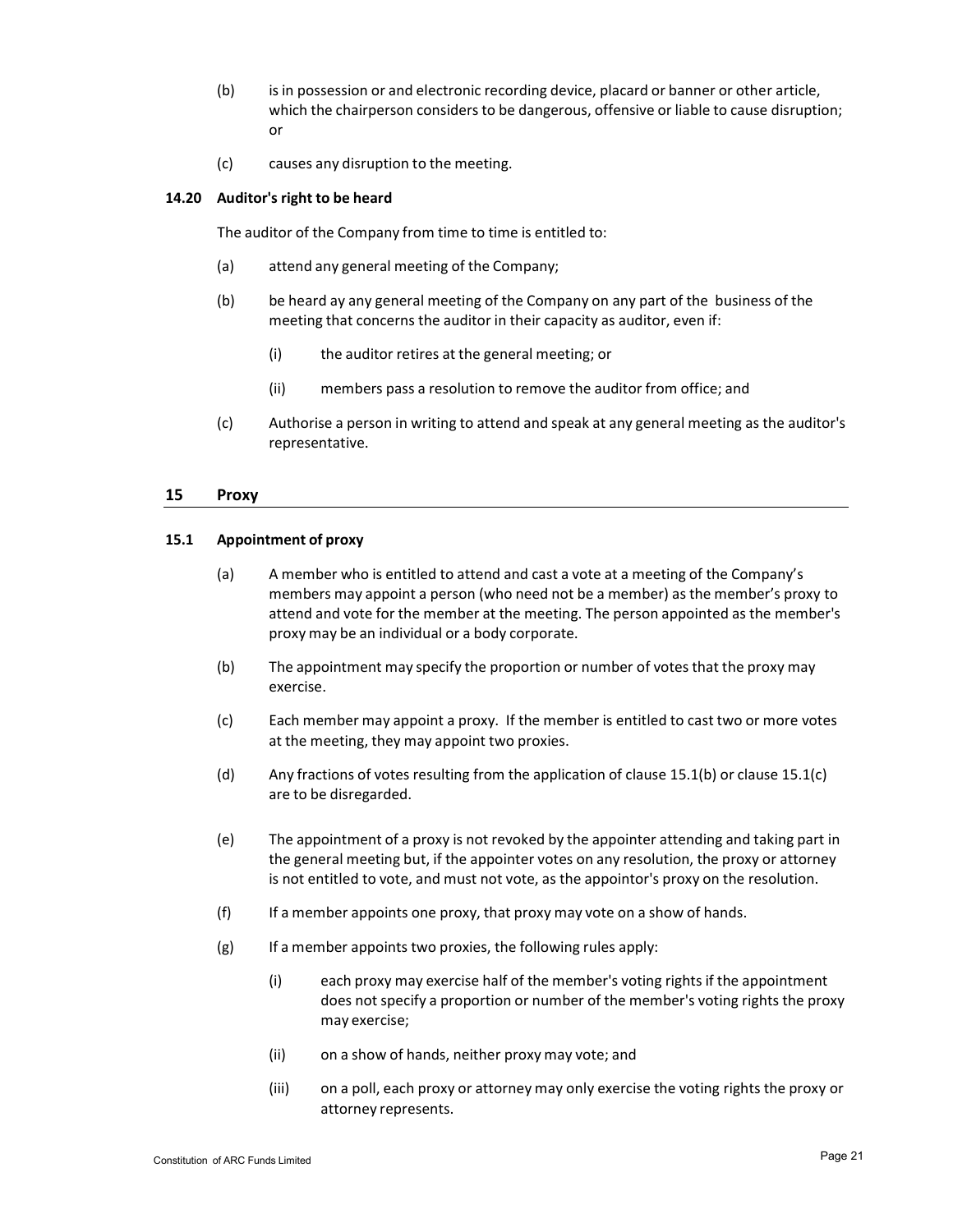(b) is in possession or and electronic recording device, placard or banner or other article, which the chairperson considers to be dangerous, offensive or liable to cause disruption; or

(c) causes any disruption to the meeting.

### 14.20 Auditor's right to be heard

The auditor of the Company from time to time is entitled to:

(a) attend any general meeting of the Company;

(b) be heard ay any general meeting of the Company on any part of the business of the meeting that concerns the auditor in their capacity as auditor, even if:

  (i) the auditor retires at the general meeting; or

  (ii) members pass a resolution to remove the auditor from office; and

(c) Authorise a person in writing to attend and speak at any general meeting as the auditor's representative.

## 15 Proxy

### 15.1 Appointment of proxy

(a) A member who is entitled to attend and cast a vote at a meeting of the Company's members may appoint a person (who need not be a member) as the member's proxy to attend and vote for the member at the meeting. The person appointed as the member's proxy may be an individual or a body corporate.

(b) The appointment may specify the proportion or number of votes that the proxy may exercise.

(c) Each member may appoint a proxy. If the member is entitled to cast two or more votes at the meeting, they may appoint two proxies.

(d) Any fractions of votes resulting from the application of clause 15.1(b) or clause 15.1(c) are to be disregarded.

(e) The appointment of a proxy is not revoked by the appointer attending and taking part in the general meeting but, if the appointer votes on any resolution, the proxy or attorney is not entitled to vote, and must not vote, as the appointor's proxy on the resolution.

(f) If a member appoints one proxy, that proxy may vote on a show of hands.

(g) If a member appoints two proxies, the following rules apply:

  (i) each proxy may exercise half of the member's voting rights if the appointment does not specify a proportion or number of the member's voting rights the proxy may exercise;

  (ii) on a show of hands, neither proxy may vote; and

  (iii) on a poll, each proxy or attorney may only exercise the voting rights the proxy or attorney represents.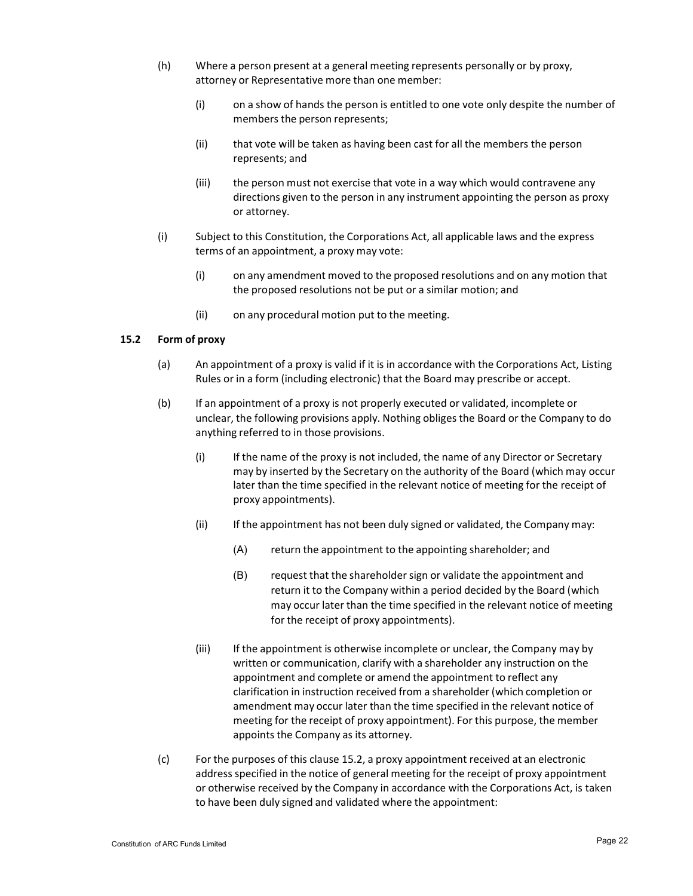(h) Where a person present at a general meeting represents personally or by proxy, attorney or Representative more than one member:

  (i) on a show of hands the person is entitled to one vote only despite the number of members the person represents;

  (ii) that vote will be taken as having been cast for all the members the person represents; and

  (iii) the person must not exercise that vote in a way which would contravene any directions given to the person in any instrument appointing the person as proxy or attorney.

(i) Subject to this Constitution, the Corporations Act, all applicable laws and the express terms of an appointment, a proxy may vote:

  (i) on any amendment moved to the proposed resolutions and on any motion that the proposed resolutions not be put or a similar motion; and

  (ii) on any procedural motion put to the meeting.

### 15.2 Form of proxy

(a) An appointment of a proxy is valid if it is in accordance with the Corporations Act, Listing Rules or in a form (including electronic) that the Board may prescribe or accept.

(b) If an appointment of a proxy is not properly executed or validated, incomplete or unclear, the following provisions apply. Nothing obliges the Board or the Company to do anything referred to in those provisions.

  (i) If the name of the proxy is not included, the name of any Director or Secretary may by inserted by the Secretary on the authority of the Board (which may occur later than the time specified in the relevant notice of meeting for the receipt of proxy appointments).

  (ii) If the appointment has not been duly signed or validated, the Company may:

    (A) return the appointment to the appointing shareholder; and

    (B) request that the shareholder sign or validate the appointment and return it to the Company within a period decided by the Board (which may occur later than the time specified in the relevant notice of meeting for the receipt of proxy appointments).

  (iii) If the appointment is otherwise incomplete or unclear, the Company may by written or communication, clarify with a shareholder any instruction on the appointment and complete or amend the appointment to reflect any clarification in instruction received from a shareholder (which completion or amendment may occur later than the time specified in the relevant notice of meeting for the receipt of proxy appointment). For this purpose, the member appoints the Company as its attorney.

(c) For the purposes of this clause 15.2, a proxy appointment received at an electronic address specified in the notice of general meeting for the receipt of proxy appointment or otherwise received by the Company in accordance with the Corporations Act, is taken to have been duly signed and validated where the appointment: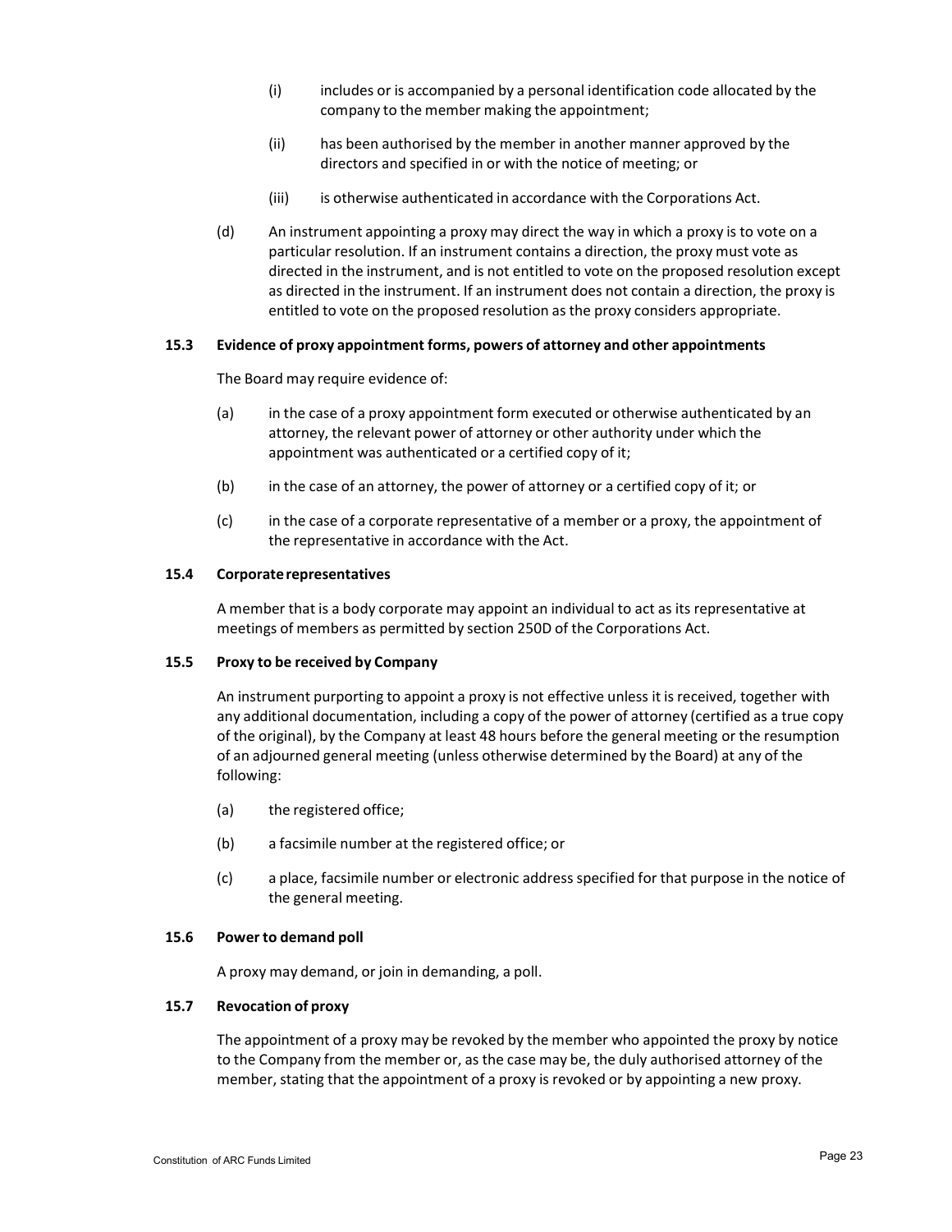(i) includes or is accompanied by a personal identification code allocated by the company to the member making the appointment;

(ii) has been authorised by the member in another manner approved by the directors and specified in or with the notice of meeting; or

(iii) is otherwise authenticated in accordance with the Corporations Act.

(d) An instrument appointing a proxy may direct the way in which a proxy is to vote on a particular resolution. If an instrument contains a direction, the proxy must vote as directed in the instrument, and is not entitled to vote on the proposed resolution except as directed in the instrument. If an instrument does not contain a direction, the proxy is entitled to vote on the proposed resolution as the proxy considers appropriate.

### 15.3 Evidence of proxy appointment forms, powers of attorney and other appointments

The Board may require evidence of:

(a) in the case of a proxy appointment form executed or otherwise authenticated by an attorney, the relevant power of attorney or other authority under which the appointment was authenticated or a certified copy of it;

(b) in the case of an attorney, the power of attorney or a certified copy of it; or

(c) in the case of a corporate representative of a member or a proxy, the appointment of the representative in accordance with the Act.

### 15.4 Corporate representatives

A member that is a body corporate may appoint an individual to act as its representative at meetings of members as permitted by section 250D of the Corporations Act.

### 15.5 Proxy to be received by Company

An instrument purporting to appoint a proxy is not effective unless it is received, together with any additional documentation, including a copy of the power of attorney (certified as a true copy of the original), by the Company at least 48 hours before the general meeting or the resumption of an adjourned general meeting (unless otherwise determined by the Board) at any of the following:

(a) the registered office;

(b) a facsimile number at the registered office; or

(c) a place, facsimile number or electronic address specified for that purpose in the notice of the general meeting.

### 15.6 Power to demand poll

A proxy may demand, or join in demanding, a poll.

### 15.7 Revocation of proxy

The appointment of a proxy may be revoked by the member who appointed the proxy by notice to the Company from the member or, as the case may be, the duly authorised attorney of the member, stating that the appointment of a proxy is revoked or by appointing a new proxy.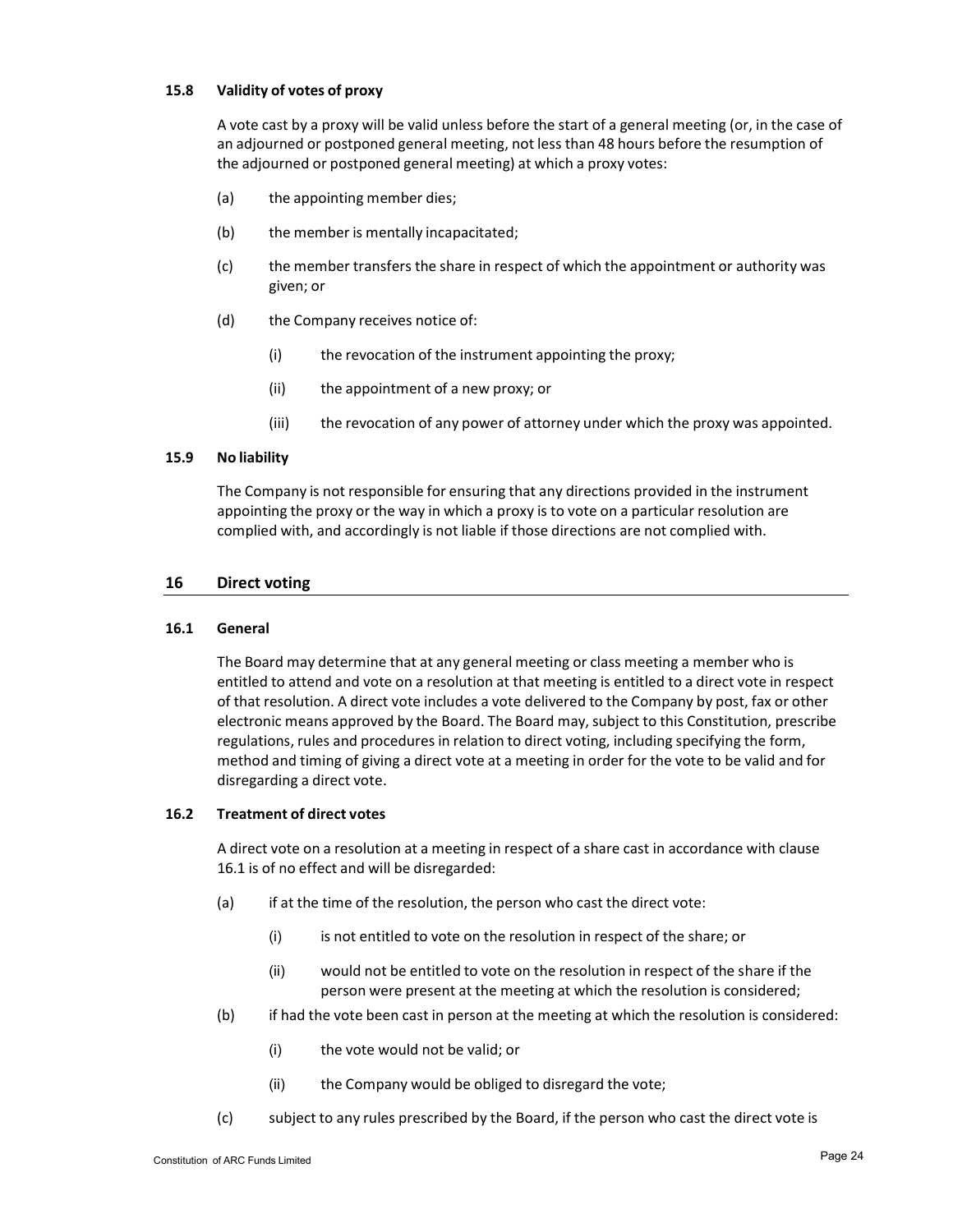### 15.8 Validity of votes of proxy

A vote cast by a proxy will be valid unless before the start of a general meeting (or, in the case of an adjourned or postponed general meeting, not less than 48 hours before the resumption of the adjourned or postponed general meeting) at which a proxy votes:

(a) the appointing member dies;

(b) the member is mentally incapacitated;

(c) the member transfers the share in respect of which the appointment or authority was given; or

(d) the Company receives notice of:

(i) the revocation of the instrument appointing the proxy;

(ii) the appointment of a new proxy; or

(iii) the revocation of any power of attorney under which the proxy was appointed.

### 15.9 No liability

The Company is not responsible for ensuring that any directions provided in the instrument appointing the proxy or the way in which a proxy is to vote on a particular resolution are complied with, and accordingly is not liable if those directions are not complied with.

## 16 Direct voting

### 16.1 General

The Board may determine that at any general meeting or class meeting a member who is entitled to attend and vote on a resolution at that meeting is entitled to a direct vote in respect of that resolution. A direct vote includes a vote delivered to the Company by post, fax or other electronic means approved by the Board. The Board may, subject to this Constitution, prescribe regulations, rules and procedures in relation to direct voting, including specifying the form, method and timing of giving a direct vote at a meeting in order for the vote to be valid and for disregarding a direct vote.

### 16.2 Treatment of direct votes

A direct vote on a resolution at a meeting in respect of a share cast in accordance with clause 16.1 is of no effect and will be disregarded:

(a) if at the time of the resolution, the person who cast the direct vote:

(i) is not entitled to vote on the resolution in respect of the share; or

(ii) would not be entitled to vote on the resolution in respect of the share if the person were present at the meeting at which the resolution is considered;

(b) if had the vote been cast in person at the meeting at which the resolution is considered:

(i) the vote would not be valid; or

(ii) the Company would be obliged to disregard the vote;

(c) subject to any rules prescribed by the Board, if the person who cast the direct vote is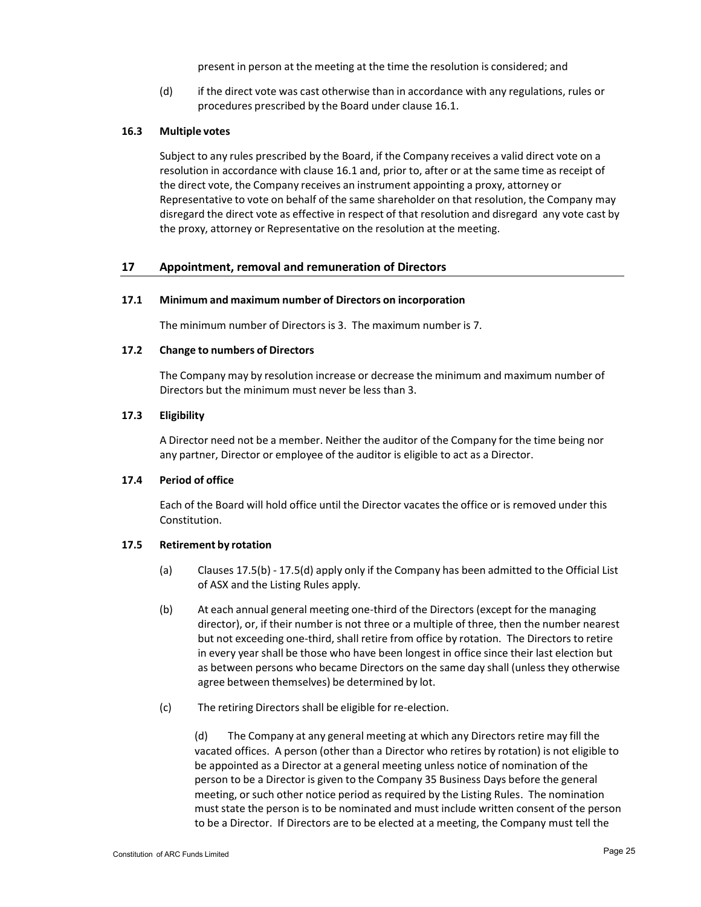present in person at the meeting at the time the resolution is considered; and

(d) if the direct vote was cast otherwise than in accordance with any regulations, rules or procedures prescribed by the Board under clause 16.1.

### 16.3 Multiple votes

Subject to any rules prescribed by the Board, if the Company receives a valid direct vote on a resolution in accordance with clause 16.1 and, prior to, after or at the same time as receipt of the direct vote, the Company receives an instrument appointing a proxy, attorney or Representative to vote on behalf of the same shareholder on that resolution, the Company may disregard the direct vote as effective in respect of that resolution and disregard any vote cast by the proxy, attorney or Representative on the resolution at the meeting.

## 17 Appointment, removal and remuneration of Directors

### 17.1 Minimum and maximum number of Directors on incorporation

The minimum number of Directors is 3. The maximum number is 7.

### 17.2 Change to numbers of Directors

The Company may by resolution increase or decrease the minimum and maximum number of Directors but the minimum must never be less than 3.

### 17.3 Eligibility

A Director need not be a member. Neither the auditor of the Company for the time being nor any partner, Director or employee of the auditor is eligible to act as a Director.

### 17.4 Period of office

Each of the Board will hold office until the Director vacates the office or is removed under this Constitution.

### 17.5 Retirement by rotation

(a) Clauses 17.5(b) - 17.5(d) apply only if the Company has been admitted to the Official List of ASX and the Listing Rules apply.

(b) At each annual general meeting one-third of the Directors (except for the managing director), or, if their number is not three or a multiple of three, then the number nearest but not exceeding one-third, shall retire from office by rotation. The Directors to retire in every year shall be those who have been longest in office since their last election but as between persons who became Directors on the same day shall (unless they otherwise agree between themselves) be determined by lot.

(c) The retiring Directors shall be eligible for re-election.

(d) The Company at any general meeting at which any Directors retire may fill the vacated offices. A person (other than a Director who retires by rotation) is not eligible to be appointed as a Director at a general meeting unless notice of nomination of the person to be a Director is given to the Company 35 Business Days before the general meeting, or such other notice period as required by the Listing Rules. The nomination must state the person is to be nominated and must include written consent of the person to be a Director. If Directors are to be elected at a meeting, the Company must tell the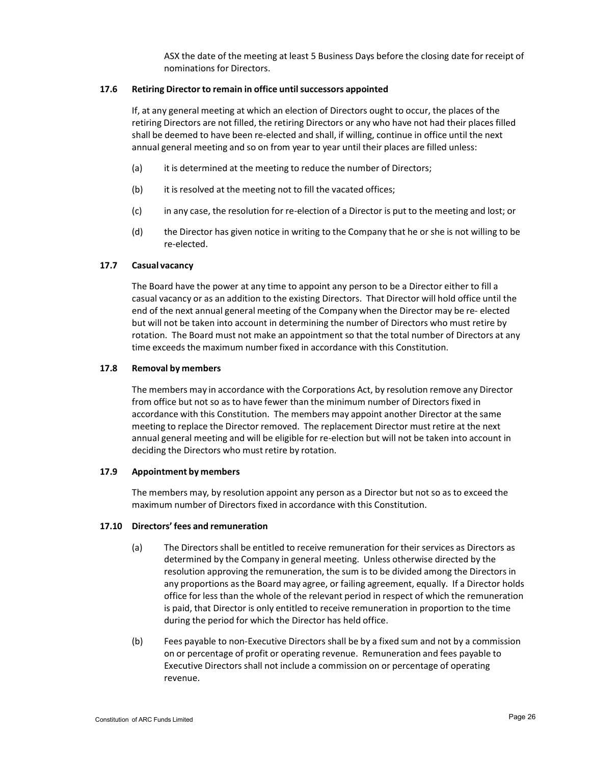ASX the date of the meeting at least 5 Business Days before the closing date for receipt of nominations for Directors.

### 17.6 Retiring Director to remain in office until successors appointed

If, at any general meeting at which an election of Directors ought to occur, the places of the retiring Directors are not filled, the retiring Directors or any who have not had their places filled shall be deemed to have been re-elected and shall, if willing, continue in office until the next annual general meeting and so on from year to year until their places are filled unless:

(a) it is determined at the meeting to reduce the number of Directors;

(b) it is resolved at the meeting not to fill the vacated offices;

(c) in any case, the resolution for re-election of a Director is put to the meeting and lost; or

(d) the Director has given notice in writing to the Company that he or she is not willing to be re-elected.

### 17.7 Casual vacancy

The Board have the power at any time to appoint any person to be a Director either to fill a casual vacancy or as an addition to the existing Directors. That Director will hold office until the end of the next annual general meeting of the Company when the Director may be re- elected but will not be taken into account in determining the number of Directors who must retire by rotation. The Board must not make an appointment so that the total number of Directors at any time exceeds the maximum number fixed in accordance with this Constitution.

### 17.8 Removal by members

The members may in accordance with the Corporations Act, by resolution remove any Director from office but not so as to have fewer than the minimum number of Directors fixed in accordance with this Constitution. The members may appoint another Director at the same meeting to replace the Director removed. The replacement Director must retire at the next annual general meeting and will be eligible for re-election but will not be taken into account in deciding the Directors who must retire by rotation.

### 17.9 Appointment by members

The members may, by resolution appoint any person as a Director but not so as to exceed the maximum number of Directors fixed in accordance with this Constitution.

### 17.10 Directors' fees and remuneration

(a) The Directors shall be entitled to receive remuneration for their services as Directors as determined by the Company in general meeting. Unless otherwise directed by the resolution approving the remuneration, the sum is to be divided among the Directors in any proportions as the Board may agree, or failing agreement, equally. If a Director holds office for less than the whole of the relevant period in respect of which the remuneration is paid, that Director is only entitled to receive remuneration in proportion to the time during the period for which the Director has held office.

(b) Fees payable to non-Executive Directors shall be by a fixed sum and not by a commission on or percentage of profit or operating revenue. Remuneration and fees payable to Executive Directors shall not include a commission on or percentage of operating revenue.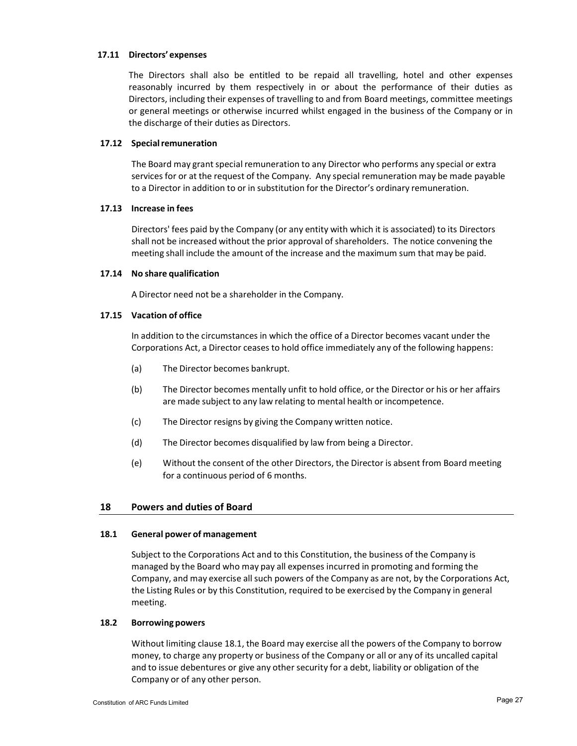### 17.11 Directors' expenses

The Directors shall also be entitled to be repaid all travelling, hotel and other expenses reasonably incurred by them respectively in or about the performance of their duties as Directors, including their expenses of travelling to and from Board meetings, committee meetings or general meetings or otherwise incurred whilst engaged in the business of the Company or in the discharge of their duties as Directors.

### 17.12 Special remuneration

The Board may grant special remuneration to any Director who performs any special or extra services for or at the request of the Company. Any special remuneration may be made payable to a Director in addition to or in substitution for the Director's ordinary remuneration.

### 17.13 Increase in fees

Directors' fees paid by the Company (or any entity with which it is associated) to its Directors shall not be increased without the prior approval of shareholders. The notice convening the meeting shall include the amount of the increase and the maximum sum that may be paid.

### 17.14 No share qualification

A Director need not be a shareholder in the Company.

### 17.15 Vacation of office

In addition to the circumstances in which the office of a Director becomes vacant under the Corporations Act, a Director ceases to hold office immediately any of the following happens:

(a) The Director becomes bankrupt.

(b) The Director becomes mentally unfit to hold office, or the Director or his or her affairs are made subject to any law relating to mental health or incompetence.

(c) The Director resigns by giving the Company written notice.

(d) The Director becomes disqualified by law from being a Director.

(e) Without the consent of the other Directors, the Director is absent from Board meeting for a continuous period of 6 months.

## 18 Powers and duties of Board

### 18.1 General power of management

Subject to the Corporations Act and to this Constitution, the business of the Company is managed by the Board who may pay all expenses incurred in promoting and forming the Company, and may exercise all such powers of the Company as are not, by the Corporations Act, the Listing Rules or by this Constitution, required to be exercised by the Company in general meeting.

### 18.2 Borrowing powers

Without limiting clause 18.1, the Board may exercise all the powers of the Company to borrow money, to charge any property or business of the Company or all or any of its uncalled capital and to issue debentures or give any other security for a debt, liability or obligation of the Company or of any other person.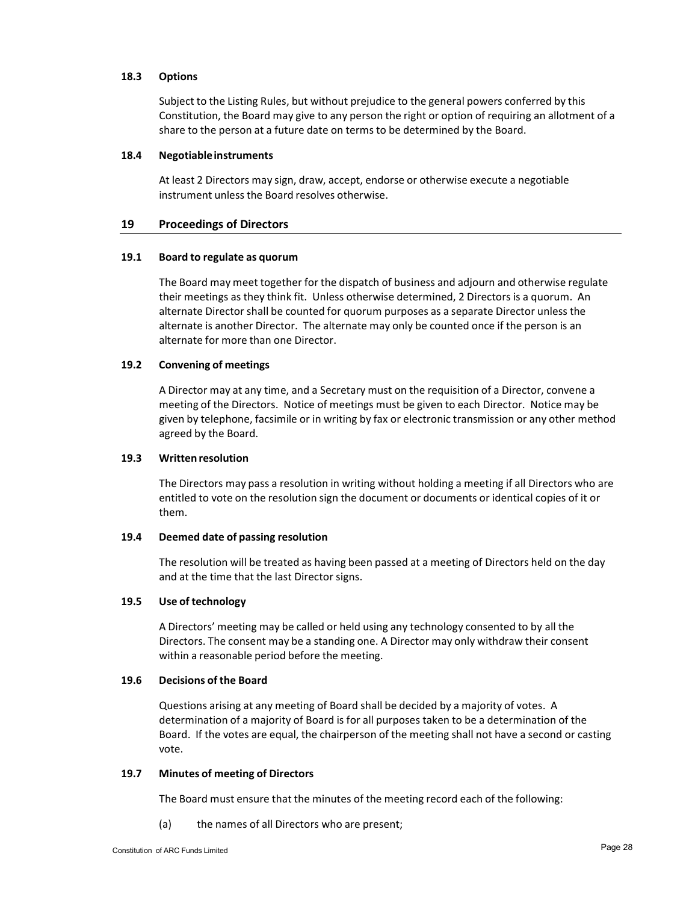#### 18.3 Options

Subject to the Listing Rules, but without prejudice to the general powers conferred by this Constitution, the Board may give to any person the right or option of requiring an allotment of a share to the person at a future date on terms to be determined by the Board.

#### 18.4 Negotiable instruments

At least 2 Directors may sign, draw, accept, endorse or otherwise execute a negotiable instrument unless the Board resolves otherwise.

### 19 Proceedings of Directors

#### 19.1 Board to regulate as quorum

The Board may meet together for the dispatch of business and adjourn and otherwise regulate their meetings as they think fit. Unless otherwise determined, 2 Directors is a quorum. An alternate Director shall be counted for quorum purposes as a separate Director unless the alternate is another Director. The alternate may only be counted once if the person is an alternate for more than one Director.

#### 19.2 Convening of meetings

A Director may at any time, and a Secretary must on the requisition of a Director, convene a meeting of the Directors. Notice of meetings must be given to each Director. Notice may be given by telephone, facsimile or in writing by fax or electronic transmission or any other method agreed by the Board.

#### 19.3 Written resolution

The Directors may pass a resolution in writing without holding a meeting if all Directors who are entitled to vote on the resolution sign the document or documents or identical copies of it or them.

#### 19.4 Deemed date of passing resolution

The resolution will be treated as having been passed at a meeting of Directors held on the day and at the time that the last Director signs.

#### 19.5 Use of technology

A Directors' meeting may be called or held using any technology consented to by all the Directors. The consent may be a standing one. A Director may only withdraw their consent within a reasonable period before the meeting.

#### 19.6 Decisions of the Board

Questions arising at any meeting of Board shall be decided by a majority of votes. A determination of a majority of Board is for all purposes taken to be a determination of the Board. If the votes are equal, the chairperson of the meeting shall not have a second or casting vote.

#### 19.7 Minutes of meeting of Directors

The Board must ensure that the minutes of the meeting record each of the following:

(a) the names of all Directors who are present;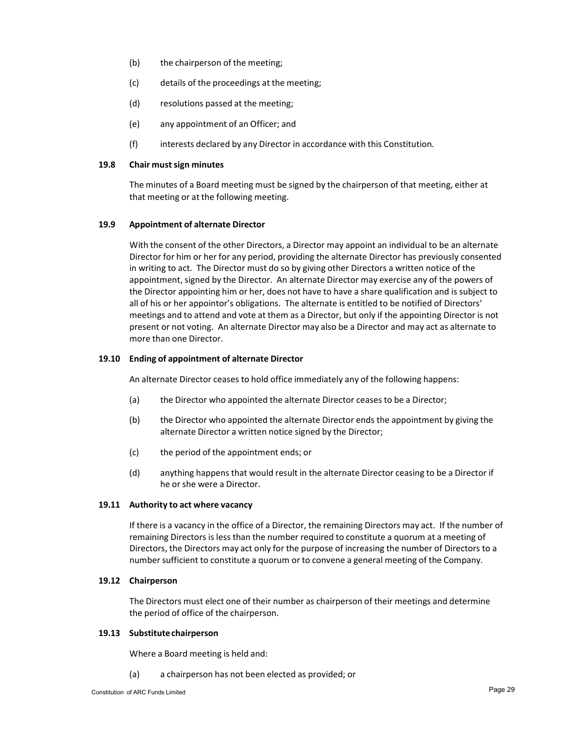(b) the chairperson of the meeting;

(c) details of the proceedings at the meeting;

(d) resolutions passed at the meeting;

(e) any appointment of an Officer; and

(f) interests declared by any Director in accordance with this Constitution.

**19.8 Chair must sign minutes**

The minutes of a Board meeting must be signed by the chairperson of that meeting, either at that meeting or at the following meeting.

**19.9 Appointment of alternate Director**

With the consent of the other Directors, a Director may appoint an individual to be an alternate Director for him or her for any period, providing the alternate Director has previously consented in writing to act. The Director must do so by giving other Directors a written notice of the appointment, signed by the Director. An alternate Director may exercise any of the powers of the Director appointing him or her, does not have to have a share qualification and is subject to all of his or her appointor's obligations. The alternate is entitled to be notified of Directors' meetings and to attend and vote at them as a Director, but only if the appointing Director is not present or not voting. An alternate Director may also be a Director and may act as alternate to more than one Director.

**19.10 Ending of appointment of alternate Director**

An alternate Director ceases to hold office immediately any of the following happens:

(a) the Director who appointed the alternate Director ceases to be a Director;

(b) the Director who appointed the alternate Director ends the appointment by giving the alternate Director a written notice signed by the Director;

(c) the period of the appointment ends; or

(d) anything happens that would result in the alternate Director ceasing to be a Director if he or she were a Director.

**19.11 Authority to act where vacancy**

If there is a vacancy in the office of a Director, the remaining Directors may act. If the number of remaining Directors is less than the number required to constitute a quorum at a meeting of Directors, the Directors may act only for the purpose of increasing the number of Directors to a number sufficient to constitute a quorum or to convene a general meeting of the Company.

**19.12 Chairperson**

The Directors must elect one of their number as chairperson of their meetings and determine the period of office of the chairperson.

**19.13 Substitute chairperson**

Where a Board meeting is held and:

(a) a chairperson has not been elected as provided; or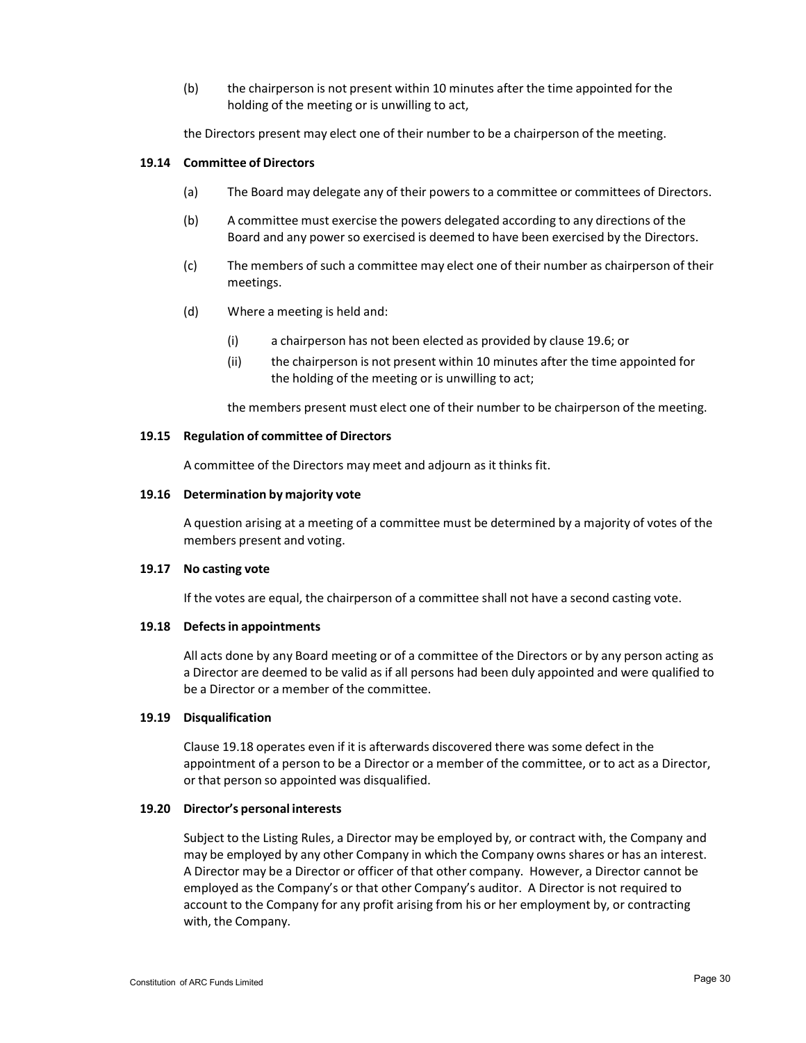(b) the chairperson is not present within 10 minutes after the time appointed for the holding of the meeting or is unwilling to act,

the Directors present may elect one of their number to be a chairperson of the meeting.

**19.14 Committee of Directors**

(a) The Board may delegate any of their powers to a committee or committees of Directors.

(b) A committee must exercise the powers delegated according to any directions of the Board and any power so exercised is deemed to have been exercised by the Directors.

(c) The members of such a committee may elect one of their number as chairperson of their meetings.

(d) Where a meeting is held and:

(i) a chairperson has not been elected as provided by clause 19.6; or

(ii) the chairperson is not present within 10 minutes after the time appointed for the holding of the meeting or is unwilling to act;

the members present must elect one of their number to be chairperson of the meeting.

**19.15 Regulation of committee of Directors**

A committee of the Directors may meet and adjourn as it thinks fit.

**19.16 Determination by majority vote**

A question arising at a meeting of a committee must be determined by a majority of votes of the members present and voting.

**19.17 No casting vote**

If the votes are equal, the chairperson of a committee shall not have a second casting vote.

**19.18 Defects in appointments**

All acts done by any Board meeting or of a committee of the Directors or by any person acting as a Director are deemed to be valid as if all persons had been duly appointed and were qualified to be a Director or a member of the committee.

**19.19 Disqualification**

Clause 19.18 operates even if it is afterwards discovered there was some defect in the appointment of a person to be a Director or a member of the committee, or to act as a Director, or that person so appointed was disqualified.

**19.20 Director's personal interests**

Subject to the Listing Rules, a Director may be employed by, or contract with, the Company and may be employed by any other Company in which the Company owns shares or has an interest. A Director may be a Director or officer of that other company. However, a Director cannot be employed as the Company's or that other Company's auditor. A Director is not required to account to the Company for any profit arising from his or her employment by, or contracting with, the Company.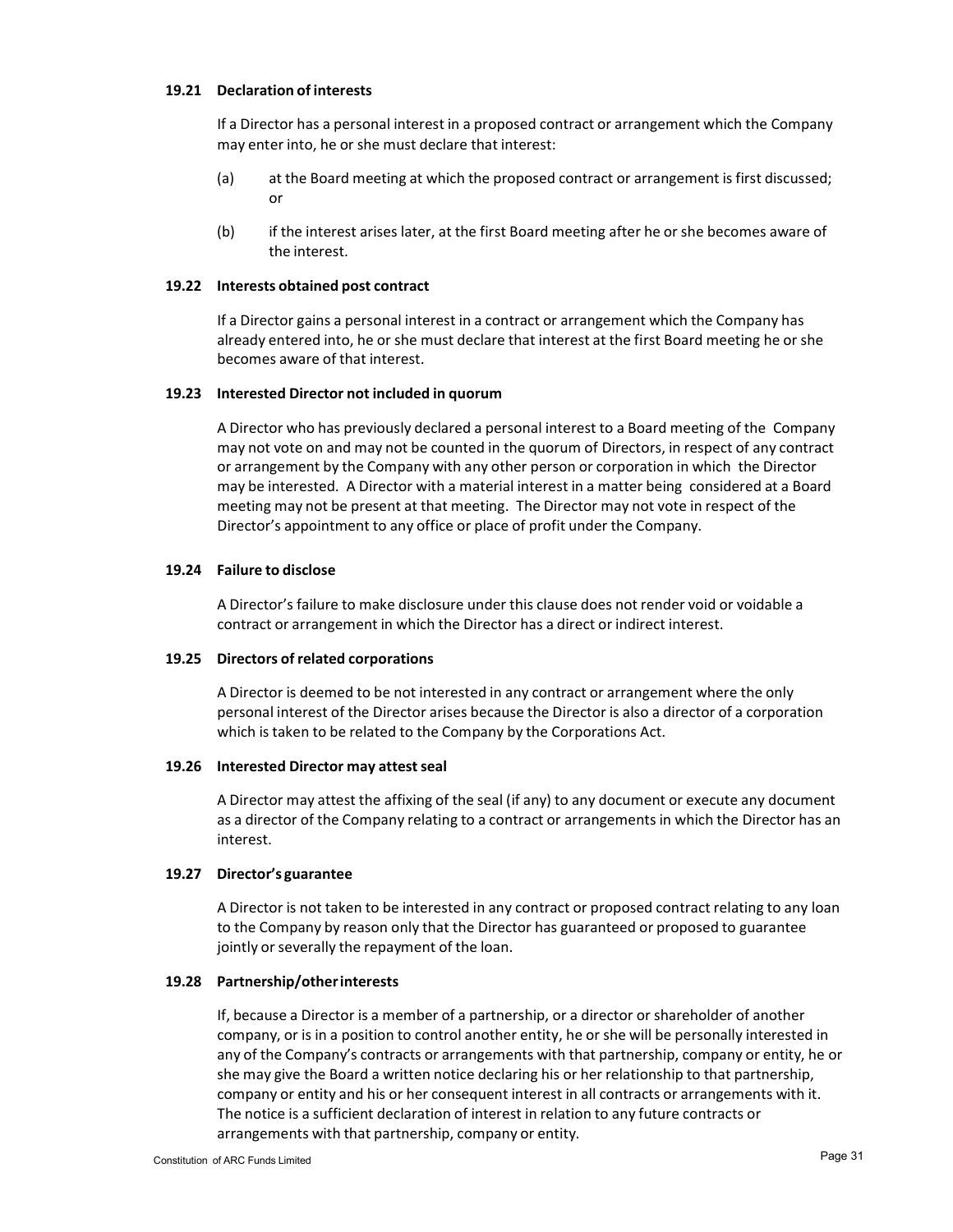**19.21 Declaration of interests**

If a Director has a personal interest in a proposed contract or arrangement which the Company may enter into, he or she must declare that interest:

(a) at the Board meeting at which the proposed contract or arrangement is first discussed; or

(b) if the interest arises later, at the first Board meeting after he or she becomes aware of the interest.

**19.22 Interests obtained post contract**

If a Director gains a personal interest in a contract or arrangement which the Company has already entered into, he or she must declare that interest at the first Board meeting he or she becomes aware of that interest.

**19.23 Interested Director not included in quorum**

A Director who has previously declared a personal interest to a Board meeting of the Company may not vote on and may not be counted in the quorum of Directors, in respect of any contract or arrangement by the Company with any other person or corporation in which the Director may be interested. A Director with a material interest in a matter being considered at a Board meeting may not be present at that meeting. The Director may not vote in respect of the Director's appointment to any office or place of profit under the Company.

**19.24 Failure to disclose**

A Director's failure to make disclosure under this clause does not render void or voidable a contract or arrangement in which the Director has a direct or indirect interest.

**19.25 Directors of related corporations**

A Director is deemed to be not interested in any contract or arrangement where the only personal interest of the Director arises because the Director is also a director of a corporation which is taken to be related to the Company by the Corporations Act.

**19.26 Interested Director may attest seal**

A Director may attest the affixing of the seal (if any) to any document or execute any document as a director of the Company relating to a contract or arrangements in which the Director has an interest.

**19.27 Director's guarantee**

A Director is not taken to be interested in any contract or proposed contract relating to any loan to the Company by reason only that the Director has guaranteed or proposed to guarantee jointly or severally the repayment of the loan.

**19.28 Partnership/other interests**

If, because a Director is a member of a partnership, or a director or shareholder of another company, or is in a position to control another entity, he or she will be personally interested in any of the Company's contracts or arrangements with that partnership, company or entity, he or she may give the Board a written notice declaring his or her relationship to that partnership, company or entity and his or her consequent interest in all contracts or arrangements with it. The notice is a sufficient declaration of interest in relation to any future contracts or arrangements with that partnership, company or entity.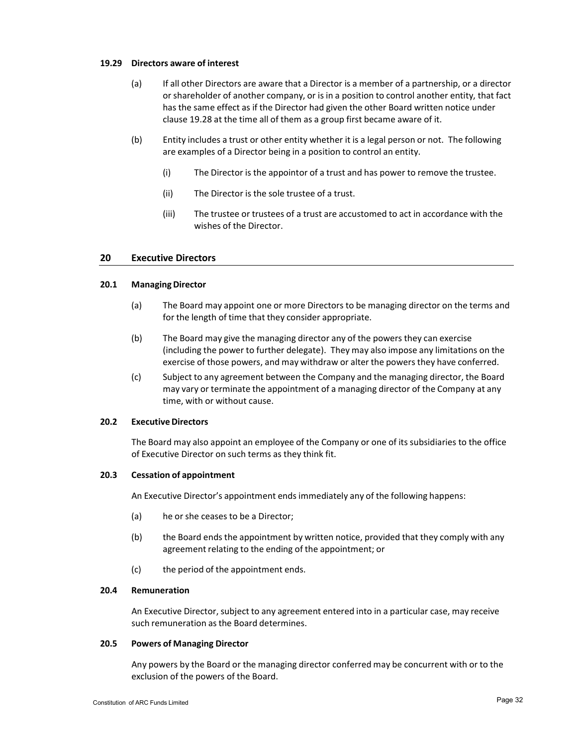#### 19.29 Directors aware of interest

(a) If all other Directors are aware that a Director is a member of a partnership, or a director or shareholder of another company, or is in a position to control another entity, that fact has the same effect as if the Director had given the other Board written notice under clause 19.28 at the time all of them as a group first became aware of it.

(b) Entity includes a trust or other entity whether it is a legal person or not. The following are examples of a Director being in a position to control an entity.

(i) The Director is the appointor of a trust and has power to remove the trustee.

(ii) The Director is the sole trustee of a trust.

(iii) The trustee or trustees of a trust are accustomed to act in accordance with the wishes of the Director.

## 20 Executive Directors

#### 20.1 Managing Director

(a) The Board may appoint one or more Directors to be managing director on the terms and for the length of time that they consider appropriate.

(b) The Board may give the managing director any of the powers they can exercise (including the power to further delegate). They may also impose any limitations on the exercise of those powers, and may withdraw or alter the powers they have conferred.

(c) Subject to any agreement between the Company and the managing director, the Board may vary or terminate the appointment of a managing director of the Company at any time, with or without cause.

#### 20.2 Executive Directors

The Board may also appoint an employee of the Company or one of its subsidiaries to the office of Executive Director on such terms as they think fit.

#### 20.3 Cessation of appointment

An Executive Director's appointment ends immediately any of the following happens:

(a) he or she ceases to be a Director;

(b) the Board ends the appointment by written notice, provided that they comply with any agreement relating to the ending of the appointment; or

(c) the period of the appointment ends.

#### 20.4 Remuneration

An Executive Director, subject to any agreement entered into in a particular case, may receive such remuneration as the Board determines.

#### 20.5 Powers of Managing Director

Any powers by the Board or the managing director conferred may be concurrent with or to the exclusion of the powers of the Board.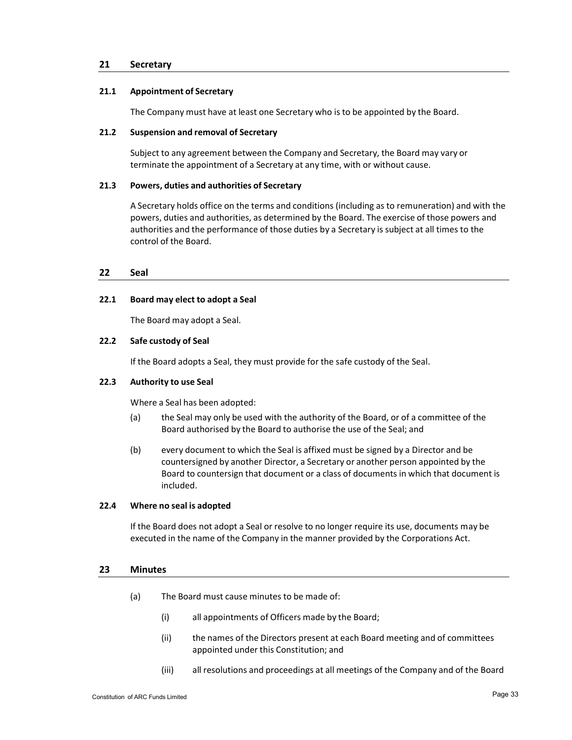## 21 Secretary

### 21.1 Appointment of Secretary

The Company must have at least one Secretary who is to be appointed by the Board.

### 21.2 Suspension and removal of Secretary

Subject to any agreement between the Company and Secretary, the Board may vary or terminate the appointment of a Secretary at any time, with or without cause.

### 21.3 Powers, duties and authorities of Secretary

A Secretary holds office on the terms and conditions (including as to remuneration) and with the powers, duties and authorities, as determined by the Board. The exercise of those powers and authorities and the performance of those duties by a Secretary is subject at all times to the control of the Board.

## 22 Seal

### 22.1 Board may elect to adopt a Seal

The Board may adopt a Seal.

### 22.2 Safe custody of Seal

If the Board adopts a Seal, they must provide for the safe custody of the Seal.

### 22.3 Authority to use Seal

Where a Seal has been adopted:

(a) the Seal may only be used with the authority of the Board, or of a committee of the Board authorised by the Board to authorise the use of the Seal; and

(b) every document to which the Seal is affixed must be signed by a Director and be countersigned by another Director, a Secretary or another person appointed by the Board to countersign that document or a class of documents in which that document is included.

### 22.4 Where no seal is adopted

If the Board does not adopt a Seal or resolve to no longer require its use, documents may be executed in the name of the Company in the manner provided by the Corporations Act.

## 23 Minutes

(a) The Board must cause minutes to be made of:

(i) all appointments of Officers made by the Board;

(ii) the names of the Directors present at each Board meeting and of committees appointed under this Constitution; and

(iii) all resolutions and proceedings at all meetings of the Company and of the Board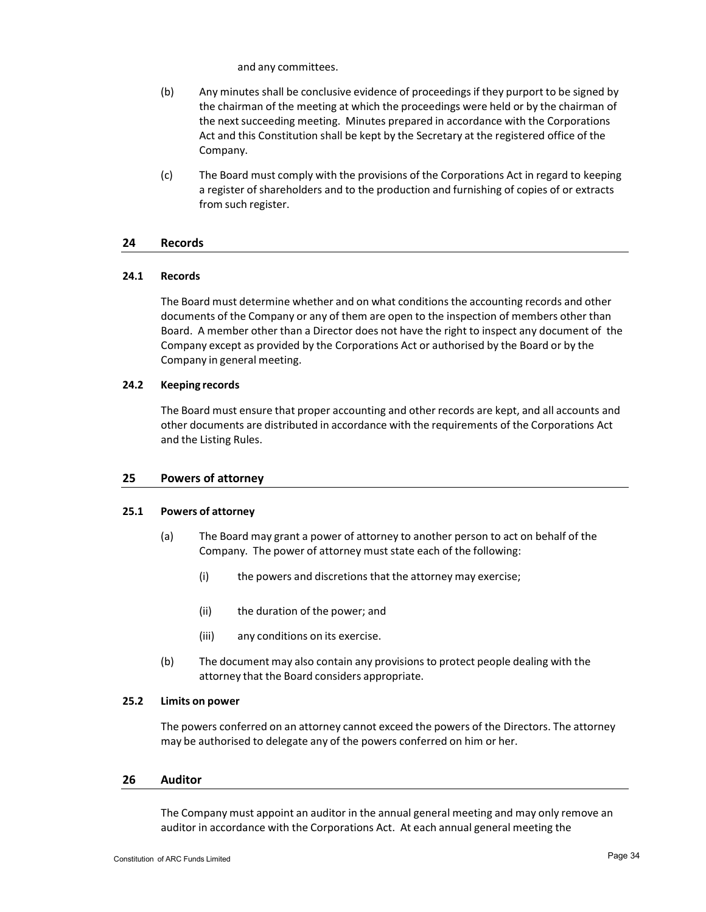and any committees.

(b) Any minutes shall be conclusive evidence of proceedings if they purport to be signed by the chairman of the meeting at which the proceedings were held or by the chairman of the next succeeding meeting. Minutes prepared in accordance with the Corporations Act and this Constitution shall be kept by the Secretary at the registered office of the Company.

(c) The Board must comply with the provisions of the Corporations Act in regard to keeping a register of shareholders and to the production and furnishing of copies of or extracts from such register.

## 24 Records

### 24.1 Records

The Board must determine whether and on what conditions the accounting records and other documents of the Company or any of them are open to the inspection of members other than Board. A member other than a Director does not have the right to inspect any document of the Company except as provided by the Corporations Act or authorised by the Board or by the Company in general meeting.

### 24.2 Keeping records

The Board must ensure that proper accounting and other records are kept, and all accounts and other documents are distributed in accordance with the requirements of the Corporations Act and the Listing Rules.

## 25 Powers of attorney

### 25.1 Powers of attorney

(a) The Board may grant a power of attorney to another person to act on behalf of the Company. The power of attorney must state each of the following:

(i) the powers and discretions that the attorney may exercise;

(ii) the duration of the power; and

(iii) any conditions on its exercise.

(b) The document may also contain any provisions to protect people dealing with the attorney that the Board considers appropriate.

### 25.2 Limits on power

The powers conferred on an attorney cannot exceed the powers of the Directors. The attorney may be authorised to delegate any of the powers conferred on him or her.

## 26 Auditor

The Company must appoint an auditor in the annual general meeting and may only remove an auditor in accordance with the Corporations Act. At each annual general meeting the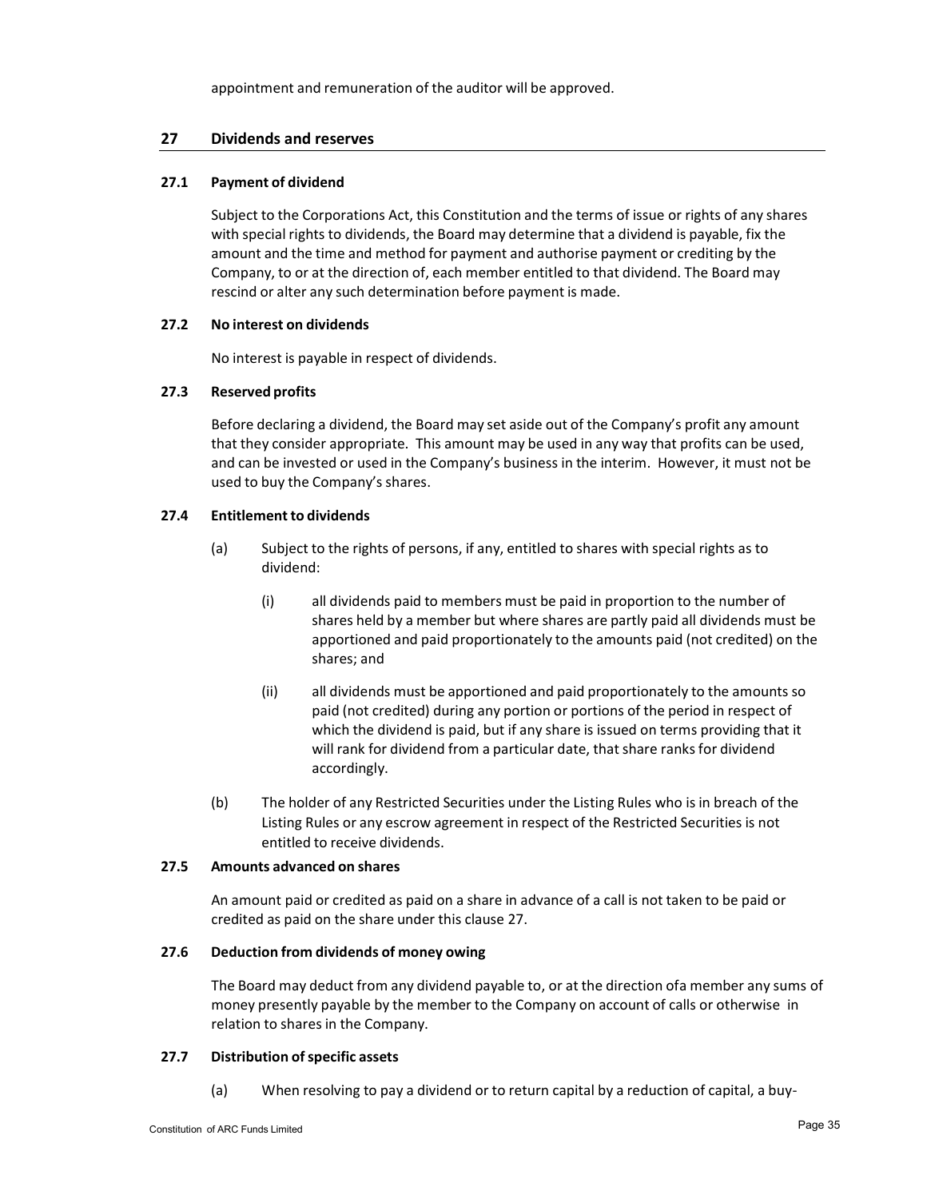appointment and remuneration of the auditor will be approved.

## 27 Dividends and reserves

### 27.1 Payment of dividend

Subject to the Corporations Act, this Constitution and the terms of issue or rights of any shares with special rights to dividends, the Board may determine that a dividend is payable, fix the amount and the time and method for payment and authorise payment or crediting by the Company, to or at the direction of, each member entitled to that dividend. The Board may rescind or alter any such determination before payment is made.

### 27.2 No interest on dividends

No interest is payable in respect of dividends.

### 27.3 Reserved profits

Before declaring a dividend, the Board may set aside out of the Company's profit any amount that they consider appropriate. This amount may be used in any way that profits can be used, and can be invested or used in the Company's business in the interim. However, it must not be used to buy the Company's shares.

### 27.4 Entitlement to dividends

(a) Subject to the rights of persons, if any, entitled to shares with special rights as to dividend:

(i) all dividends paid to members must be paid in proportion to the number of shares held by a member but where shares are partly paid all dividends must be apportioned and paid proportionately to the amounts paid (not credited) on the shares; and

(ii) all dividends must be apportioned and paid proportionately to the amounts so paid (not credited) during any portion or portions of the period in respect of which the dividend is paid, but if any share is issued on terms providing that it will rank for dividend from a particular date, that share ranks for dividend accordingly.

(b) The holder of any Restricted Securities under the Listing Rules who is in breach of the Listing Rules or any escrow agreement in respect of the Restricted Securities is not entitled to receive dividends.

### 27.5 Amounts advanced on shares

An amount paid or credited as paid on a share in advance of a call is not taken to be paid or credited as paid on the share under this clause 27.

### 27.6 Deduction from dividends of money owing

The Board may deduct from any dividend payable to, or at the direction ofa member any sums of money presently payable by the member to the Company on account of calls or otherwise in relation to shares in the Company.

### 27.7 Distribution of specific assets

(a) When resolving to pay a dividend or to return capital by a reduction of capital, a buy-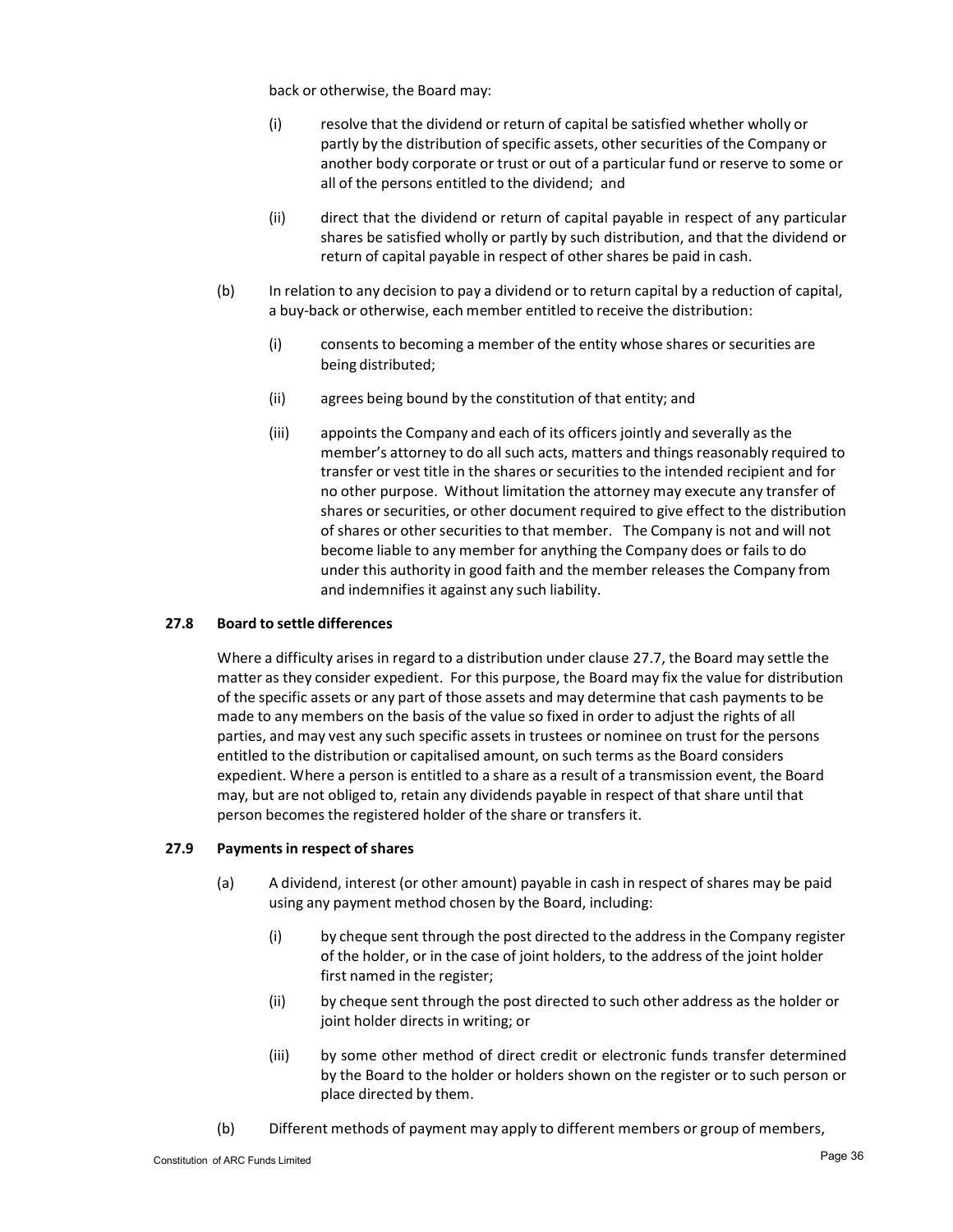back or otherwise, the Board may:

(i) resolve that the dividend or return of capital be satisfied whether wholly or partly by the distribution of specific assets, other securities of the Company or another body corporate or trust or out of a particular fund or reserve to some or all of the persons entitled to the dividend; and

(ii) direct that the dividend or return of capital payable in respect of any particular shares be satisfied wholly or partly by such distribution, and that the dividend or return of capital payable in respect of other shares be paid in cash.

(b) In relation to any decision to pay a dividend or to return capital by a reduction of capital, a buy-back or otherwise, each member entitled to receive the distribution:

(i) consents to becoming a member of the entity whose shares or securities are being distributed;

(ii) agrees being bound by the constitution of that entity; and

(iii) appoints the Company and each of its officers jointly and severally as the member's attorney to do all such acts, matters and things reasonably required to transfer or vest title in the shares or securities to the intended recipient and for no other purpose. Without limitation the attorney may execute any transfer of shares or securities, or other document required to give effect to the distribution of shares or other securities to that member. The Company is not and will not become liable to any member for anything the Company does or fails to do under this authority in good faith and the member releases the Company from and indemnifies it against any such liability.

**27.8 Board to settle differences**

Where a difficulty arises in regard to a distribution under clause 27.7, the Board may settle the matter as they consider expedient. For this purpose, the Board may fix the value for distribution of the specific assets or any part of those assets and may determine that cash payments to be made to any members on the basis of the value so fixed in order to adjust the rights of all parties, and may vest any such specific assets in trustees or nominee on trust for the persons entitled to the distribution or capitalised amount, on such terms as the Board considers expedient. Where a person is entitled to a share as a result of a transmission event, the Board may, but are not obliged to, retain any dividends payable in respect of that share until that person becomes the registered holder of the share or transfers it.

**27.9 Payments in respect of shares**

(a) A dividend, interest (or other amount) payable in cash in respect of shares may be paid using any payment method chosen by the Board, including:

(i) by cheque sent through the post directed to the address in the Company register of the holder, or in the case of joint holders, to the address of the joint holder first named in the register;

(ii) by cheque sent through the post directed to such other address as the holder or joint holder directs in writing; or

(iii) by some other method of direct credit or electronic funds transfer determined by the Board to the holder or holders shown on the register or to such person or place directed by them.

(b) Different methods of payment may apply to different members or group of members,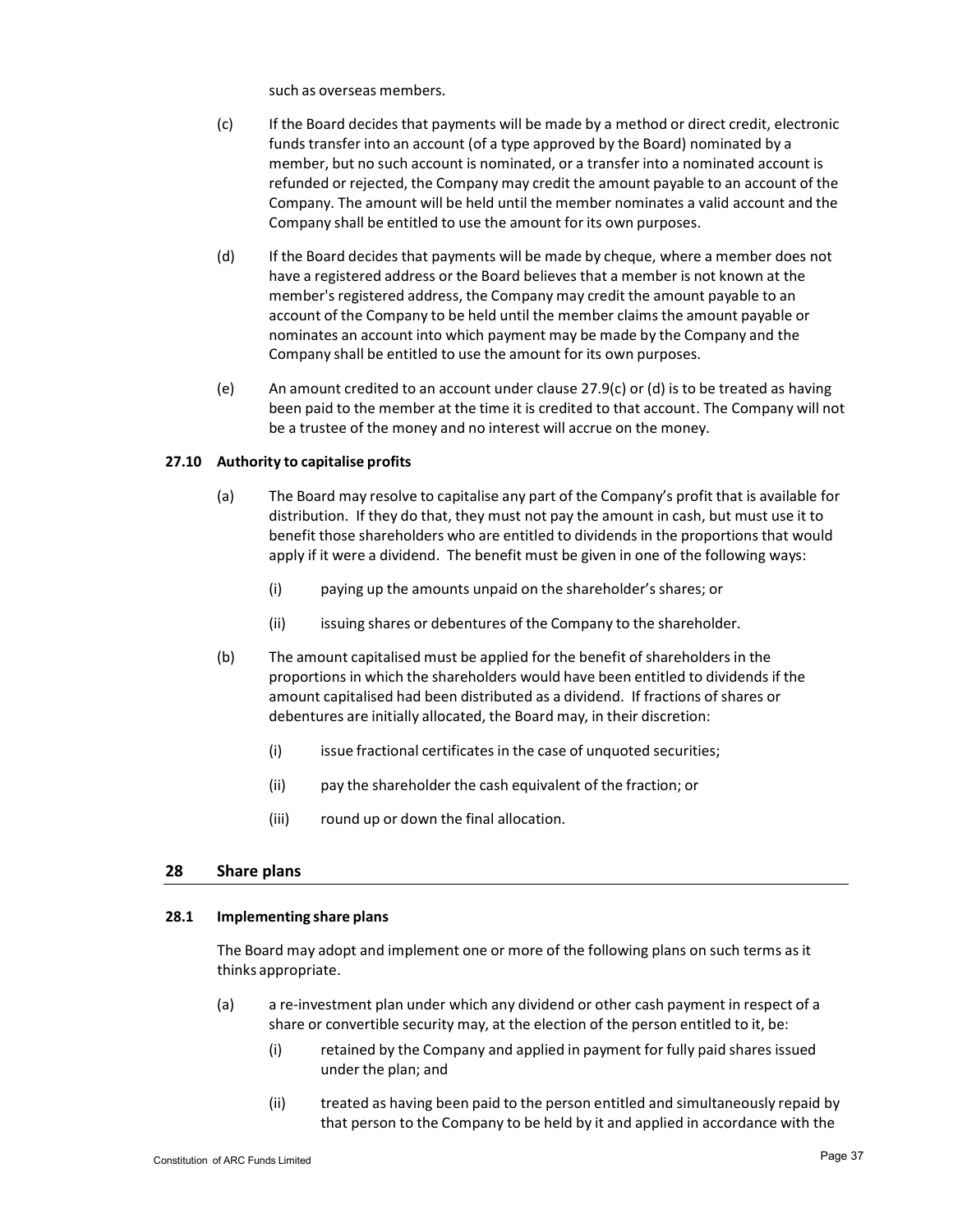such as overseas members.

(c) If the Board decides that payments will be made by a method or direct credit, electronic funds transfer into an account (of a type approved by the Board) nominated by a member, but no such account is nominated, or a transfer into a nominated account is refunded or rejected, the Company may credit the amount payable to an account of the Company. The amount will be held until the member nominates a valid account and the Company shall be entitled to use the amount for its own purposes.

(d) If the Board decides that payments will be made by cheque, where a member does not have a registered address or the Board believes that a member is not known at the member's registered address, the Company may credit the amount payable to an account of the Company to be held until the member claims the amount payable or nominates an account into which payment may be made by the Company and the Company shall be entitled to use the amount for its own purposes.

(e) An amount credited to an account under clause 27.9(c) or (d) is to be treated as having been paid to the member at the time it is credited to that account. The Company will not be a trustee of the money and no interest will accrue on the money.

### 27.10 Authority to capitalise profits

(a) The Board may resolve to capitalise any part of the Company's profit that is available for distribution. If they do that, they must not pay the amount in cash, but must use it to benefit those shareholders who are entitled to dividends in the proportions that would apply if it were a dividend. The benefit must be given in one of the following ways:

(i) paying up the amounts unpaid on the shareholder's shares; or

(ii) issuing shares or debentures of the Company to the shareholder.

(b) The amount capitalised must be applied for the benefit of shareholders in the proportions in which the shareholders would have been entitled to dividends if the amount capitalised had been distributed as a dividend. If fractions of shares or debentures are initially allocated, the Board may, in their discretion:

(i) issue fractional certificates in the case of unquoted securities;

(ii) pay the shareholder the cash equivalent of the fraction; or

(iii) round up or down the final allocation.

## 28 Share plans

### 28.1 Implementing share plans

The Board may adopt and implement one or more of the following plans on such terms as it thinks appropriate.

(a) a re-investment plan under which any dividend or other cash payment in respect of a share or convertible security may, at the election of the person entitled to it, be:

(i) retained by the Company and applied in payment for fully paid shares issued under the plan; and

(ii) treated as having been paid to the person entitled and simultaneously repaid by that person to the Company to be held by it and applied in accordance with the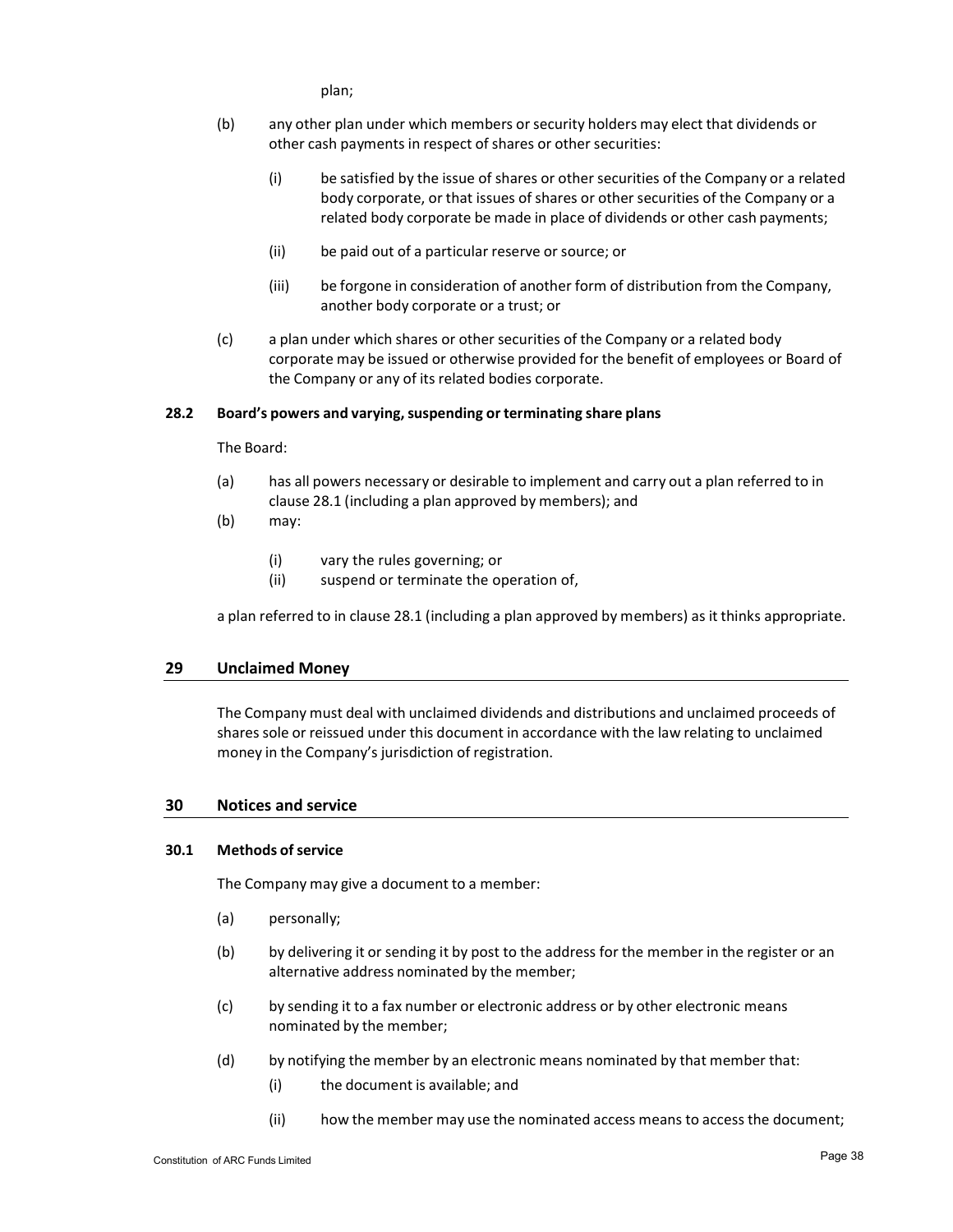plan;

(b) any other plan under which members or security holders may elect that dividends or other cash payments in respect of shares or other securities:

  (i) be satisfied by the issue of shares or other securities of the Company or a related body corporate, or that issues of shares or other securities of the Company or a related body corporate be made in place of dividends or other cash payments;

  (ii) be paid out of a particular reserve or source; or

  (iii) be forgone in consideration of another form of distribution from the Company, another body corporate or a trust; or

(c) a plan under which shares or other securities of the Company or a related body corporate may be issued or otherwise provided for the benefit of employees or Board of the Company or any of its related bodies corporate.

### 28.2 Board's powers and varying, suspending or terminating share plans

The Board:

(a) has all powers necessary or desirable to implement and carry out a plan referred to in clause 28.1 (including a plan approved by members); and

(b) may:

  (i) vary the rules governing; or

  (ii) suspend or terminate the operation of,

a plan referred to in clause 28.1 (including a plan approved by members) as it thinks appropriate.

## 29 Unclaimed Money

The Company must deal with unclaimed dividends and distributions and unclaimed proceeds of shares sole or reissued under this document in accordance with the law relating to unclaimed money in the Company's jurisdiction of registration.

## 30 Notices and service

### 30.1 Methods of service

The Company may give a document to a member:

(a) personally;

(b) by delivering it or sending it by post to the address for the member in the register or an alternative address nominated by the member;

(c) by sending it to a fax number or electronic address or by other electronic means nominated by the member;

(d) by notifying the member by an electronic means nominated by that member that:

  (i) the document is available; and

  (ii) how the member may use the nominated access means to access the document;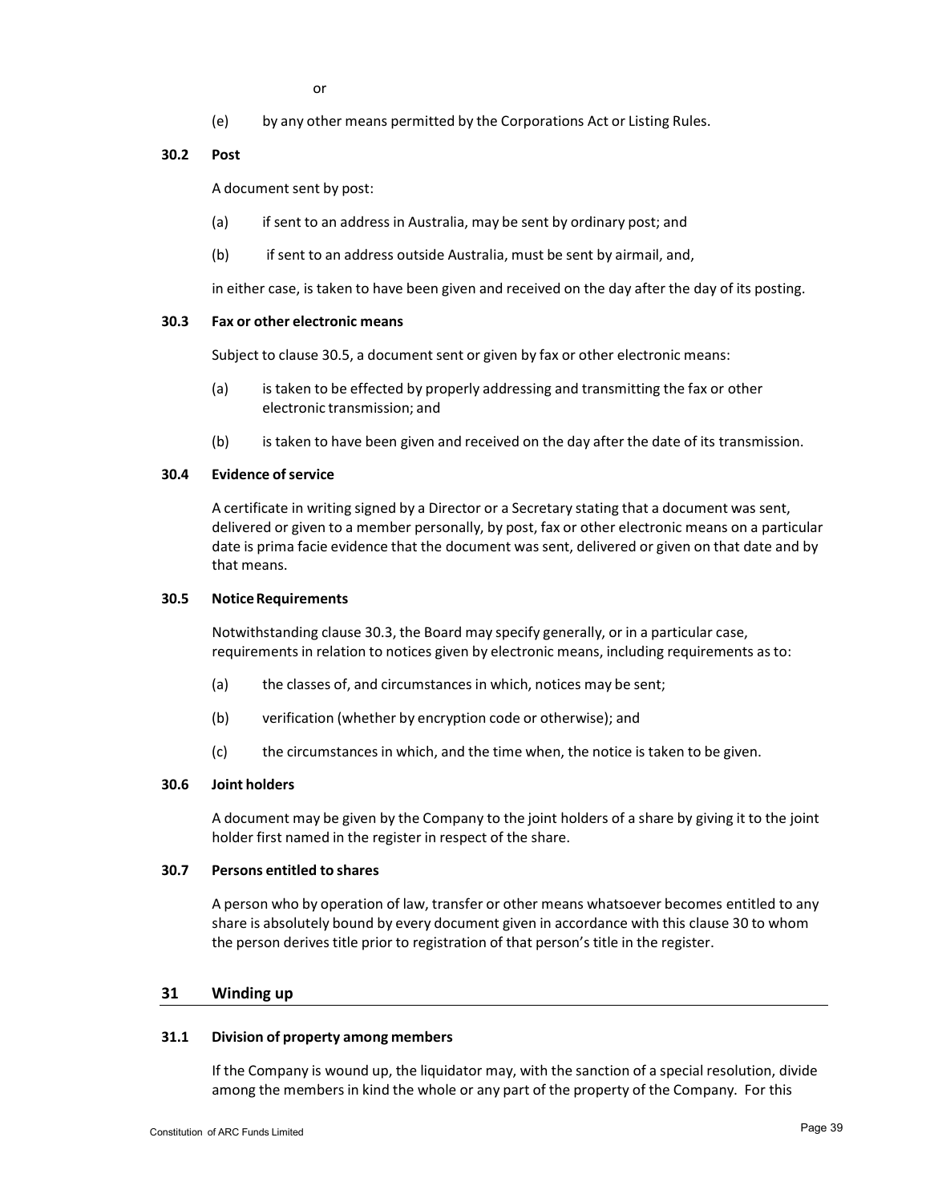or

(e) by any other means permitted by the Corporations Act or Listing Rules.

### 30.2 Post

A document sent by post:

(a) if sent to an address in Australia, may be sent by ordinary post; and

(b) if sent to an address outside Australia, must be sent by airmail, and,

in either case, is taken to have been given and received on the day after the day of its posting.

### 30.3 Fax or other electronic means

Subject to clause 30.5, a document sent or given by fax or other electronic means:

(a) is taken to be effected by properly addressing and transmitting the fax or other electronic transmission; and

(b) is taken to have been given and received on the day after the date of its transmission.

### 30.4 Evidence of service

A certificate in writing signed by a Director or a Secretary stating that a document was sent, delivered or given to a member personally, by post, fax or other electronic means on a particular date is prima facie evidence that the document was sent, delivered or given on that date and by that means.

### 30.5 Notice Requirements

Notwithstanding clause 30.3, the Board may specify generally, or in a particular case, requirements in relation to notices given by electronic means, including requirements as to:

(a) the classes of, and circumstances in which, notices may be sent;

(b) verification (whether by encryption code or otherwise); and

(c) the circumstances in which, and the time when, the notice is taken to be given.

### 30.6 Joint holders

A document may be given by the Company to the joint holders of a share by giving it to the joint holder first named in the register in respect of the share.

### 30.7 Persons entitled to shares

A person who by operation of law, transfer or other means whatsoever becomes entitled to any share is absolutely bound by every document given in accordance with this clause 30 to whom the person derives title prior to registration of that person's title in the register.

## 31 Winding up

### 31.1 Division of property among members

If the Company is wound up, the liquidator may, with the sanction of a special resolution, divide among the members in kind the whole or any part of the property of the Company. For this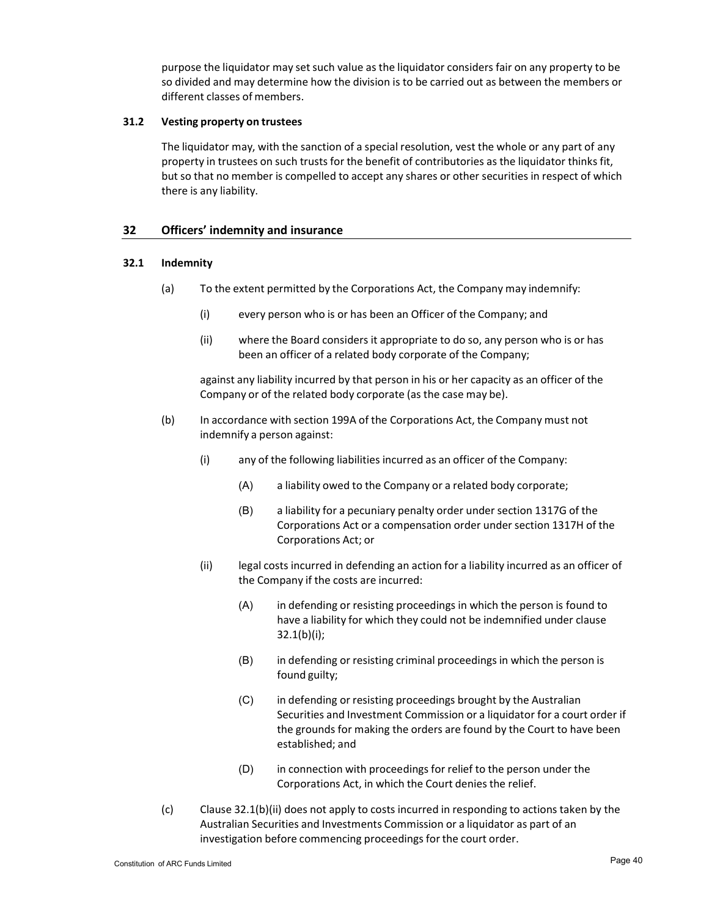purpose the liquidator may set such value as the liquidator considers fair on any property to be so divided and may determine how the division is to be carried out as between the members or different classes of members.

### 31.2 Vesting property on trustees

The liquidator may, with the sanction of a special resolution, vest the whole or any part of any property in trustees on such trusts for the benefit of contributories as the liquidator thinks fit, but so that no member is compelled to accept any shares or other securities in respect of which there is any liability.

## 32 Officers' indemnity and insurance

### 32.1 Indemnity

(a) To the extent permitted by the Corporations Act, the Company may indemnify:

  (i) every person who is or has been an Officer of the Company; and

  (ii) where the Board considers it appropriate to do so, any person who is or has been an officer of a related body corporate of the Company;

  against any liability incurred by that person in his or her capacity as an officer of the Company or of the related body corporate (as the case may be).

(b) In accordance with section 199A of the Corporations Act, the Company must not indemnify a person against:

  (i) any of the following liabilities incurred as an officer of the Company:

    (A) a liability owed to the Company or a related body corporate;

    (B) a liability for a pecuniary penalty order under section 1317G of the Corporations Act or a compensation order under section 1317H of the Corporations Act; or

  (ii) legal costs incurred in defending an action for a liability incurred as an officer of the Company if the costs are incurred:

    (A) in defending or resisting proceedings in which the person is found to have a liability for which they could not be indemnified under clause 32.1(b)(i);

    (B) in defending or resisting criminal proceedings in which the person is found guilty;

    (C) in defending or resisting proceedings brought by the Australian Securities and Investment Commission or a liquidator for a court order if the grounds for making the orders are found by the Court to have been established; and

    (D) in connection with proceedings for relief to the person under the Corporations Act, in which the Court denies the relief.

(c) Clause 32.1(b)(ii) does not apply to costs incurred in responding to actions taken by the Australian Securities and Investments Commission or a liquidator as part of an investigation before commencing proceedings for the court order.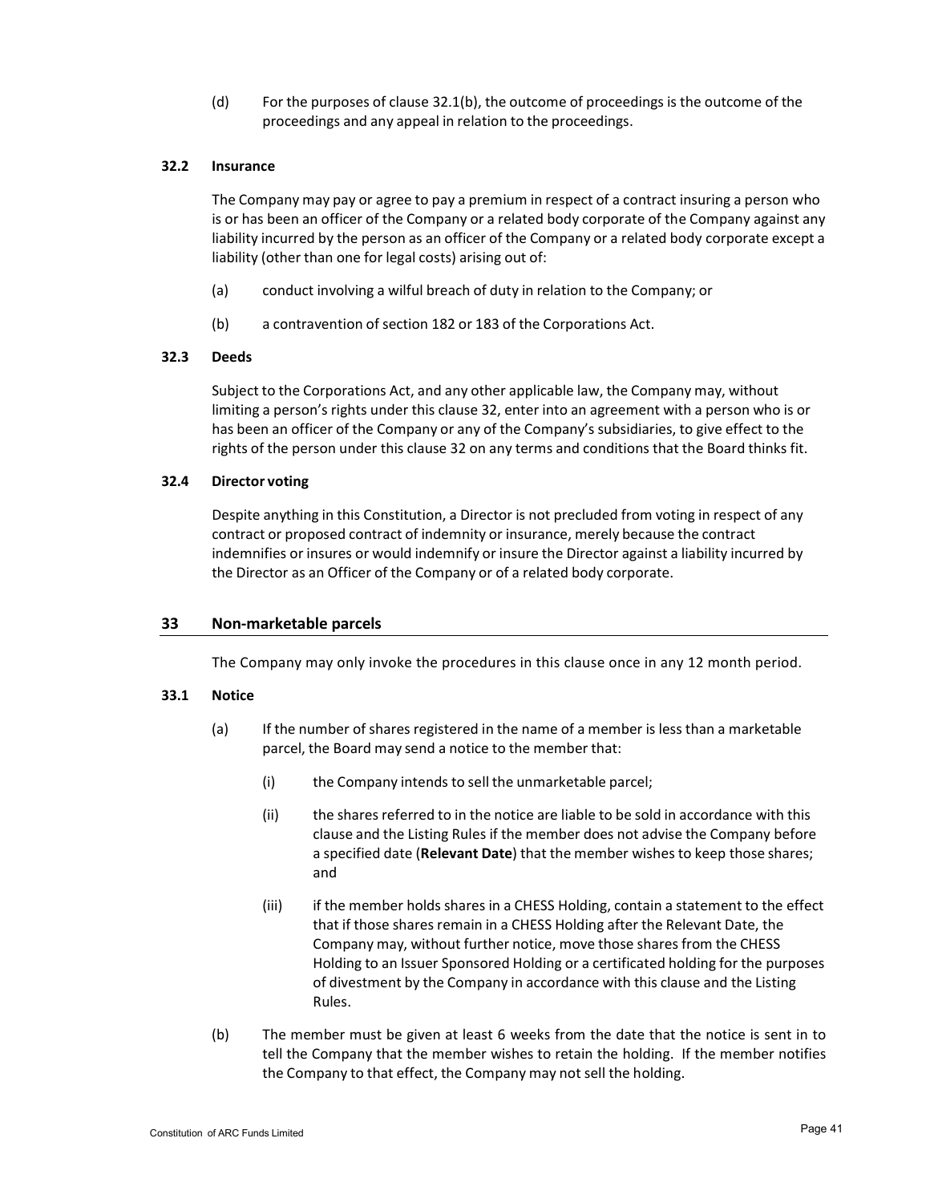(d) For the purposes of clause 32.1(b), the outcome of proceedings is the outcome of the proceedings and any appeal in relation to the proceedings.

### 32.2 Insurance

The Company may pay or agree to pay a premium in respect of a contract insuring a person who is or has been an officer of the Company or a related body corporate of the Company against any liability incurred by the person as an officer of the Company or a related body corporate except a liability (other than one for legal costs) arising out of:

(a) conduct involving a wilful breach of duty in relation to the Company; or

(b) a contravention of section 182 or 183 of the Corporations Act.

### 32.3 Deeds

Subject to the Corporations Act, and any other applicable law, the Company may, without limiting a person's rights under this clause 32, enter into an agreement with a person who is or has been an officer of the Company or any of the Company's subsidiaries, to give effect to the rights of the person under this clause 32 on any terms and conditions that the Board thinks fit.

### 32.4 Director voting

Despite anything in this Constitution, a Director is not precluded from voting in respect of any contract or proposed contract of indemnity or insurance, merely because the contract indemnifies or insures or would indemnify or insure the Director against a liability incurred by the Director as an Officer of the Company or of a related body corporate.

## 33 Non-marketable parcels

The Company may only invoke the procedures in this clause once in any 12 month period.

### 33.1 Notice

(a) If the number of shares registered in the name of a member is less than a marketable parcel, the Board may send a notice to the member that:

(i) the Company intends to sell the unmarketable parcel;

(ii) the shares referred to in the notice are liable to be sold in accordance with this clause and the Listing Rules if the member does not advise the Company before a specified date (**Relevant Date**) that the member wishes to keep those shares; and

(iii) if the member holds shares in a CHESS Holding, contain a statement to the effect that if those shares remain in a CHESS Holding after the Relevant Date, the Company may, without further notice, move those shares from the CHESS Holding to an Issuer Sponsored Holding or a certificated holding for the purposes of divestment by the Company in accordance with this clause and the Listing Rules.

(b) The member must be given at least 6 weeks from the date that the notice is sent in to tell the Company that the member wishes to retain the holding. If the member notifies the Company to that effect, the Company may not sell the holding.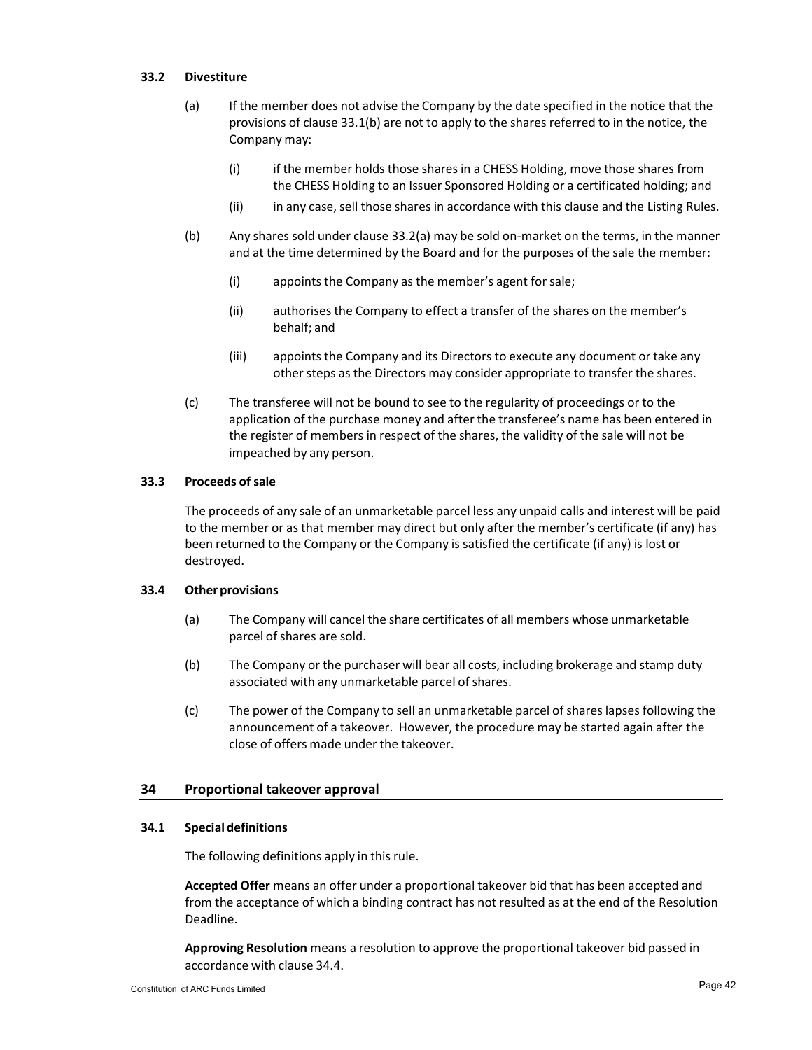### 33.2 Divestiture

(a) If the member does not advise the Company by the date specified in the notice that the provisions of clause 33.1(b) are not to apply to the shares referred to in the notice, the Company may:

(i) if the member holds those shares in a CHESS Holding, move those shares from the CHESS Holding to an Issuer Sponsored Holding or a certificated holding; and

(ii) in any case, sell those shares in accordance with this clause and the Listing Rules.

(b) Any shares sold under clause 33.2(a) may be sold on-market on the terms, in the manner and at the time determined by the Board and for the purposes of the sale the member:

(i) appoints the Company as the member's agent for sale;

(ii) authorises the Company to effect a transfer of the shares on the member's behalf; and

(iii) appoints the Company and its Directors to execute any document or take any other steps as the Directors may consider appropriate to transfer the shares.

(c) The transferee will not be bound to see to the regularity of proceedings or to the application of the purchase money and after the transferee's name has been entered in the register of members in respect of the shares, the validity of the sale will not be impeached by any person.

### 33.3 Proceeds of sale

The proceeds of any sale of an unmarketable parcel less any unpaid calls and interest will be paid to the member or as that member may direct but only after the member's certificate (if any) has been returned to the Company or the Company is satisfied the certificate (if any) is lost or destroyed.

### 33.4 Other provisions

(a) The Company will cancel the share certificates of all members whose unmarketable parcel of shares are sold.

(b) The Company or the purchaser will bear all costs, including brokerage and stamp duty associated with any unmarketable parcel of shares.

(c) The power of the Company to sell an unmarketable parcel of shares lapses following the announcement of a takeover. However, the procedure may be started again after the close of offers made under the takeover.

## 34 Proportional takeover approval

### 34.1 Special definitions

The following definitions apply in this rule.

**Accepted Offer** means an offer under a proportional takeover bid that has been accepted and from the acceptance of which a binding contract has not resulted as at the end of the Resolution Deadline.

**Approving Resolution** means a resolution to approve the proportional takeover bid passed in accordance with clause 34.4.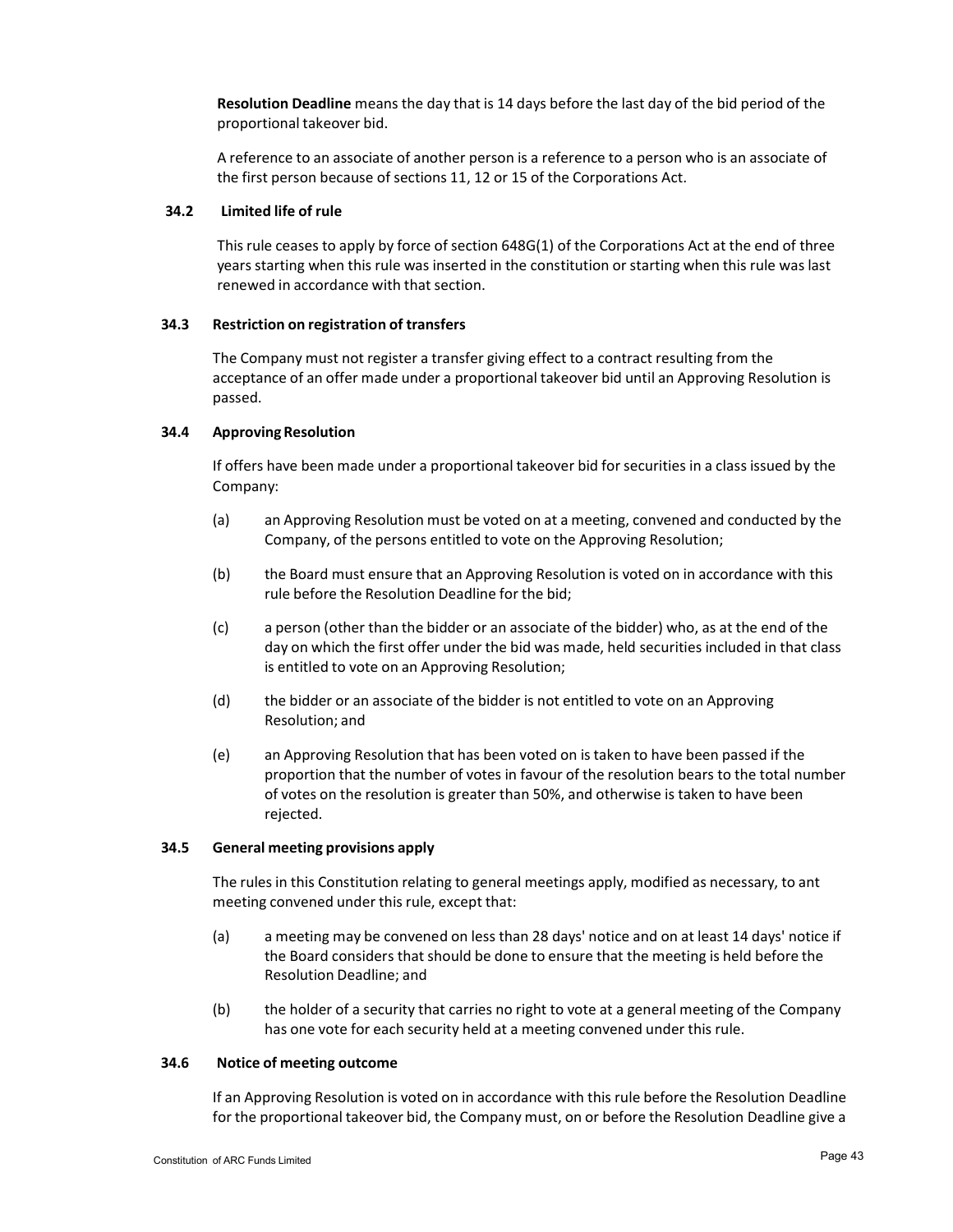**Resolution Deadline** means the day that is 14 days before the last day of the bid period of the proportional takeover bid.

A reference to an associate of another person is a reference to a person who is an associate of the first person because of sections 11, 12 or 15 of the Corporations Act.

### 34.2 Limited life of rule

This rule ceases to apply by force of section 648G(1) of the Corporations Act at the end of three years starting when this rule was inserted in the constitution or starting when this rule was last renewed in accordance with that section.

### 34.3 Restriction on registration of transfers

The Company must not register a transfer giving effect to a contract resulting from the acceptance of an offer made under a proportional takeover bid until an Approving Resolution is passed.

### 34.4 Approving Resolution

If offers have been made under a proportional takeover bid for securities in a class issued by the Company:

(a) an Approving Resolution must be voted on at a meeting, convened and conducted by the Company, of the persons entitled to vote on the Approving Resolution;

(b) the Board must ensure that an Approving Resolution is voted on in accordance with this rule before the Resolution Deadline for the bid;

(c) a person (other than the bidder or an associate of the bidder) who, as at the end of the day on which the first offer under the bid was made, held securities included in that class is entitled to vote on an Approving Resolution;

(d) the bidder or an associate of the bidder is not entitled to vote on an Approving Resolution; and

(e) an Approving Resolution that has been voted on is taken to have been passed if the proportion that the number of votes in favour of the resolution bears to the total number of votes on the resolution is greater than 50%, and otherwise is taken to have been rejected.

### 34.5 General meeting provisions apply

The rules in this Constitution relating to general meetings apply, modified as necessary, to ant meeting convened under this rule, except that:

(a) a meeting may be convened on less than 28 days' notice and on at least 14 days' notice if the Board considers that should be done to ensure that the meeting is held before the Resolution Deadline; and

(b) the holder of a security that carries no right to vote at a general meeting of the Company has one vote for each security held at a meeting convened under this rule.

### 34.6 Notice of meeting outcome

If an Approving Resolution is voted on in accordance with this rule before the Resolution Deadline for the proportional takeover bid, the Company must, on or before the Resolution Deadline give a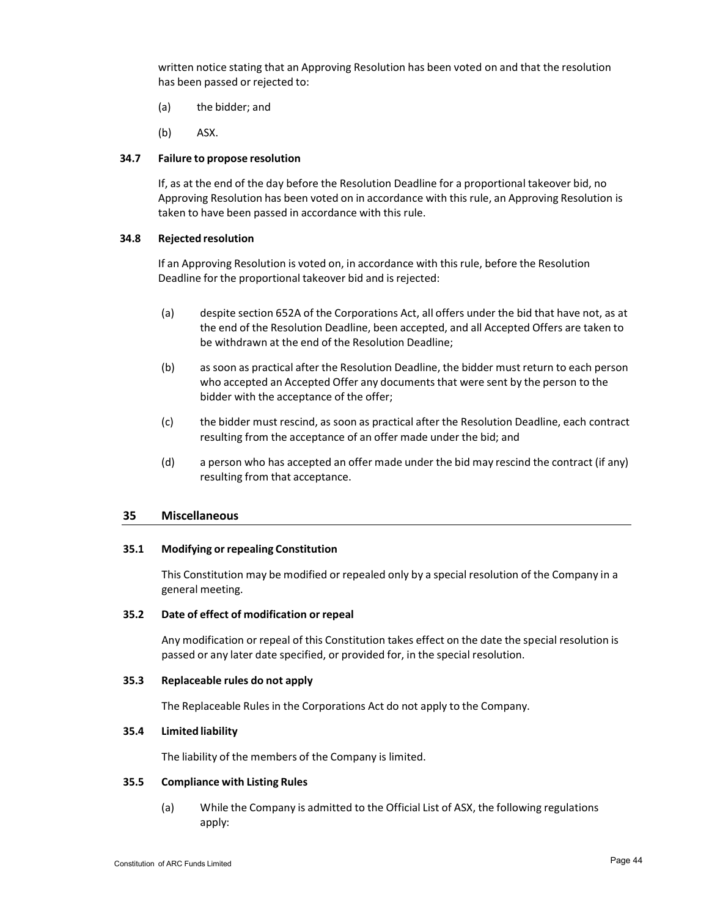written notice stating that an Approving Resolution has been voted on and that the resolution has been passed or rejected to:

(a) the bidder; and

(b) ASX.

**34.7 Failure to propose resolution**

If, as at the end of the day before the Resolution Deadline for a proportional takeover bid, no Approving Resolution has been voted on in accordance with this rule, an Approving Resolution is taken to have been passed in accordance with this rule.

**34.8 Rejected resolution**

If an Approving Resolution is voted on, in accordance with this rule, before the Resolution Deadline for the proportional takeover bid and is rejected:

(a) despite section 652A of the Corporations Act, all offers under the bid that have not, as at the end of the Resolution Deadline, been accepted, and all Accepted Offers are taken to be withdrawn at the end of the Resolution Deadline;

(b) as soon as practical after the Resolution Deadline, the bidder must return to each person who accepted an Accepted Offer any documents that were sent by the person to the bidder with the acceptance of the offer;

(c) the bidder must rescind, as soon as practical after the Resolution Deadline, each contract resulting from the acceptance of an offer made under the bid; and

(d) a person who has accepted an offer made under the bid may rescind the contract (if any) resulting from that acceptance.

## 35 Miscellaneous

**35.1 Modifying or repealing Constitution**

This Constitution may be modified or repealed only by a special resolution of the Company in a general meeting.

**35.2 Date of effect of modification or repeal**

Any modification or repeal of this Constitution takes effect on the date the special resolution is passed or any later date specified, or provided for, in the special resolution.

**35.3 Replaceable rules do not apply**

The Replaceable Rules in the Corporations Act do not apply to the Company.

**35.4 Limited liability**

The liability of the members of the Company is limited.

**35.5 Compliance with Listing Rules**

(a) While the Company is admitted to the Official List of ASX, the following regulations apply: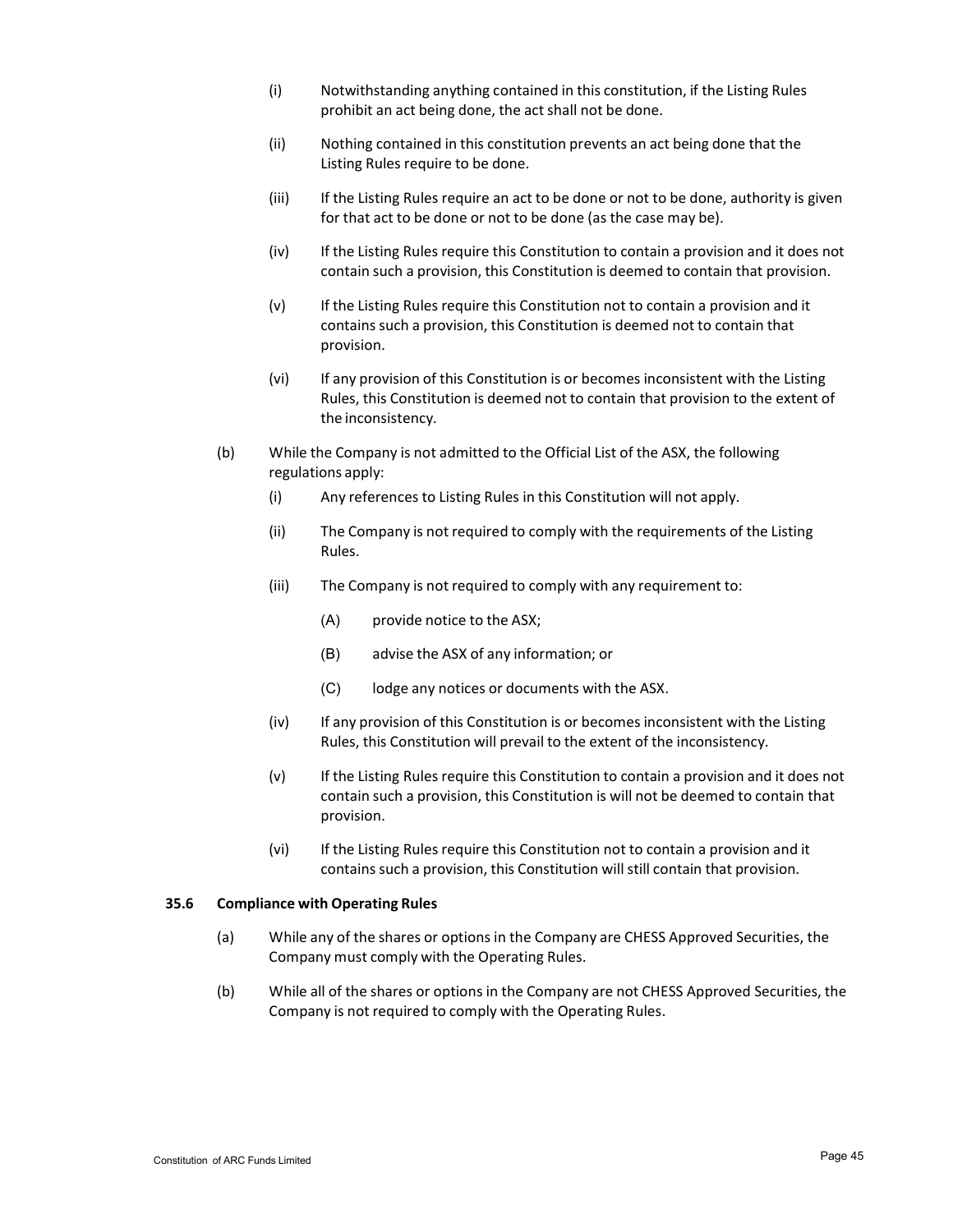(i) Notwithstanding anything contained in this constitution, if the Listing Rules prohibit an act being done, the act shall not be done.

(ii) Nothing contained in this constitution prevents an act being done that the Listing Rules require to be done.

(iii) If the Listing Rules require an act to be done or not to be done, authority is given for that act to be done or not to be done (as the case may be).

(iv) If the Listing Rules require this Constitution to contain a provision and it does not contain such a provision, this Constitution is deemed to contain that provision.

(v) If the Listing Rules require this Constitution not to contain a provision and it contains such a provision, this Constitution is deemed not to contain that provision.

(vi) If any provision of this Constitution is or becomes inconsistent with the Listing Rules, this Constitution is deemed not to contain that provision to the extent of the inconsistency.

(b) While the Company is not admitted to the Official List of the ASX, the following regulations apply:

(i) Any references to Listing Rules in this Constitution will not apply.

(ii) The Company is not required to comply with the requirements of the Listing Rules.

(iii) The Company is not required to comply with any requirement to:

(A) provide notice to the ASX;

(B) advise the ASX of any information; or

(C) lodge any notices or documents with the ASX.

(iv) If any provision of this Constitution is or becomes inconsistent with the Listing Rules, this Constitution will prevail to the extent of the inconsistency.

(v) If the Listing Rules require this Constitution to contain a provision and it does not contain such a provision, this Constitution is will not be deemed to contain that provision.

(vi) If the Listing Rules require this Constitution not to contain a provision and it contains such a provision, this Constitution will still contain that provision.

**35.6 Compliance with Operating Rules**

(a) While any of the shares or options in the Company are CHESS Approved Securities, the Company must comply with the Operating Rules.

(b) While all of the shares or options in the Company are not CHESS Approved Securities, the Company is not required to comply with the Operating Rules.